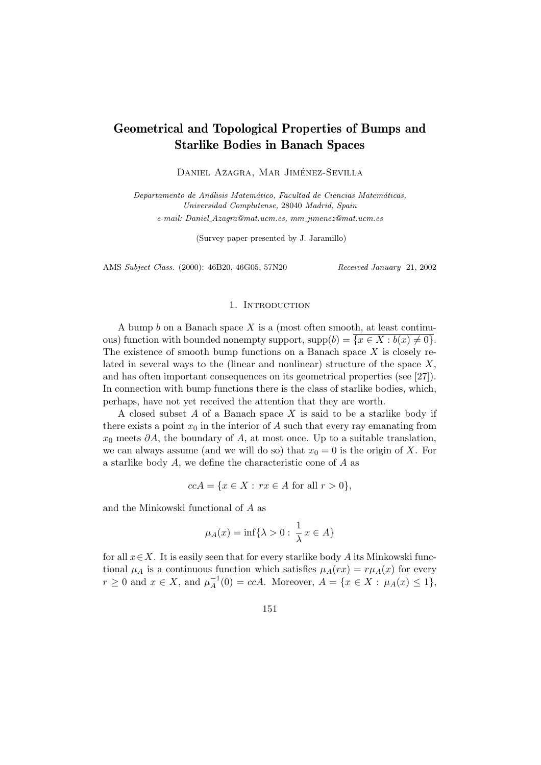# Geometrical and Topological Properties of Bumps and Starlike Bodies in Banach Spaces

Daniel Azagra, Mar Jiménez-Sevilla

*Departamento de Análisis Matemático, Facultad de Ciencias Matemáticas, Universidad Complutense,* 28040 *Madrid, Spain*
*e-mail: Daniel_Azagra@mat.ucm.es, mm_jimenez@mat.ucm.es*

(Survey paper presented by J. Jaramillo)

AMS *Subject Class.* (2000): 46B20, 46G05, 57N20 *Received January* 21, 2002

## 1. Introduction

A bump $b$ on a Banach space $X$ is a (most often smooth, at least continuous) function with bounded nonempty support, $\text{supp}(b) = \overline{\{x \in X : b(x) \neq 0\}}$. The existence of smooth bump functions on a Banach space $X$ is closely related in several ways to the (linear and nonlinear) structure of the space $X$, and has often important consequences on its geometrical properties (see [27]). In connection with bump functions there is the class of starlike bodies, which, perhaps, have not yet received the attention that they are worth.

A closed subset $A$ of a Banach space $X$ is said to be a starlike body if there exists a point $x_0$ in the interior of $A$ such that every ray emanating from $x_0$ meets $\partial A$, the boundary of $A$, at most once. Up to a suitable translation, we can always assume (and we will do so) that $x_0 = 0$ is the origin of $X$. For a starlike body $A$, we define the characteristic cone of $A$ as

$$ccA = \{x \in X : rx \in A \text{ for all } r > 0\},$$

and the Minkowski functional of $A$ as

$$\mu_A(x) = \inf\{\lambda > 0 : \frac{1}{\lambda} x \in A\}$$

for all $x \in X$. It is easily seen that for every starlike body $A$ its Minkowski functional $\mu_A$ is a continuous function which satisfies $\mu_A(rx) = r\mu_A(x)$ for every $r \geq 0$ and $x \in X$, and $\mu_A^{-1}(0) = ccA$. Moreover, $A = \{x \in X : \mu_A(x) \leq 1\}$,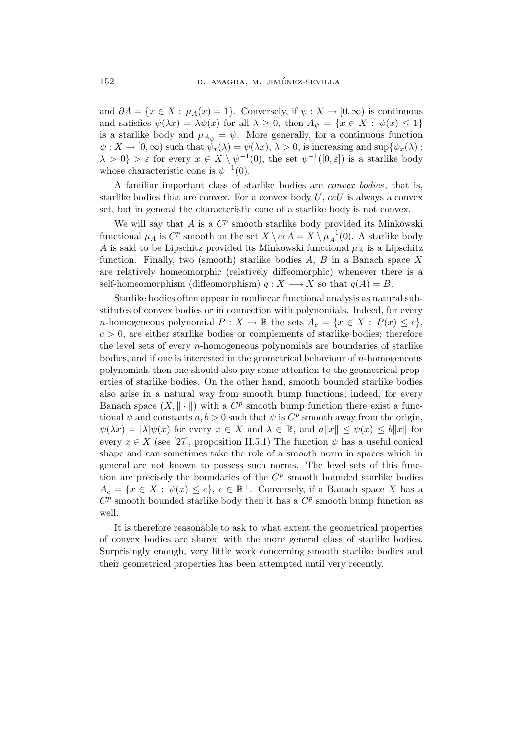and $\partial A = \{x \in X : \mu_A(x) = 1\}$. Conversely, if $\psi : X \to [0, \infty)$ is continuous and satisfies $\psi(\lambda x) = \lambda \psi(x)$ for all $\lambda \geq 0$, then $A_\psi = \{x \in X : \psi(x) \leq 1\}$ is a starlike body and $\mu_{A_\psi} = \psi$. More generally, for a continuous function $\psi : X \to [0, \infty)$ such that $\psi_x(\lambda) = \psi(\lambda x)$, $\lambda > 0$, is increasing and $\sup\{\psi_x(\lambda) : \lambda > 0\} > \varepsilon$ for every $x \in X \setminus \psi^{-1}(0)$, the set $\psi^{-1}([0, \varepsilon])$ is a starlike body whose characteristic cone is $\psi^{-1}(0)$.

A familiar important class of starlike bodies are *convex bodies*, that is, starlike bodies that are convex. For a convex body $U$, $ccU$ is always a convex set, but in general the characteristic cone of a starlike body is not convex.

We will say that $A$ is a $C^p$ smooth starlike body provided its Minkowski functional $\mu_A$ is $C^p$ smooth on the set $X \setminus ccA = X \setminus \mu_A^{-1}(0)$. A starlike body $A$ is said to be Lipschitz provided its Minkowski functional $\mu_A$ is a Lipschitz function. Finally, two (smooth) starlike bodies $A$, $B$ in a Banach space $X$ are relatively homeomorphic (relatively diffeomorphic) whenever there is a self-homeomorphism (diffeomorphism) $g : X \longrightarrow X$ so that $g(A) = B$.

Starlike bodies often appear in nonlinear functional analysis as natural substitutes of convex bodies or in connection with polynomials. Indeed, for every $n$-homogeneous polynomial $P : X \to \mathbb{R}$ the sets $A_c = \{x \in X : P(x) \leq c\}$, $c > 0$, are either starlike bodies or complements of starlike bodies; therefore the level sets of every $n$-homogeneous polynomials are boundaries of starlike bodies, and if one is interested in the geometrical behaviour of $n$-homogeneous polynomials then one should also pay some attention to the geometrical properties of starlike bodies. On the other hand, smooth bounded starlike bodies also arise in a natural way from smooth bump functions; indeed, for every Banach space $(X, \|\cdot\|)$ with a $C^p$ smooth bump function there exist a functional $\psi$ and constants $a, b > 0$ such that $\psi$ is $C^p$ smooth away from the origin, $\psi(\lambda x) = |\lambda| \psi(x)$ for every $x \in X$ and $\lambda \in \mathbb{R}$, and $a\|x\| \leq \psi(x) \leq b\|x\|$ for every $x \in X$ (see [27], proposition II.5.1) The function $\psi$ has a useful conical shape and can sometimes take the role of a smooth norm in spaces which in general are not known to possess such norms. The level sets of this function are precisely the boundaries of the $C^p$ smooth bounded starlike bodies $A_c = \{x \in X : \psi(x) \leq c\}$, $c \in \mathbb{R}^+$. Conversely, if a Banach space $X$ has a $C^p$ smooth bounded starlike body then it has a $C^p$ smooth bump function as well.

It is therefore reasonable to ask to what extent the geometrical properties of convex bodies are shared with the more general class of starlike bodies. Surprisingly enough, very little work concerning smooth starlike bodies and their geometrical properties has been attempted until very recently.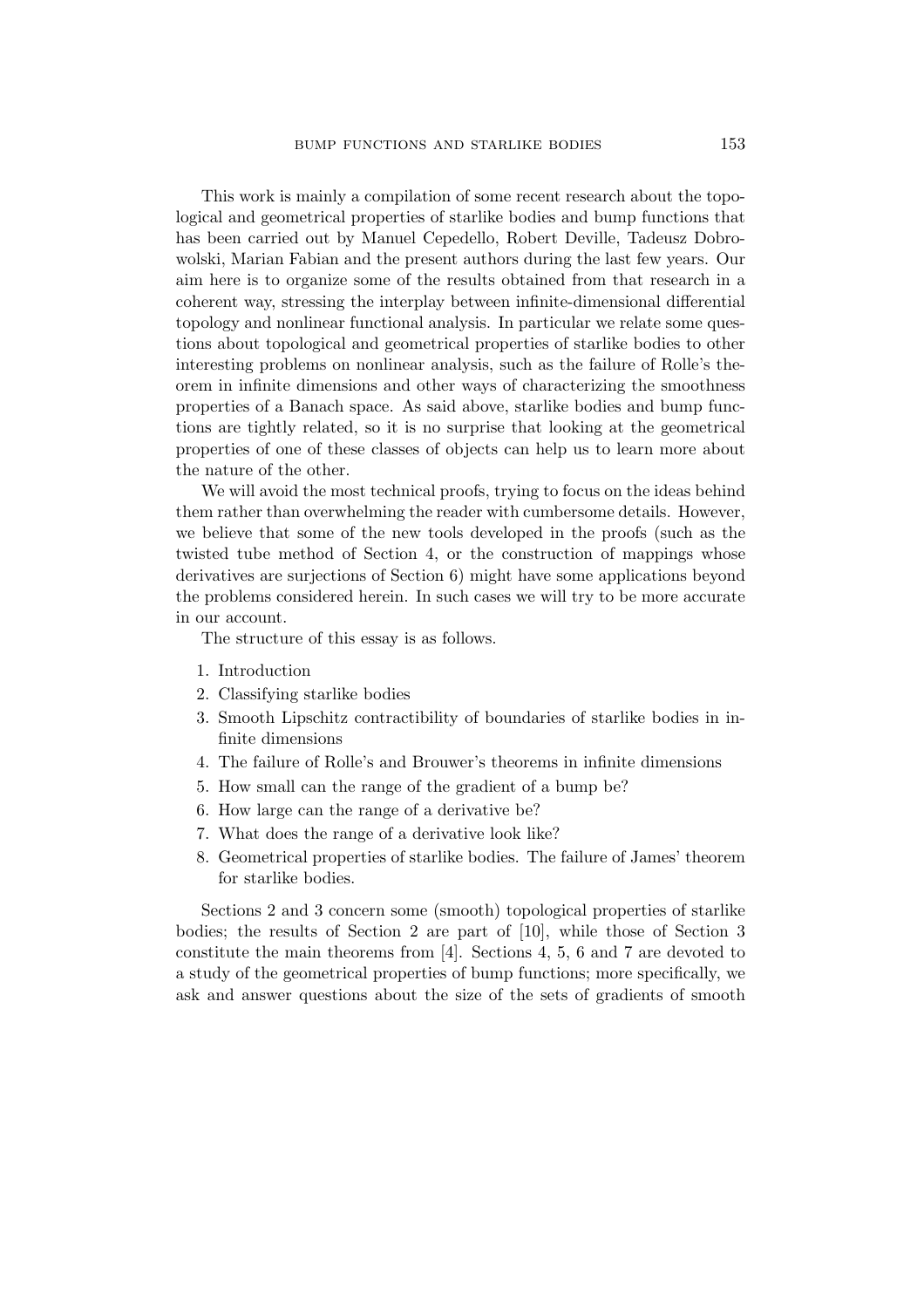This work is mainly a compilation of some recent research about the topological and geometrical properties of starlike bodies and bump functions that has been carried out by Manuel Cepedello, Robert Deville, Tadeusz Dobrowolski, Marian Fabian and the present authors during the last few years. Our aim here is to organize some of the results obtained from that research in a coherent way, stressing the interplay between infinite-dimensional differential topology and nonlinear functional analysis. In particular we relate some questions about topological and geometrical properties of starlike bodies to other interesting problems on nonlinear analysis, such as the failure of Rolle's theorem in infinite dimensions and other ways of characterizing the smoothness properties of a Banach space. As said above, starlike bodies and bump functions are tightly related, so it is no surprise that looking at the geometrical properties of one of these classes of objects can help us to learn more about the nature of the other.

We will avoid the most technical proofs, trying to focus on the ideas behind them rather than overwhelming the reader with cumbersome details. However, we believe that some of the new tools developed in the proofs (such as the twisted tube method of Section 4, or the construction of mappings whose derivatives are surjections of Section 6) might have some applications beyond the problems considered herein. In such cases we will try to be more accurate in our account.

The structure of this essay is as follows.

1. Introduction
2. Classifying starlike bodies
3. Smooth Lipschitz contractibility of boundaries of starlike bodies in infinite dimensions
4. The failure of Rolle's and Brouwer's theorems in infinite dimensions
5. How small can the range of the gradient of a bump be?
6. How large can the range of a derivative be?
7. What does the range of a derivative look like?
8. Geometrical properties of starlike bodies. The failure of James' theorem for starlike bodies.

Sections 2 and 3 concern some (smooth) topological properties of starlike bodies; the results of Section 2 are part of [10], while those of Section 3 constitute the main theorems from [4]. Sections 4, 5, 6 and 7 are devoted to a study of the geometrical properties of bump functions; more specifically, we ask and answer questions about the size of the sets of gradients of smooth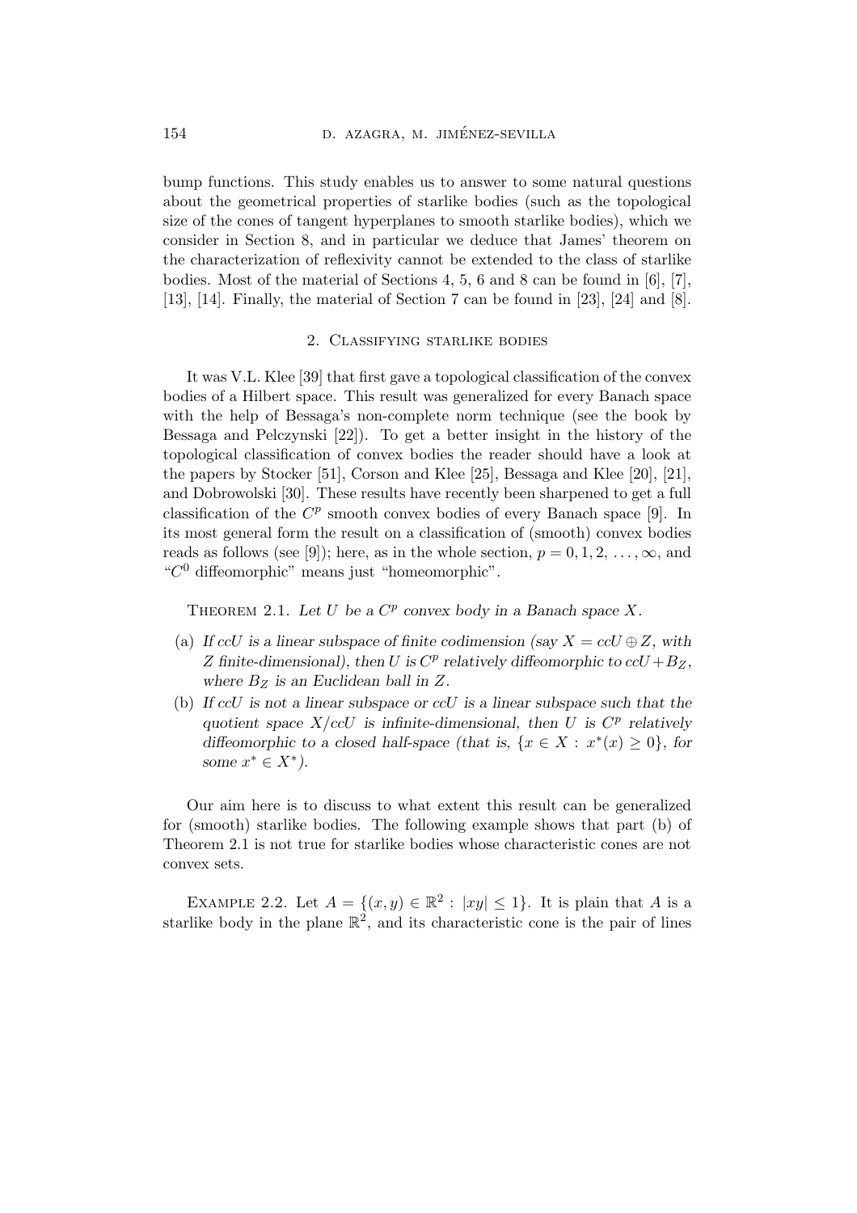bump functions. This study enables us to answer to some natural questions about the geometrical properties of starlike bodies (such as the topological size of the cones of tangent hyperplanes to smooth starlike bodies), which we consider in Section 8, and in particular we deduce that James' theorem on the characterization of reflexivity cannot be extended to the class of starlike bodies. Most of the material of Sections 4, 5, 6 and 8 can be found in [6], [7], [13], [14]. Finally, the material of Section 7 can be found in [23], [24] and [8].

## 2. Classifying starlike bodies

It was V.L. Klee [39] that first gave a topological classification of the convex bodies of a Hilbert space. This result was generalized for every Banach space with the help of Bessaga's non-complete norm technique (see the book by Bessaga and Pelczynski [22]). To get a better insight in the history of the topological classification of convex bodies the reader should have a look at the papers by Stocker [51], Corson and Klee [25], Bessaga and Klee [20], [21], and Dobrowolski [30]. These results have recently been sharpened to get a full classification of the $C^p$ smooth convex bodies of every Banach space [9]. In its most general form the result on a classification of (smooth) convex bodies reads as follows (see [9]); here, as in the whole section, $p = 0, 1, 2, \ldots, \infty$, and "$C^0$ diffeomorphic" means just "homeomorphic".

Theorem 2.1. *Let $U$ be a $C^p$ convex body in a Banach space $X$.*

- (a) *If $ccU$ is a linear subspace of finite codimension (say $X = ccU \oplus Z$, with $Z$ finite-dimensional), then $U$ is $C^p$ relatively diffeomorphic to $ccU + B_Z$, where $B_Z$ is an Euclidean ball in $Z$.*
- (b) *If $ccU$ is not a linear subspace or $ccU$ is a linear subspace such that the quotient space $X/ccU$ is infinite-dimensional, then $U$ is $C^p$ relatively diffeomorphic to a closed half-space (that is, $\{x \in X : x^*(x) \geq 0\}$, for some $x^* \in X^*$).*

Our aim here is to discuss to what extent this result can be generalized for (smooth) starlike bodies. The following example shows that part (b) of Theorem 2.1 is not true for starlike bodies whose characteristic cones are not convex sets.

Example 2.2. Let $A = \{(x, y) \in \mathbb{R}^2 : |xy| \leq 1\}$. It is plain that $A$ is a starlike body in the plane $\mathbb{R}^2$, and its characteristic cone is the pair of lines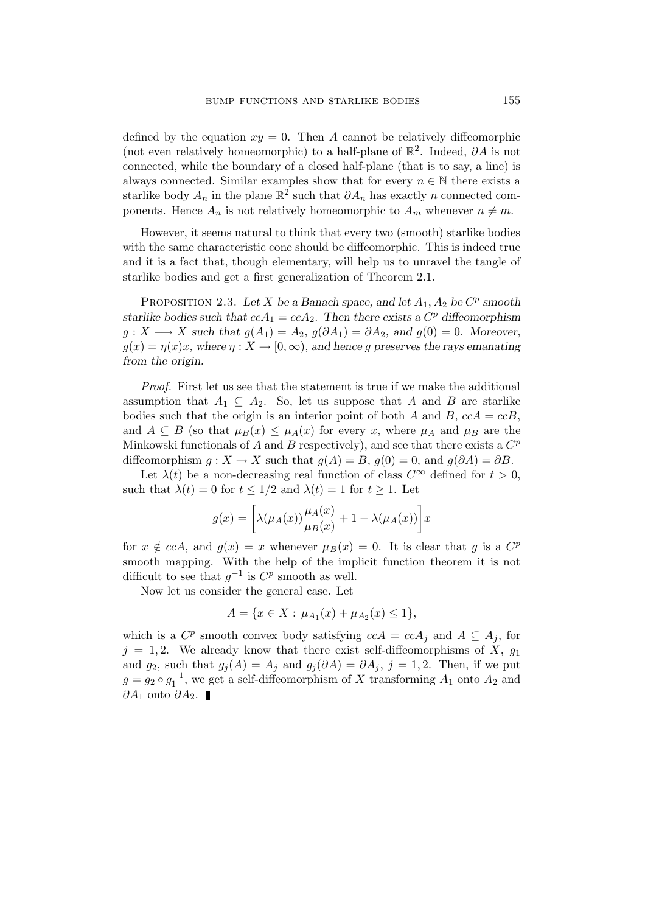defined by the equation $xy = 0$. Then $A$ cannot be relatively diffeomorphic (not even relatively homeomorphic) to a half-plane of $\mathbb{R}^2$. Indeed, $\partial A$ is not connected, while the boundary of a closed half-plane (that is to say, a line) is always connected. Similar examples show that for every $n \in \mathbb{N}$ there exists a starlike body $A_n$ in the plane $\mathbb{R}^2$ such that $\partial A_n$ has exactly $n$ connected components. Hence $A_n$ is not relatively homeomorphic to $A_m$ whenever $n \neq m$.

However, it seems natural to think that every two (smooth) starlike bodies with the same characteristic cone should be diffeomorphic. This is indeed true and it is a fact that, though elementary, will help us to unravel the tangle of starlike bodies and get a first generalization of Theorem 2.1.

Proposition 2.3. *Let $X$ be a Banach space, and let $A_1, A_2$ be $C^p$ smooth starlike bodies such that $ccA_1 = ccA_2$. Then there exists a $C^p$ diffeomorphism $g : X \longrightarrow X$ such that $g(A_1) = A_2$, $g(\partial A_1) = \partial A_2$, and $g(0) = 0$. Moreover, $g(x) = \eta(x)x$, where $\eta : X \to [0, \infty)$, and hence $g$ preserves the rays emanating from the origin.*

*Proof.* First let us see that the statement is true if we make the additional assumption that $A_1 \subseteq A_2$. So, let us suppose that $A$ and $B$ are starlike bodies such that the origin is an interior point of both $A$ and $B$, $ccA = ccB$, and $A \subseteq B$ (so that $\mu_B(x) \le \mu_A(x)$ for every $x$, where $\mu_A$ and $\mu_B$ are the Minkowski functionals of $A$ and $B$ respectively), and see that there exists a $C^p$ diffeomorphism $g : X \to X$ such that $g(A) = B$, $g(0) = 0$, and $g(\partial A) = \partial B$.

Let $\lambda(t)$ be a non-decreasing real function of class $C^\infty$ defined for $t > 0$, such that $\lambda(t) = 0$ for $t \le 1/2$ and $\lambda(t) = 1$ for $t \ge 1$. Let

$$g(x) = \left[\lambda(\mu_A(x))\frac{\mu_A(x)}{\mu_B(x)} + 1 - \lambda(\mu_A(x))\right]x$$

for $x \notin ccA$, and $g(x) = x$ whenever $\mu_B(x) = 0$. It is clear that $g$ is a $C^p$ smooth mapping. With the help of the implicit function theorem it is not difficult to see that $g^{-1}$ is $C^p$ smooth as well.

Now let us consider the general case. Let

$$A = \{x \in X : \mu_{A_1}(x) + \mu_{A_2}(x) \le 1\},$$

which is a $C^p$ smooth convex body satisfying $ccA = ccA_j$ and $A \subseteq A_j$, for $j = 1, 2$. We already know that there exist self-diffeomorphisms of $X$, $g_1$ and $g_2$, such that $g_j(A) = A_j$ and $g_j(\partial A) = \partial A_j$, $j = 1, 2$. Then, if we put $g = g_2 \circ g_1^{-1}$, we get a self-diffeomorphism of $X$ transforming $A_1$ onto $A_2$ and $\partial A_1$ onto $\partial A_2$. ∎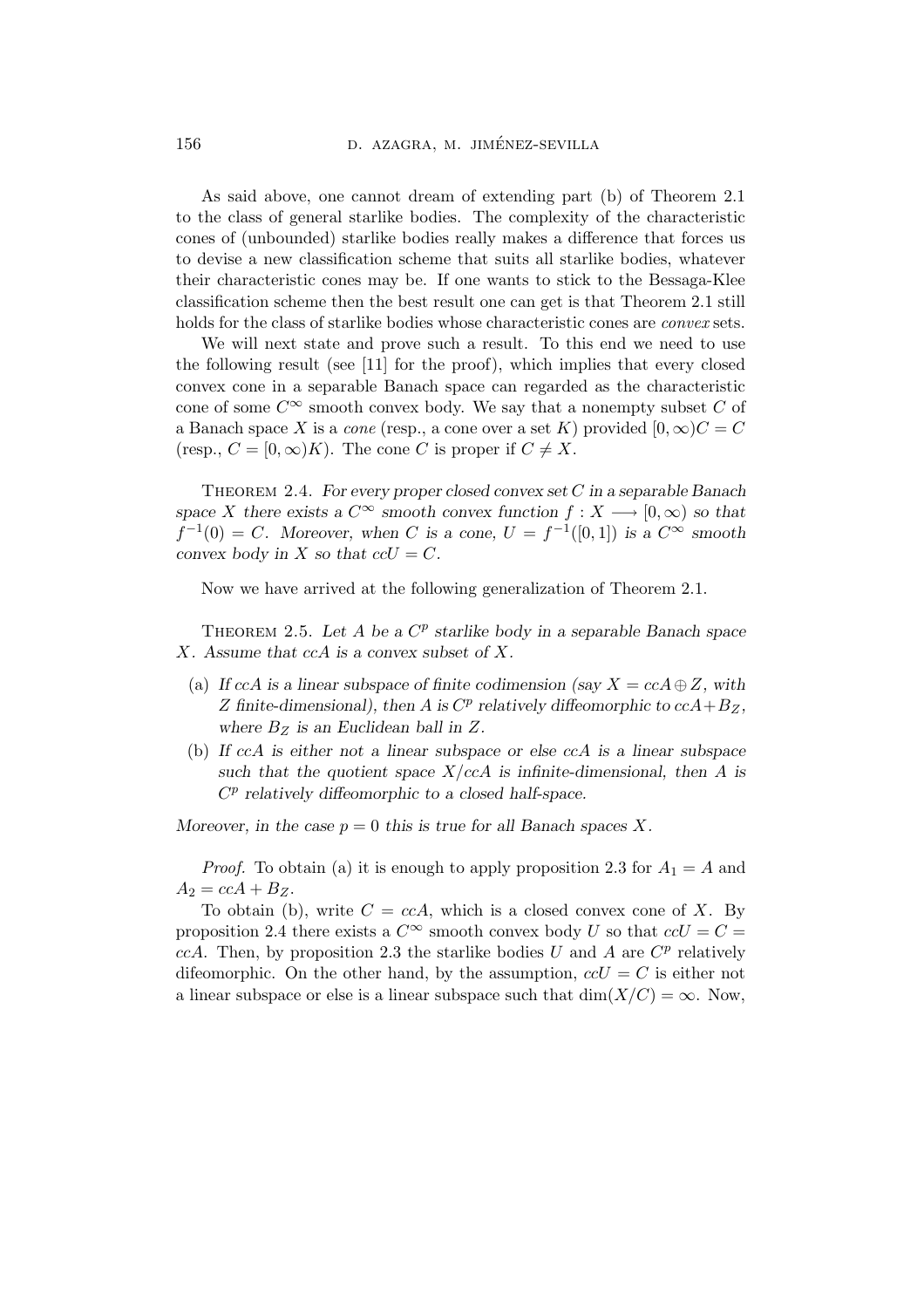As said above, one cannot dream of extending part (b) of Theorem 2.1 to the class of general starlike bodies. The complexity of the characteristic cones of (unbounded) starlike bodies really makes a difference that forces us to devise a new classification scheme that suits all starlike bodies, whatever their characteristic cones may be. If one wants to stick to the Bessaga-Klee classification scheme then the best result one can get is that Theorem 2.1 still holds for the class of starlike bodies whose characteristic cones are *convex* sets.

We will next state and prove such a result. To this end we need to use the following result (see [11] for the proof), which implies that every closed convex cone in a separable Banach space can regarded as the characteristic cone of some $C^\infty$ smooth convex body. We say that a nonempty subset $C$ of a Banach space $X$ is a *cone* (resp., a cone over a set $K$) provided $[0,\infty)C = C$ (resp., $C = [0,\infty)K$). The cone $C$ is proper if $C \neq X$.

Theorem 2.4. *For every proper closed convex set $C$ in a separable Banach space $X$ there exists a $C^\infty$ smooth convex function $f : X \longrightarrow [0,\infty)$ so that $f^{-1}(0) = C$. Moreover, when $C$ is a cone, $U = f^{-1}([0,1])$ is a $C^\infty$ smooth convex body in $X$ so that $ccU = C$.*

Now we have arrived at the following generalization of Theorem 2.1.

Theorem 2.5. *Let $A$ be a $C^p$ starlike body in a separable Banach space $X$. Assume that $ccA$ is a convex subset of $X$.*

(a) *If $ccA$ is a linear subspace of finite codimension (say $X = ccA \oplus Z$, with $Z$ finite-dimensional), then $A$ is $C^p$ relatively diffeomorphic to $ccA + B_Z$, where $B_Z$ is an Euclidean ball in $Z$.*

(b) *If $ccA$ is either not a linear subspace or else $ccA$ is a linear subspace such that the quotient space $X/ccA$ is infinite-dimensional, then $A$ is $C^p$ relatively diffeomorphic to a closed half-space.*

*Moreover, in the case $p = 0$ this is true for all Banach spaces $X$.*

*Proof.* To obtain (a) it is enough to apply proposition 2.3 for $A_1 = A$ and $A_2 = ccA + B_Z$.

To obtain (b), write $C = ccA$, which is a closed convex cone of $X$. By proposition 2.4 there exists a $C^\infty$ smooth convex body $U$ so that $ccU = C = ccA$. Then, by proposition 2.3 the starlike bodies $U$ and $A$ are $C^p$ relatively difeomorphic. On the other hand, by the assumption, $ccU = C$ is either not a linear subspace or else is a linear subspace such that $\dim(X/C) = \infty$. Now,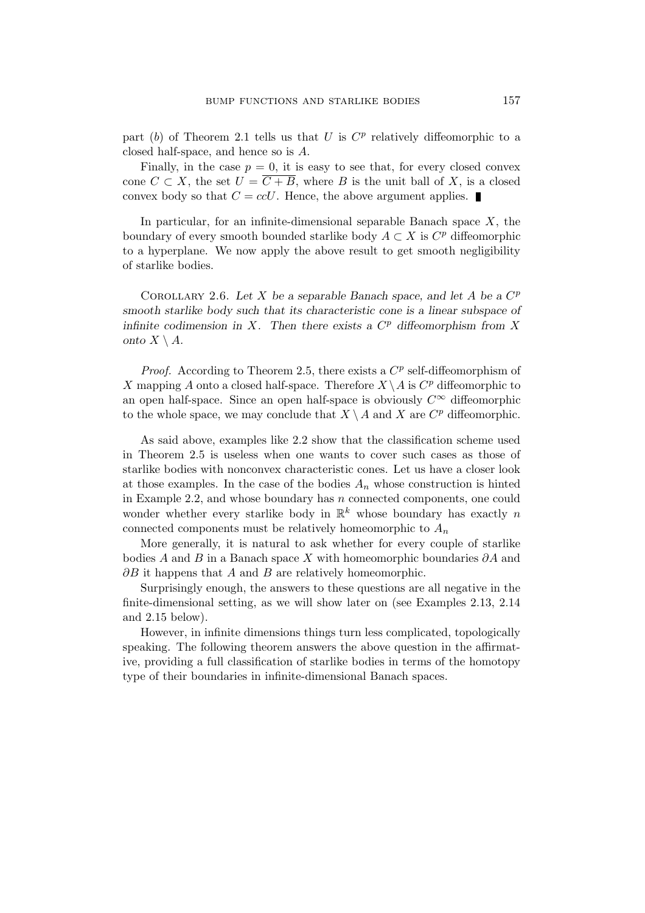part $(b)$ of Theorem 2.1 tells us that $U$ is $C^p$ relatively diffeomorphic to a closed half-space, and hence so is $A$.

Finally, in the case $p = 0$, it is easy to see that, for every closed convex cone $C \subset X$, the set $U = \overline{C + B}$, where $B$ is the unit ball of $X$, is a closed convex body so that $C = ccU$. Hence, the above argument applies. ∎

In particular, for an infinite-dimensional separable Banach space $X$, the boundary of every smooth bounded starlike body $A \subset X$ is $C^p$ diffeomorphic to a hyperplane. We now apply the above result to get smooth negligibility of starlike bodies.

Corollary 2.6. *Let $X$ be a separable Banach space, and let $A$ be a $C^p$ smooth starlike body such that its characteristic cone is a linear subspace of infinite codimension in $X$. Then there exists a $C^p$ diffeomorphism from $X$ onto $X \setminus A$.*

*Proof.* According to Theorem 2.5, there exists a $C^p$ self-diffeomorphism of $X$ mapping $A$ onto a closed half-space. Therefore $X \setminus A$ is $C^p$ diffeomorphic to an open half-space. Since an open half-space is obviously $C^\infty$ diffeomorphic to the whole space, we may conclude that $X \setminus A$ and $X$ are $C^p$ diffeomorphic.

As said above, examples like 2.2 show that the classification scheme used in Theorem 2.5 is useless when one wants to cover such cases as those of starlike bodies with nonconvex characteristic cones. Let us have a closer look at those examples. In the case of the bodies $A_n$ whose construction is hinted in Example 2.2, and whose boundary has $n$ connected components, one could wonder whether every starlike body in $\mathbb{R}^k$ whose boundary has exactly $n$ connected components must be relatively homeomorphic to $A_n$

More generally, it is natural to ask whether for every couple of starlike bodies $A$ and $B$ in a Banach space $X$ with homeomorphic boundaries $\partial A$ and $\partial B$ it happens that $A$ and $B$ are relatively homeomorphic.

Surprisingly enough, the answers to these questions are all negative in the finite-dimensional setting, as we will show later on (see Examples 2.13, 2.14 and 2.15 below).

However, in infinite dimensions things turn less complicated, topologically speaking. The following theorem answers the above question in the affirmative, providing a full classification of starlike bodies in terms of the homotopy type of their boundaries in infinite-dimensional Banach spaces.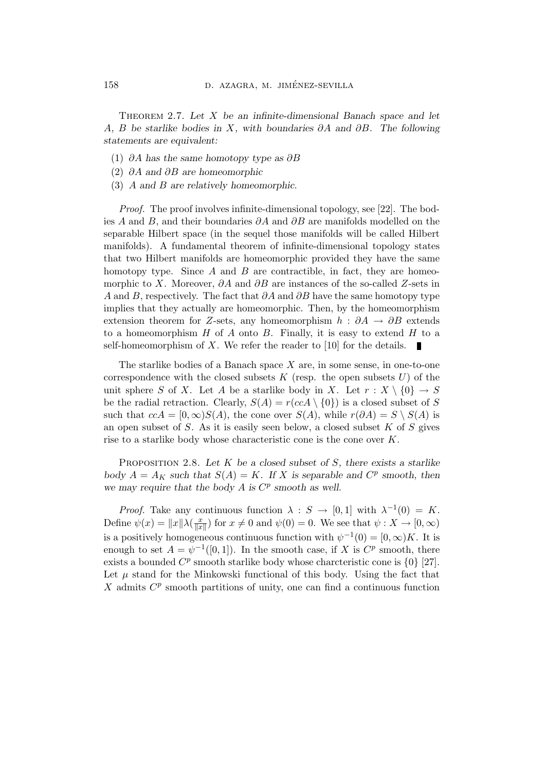**Theorem 2.7.** *Let $X$ be an infinite-dimensional Banach space and let $A$, $B$ be starlike bodies in $X$, with boundaries $\partial A$ and $\partial B$. The following statements are equivalent:*

1. *$\partial A$ has the same homotopy type as $\partial B$*
2. *$\partial A$ and $\partial B$ are homeomorphic*
3. *$A$ and $B$ are relatively homeomorphic.*

*Proof.* The proof involves infinite-dimensional topology, see [22]. The bodies $A$ and $B$, and their boundaries $\partial A$ and $\partial B$ are manifolds modelled on the separable Hilbert space (in the sequel those manifolds will be called Hilbert manifolds). A fundamental theorem of infinite-dimensional topology states that two Hilbert manifolds are homeomorphic provided they have the same homotopy type. Since $A$ and $B$ are contractible, in fact, they are homeomorphic to $X$. Moreover, $\partial A$ and $\partial B$ are instances of the so-called $Z$-sets in $A$ and $B$, respectively. The fact that $\partial A$ and $\partial B$ have the same homotopy type implies that they actually are homeomorphic. Then, by the homeomorphism extension theorem for $Z$-sets, any homeomorphism $h : \partial A \to \partial B$ extends to a homeomorphism $H$ of $A$ onto $B$. Finally, it is easy to extend $H$ to a self-homeomorphism of $X$. We refer the reader to [10] for the details. ∎

The starlike bodies of a Banach space $X$ are, in some sense, in one-to-one correspondence with the closed subsets $K$ (resp. the open subsets $U$) of the unit sphere $S$ of $X$. Let $A$ be a starlike body in $X$. Let $r : X \setminus \{0\} \to S$ be the radial retraction. Clearly, $S(A) = r(ccA \setminus \{0\})$ is a closed subset of $S$ such that $ccA = [0, \infty)S(A)$, the cone over $S(A)$, while $r(\partial A) = S \setminus S(A)$ is an open subset of $S$. As it is easily seen below, a closed subset $K$ of $S$ gives rise to a starlike body whose characteristic cone is the cone over $K$.

**Proposition 2.8.** *Let $K$ be a closed subset of $S$, there exists a starlike body $A = A_K$ such that $S(A) = K$. If $X$ is separable and $C^p$ smooth, then we may require that the body $A$ is $C^p$ smooth as well.*

*Proof.* Take any continuous function $\lambda : S \to [0, 1]$ with $\lambda^{-1}(0) = K$. Define $\psi(x) = \|x\|\lambda(\frac{x}{\|x\|})$ for $x \neq 0$ and $\psi(0) = 0$. We see that $\psi : X \to [0, \infty)$ is a positively homogeneous continuous function with $\psi^{-1}(0) = [0, \infty)K$. It is enough to set $A = \psi^{-1}([0, 1])$. In the smooth case, if $X$ is $C^p$ smooth, there exists a bounded $C^p$ smooth starlike body whose charcteristic cone is $\{0\}$ [27]. Let $\mu$ stand for the Minkowski functional of this body. Using the fact that $X$ admits $C^p$ smooth partitions of unity, one can find a continuous function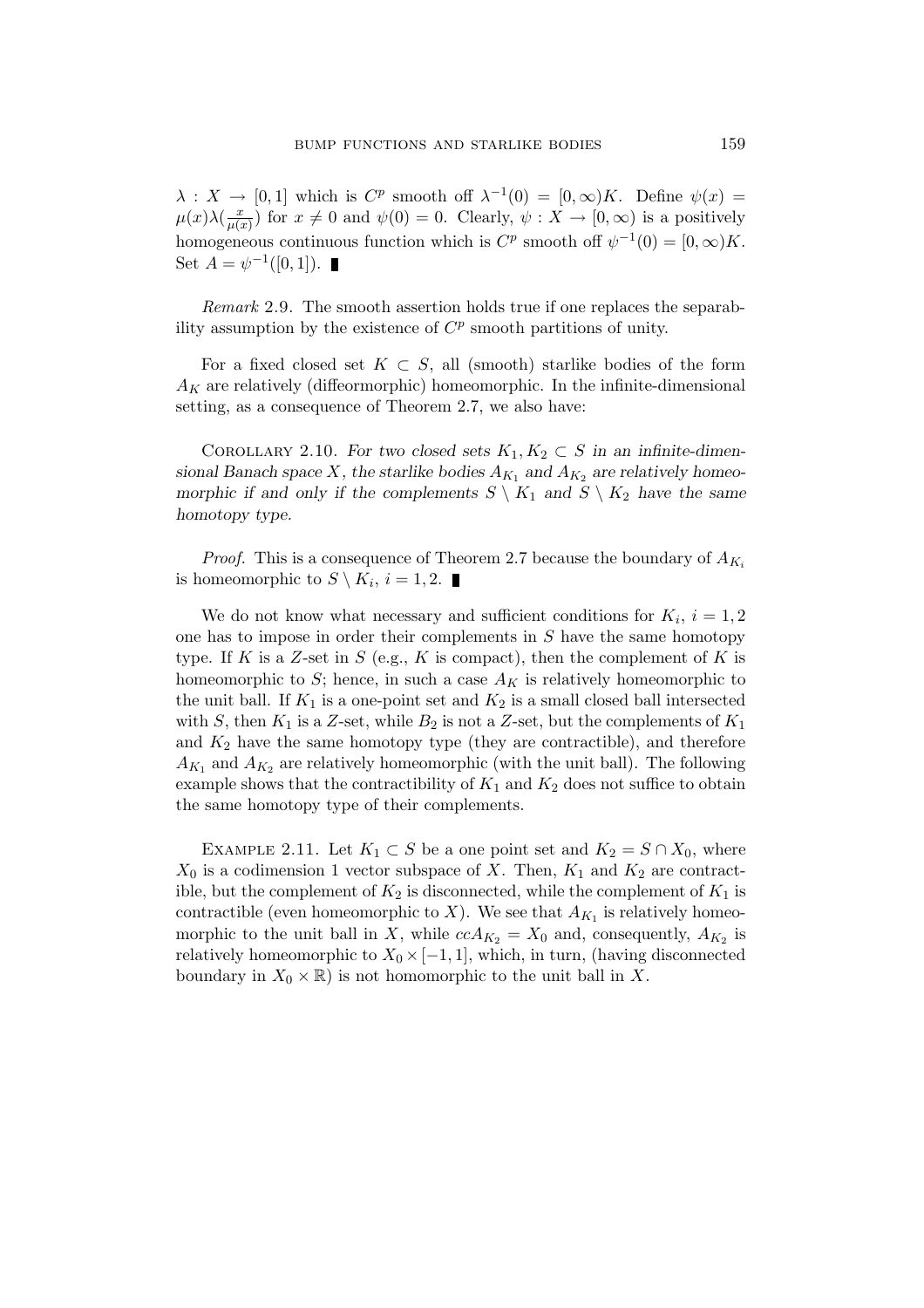$\lambda : X \to [0,1]$ which is $C^p$ smooth off $\lambda^{-1}(0) = [0,\infty)K$. Define $\psi(x) = \mu(x)\lambda(\frac{x}{\mu(x)})$ for $x \neq 0$ and $\psi(0) = 0$. Clearly, $\psi : X \to [0,\infty)$ is a positively homogeneous continuous function which is $C^p$ smooth off $\psi^{-1}(0) = [0,\infty)K$. Set $A = \psi^{-1}([0,1])$. ∎

*Remark* 2.9. The smooth assertion holds true if one replaces the separability assumption by the existence of $C^p$ smooth partitions of unity.

For a fixed closed set $K \subset S$, all (smooth) starlike bodies of the form $A_K$ are relatively (diffeormorphic) homeomorphic. In the infinite-dimensional setting, as a consequence of Theorem 2.7, we also have:

Corollary 2.10. *For two closed sets $K_1, K_2 \subset S$ in an infinite-dimensional Banach space $X$, the starlike bodies $A_{K_1}$ and $A_{K_2}$ are relatively homeomorphic if and only if the complements $S \setminus K_1$ and $S \setminus K_2$ have the same homotopy type.*

*Proof.* This is a consequence of Theorem 2.7 because the boundary of $A_{K_i}$ is homeomorphic to $S \setminus K_i$, $i = 1, 2$. ∎

We do not know what necessary and sufficient conditions for $K_i$, $i = 1, 2$ one has to impose in order their complements in $S$ have the same homotopy type. If $K$ is a $Z$-set in $S$ (e.g., $K$ is compact), then the complement of $K$ is homeomorphic to $S$; hence, in such a case $A_K$ is relatively homeomorphic to the unit ball. If $K_1$ is a one-point set and $K_2$ is a small closed ball intersected with $S$, then $K_1$ is a $Z$-set, while $B_2$ is not a $Z$-set, but the complements of $K_1$ and $K_2$ have the same homotopy type (they are contractible), and therefore $A_{K_1}$ and $A_{K_2}$ are relatively homeomorphic (with the unit ball). The following example shows that the contractibility of $K_1$ and $K_2$ does not suffice to obtain the same homotopy type of their complements.

Example 2.11. Let $K_1 \subset S$ be a one point set and $K_2 = S \cap X_0$, where $X_0$ is a codimension 1 vector subspace of $X$. Then, $K_1$ and $K_2$ are contractible, but the complement of $K_2$ is disconnected, while the complement of $K_1$ is contractible (even homeomorphic to $X$). We see that $A_{K_1}$ is relatively homeomorphic to the unit ball in $X$, while $ccA_{K_2} = X_0$ and, consequently, $A_{K_2}$ is relatively homeomorphic to $X_0 \times [-1, 1]$, which, in turn, (having disconnected boundary in $X_0 \times \mathbb{R}$) is not homomorphic to the unit ball in $X$.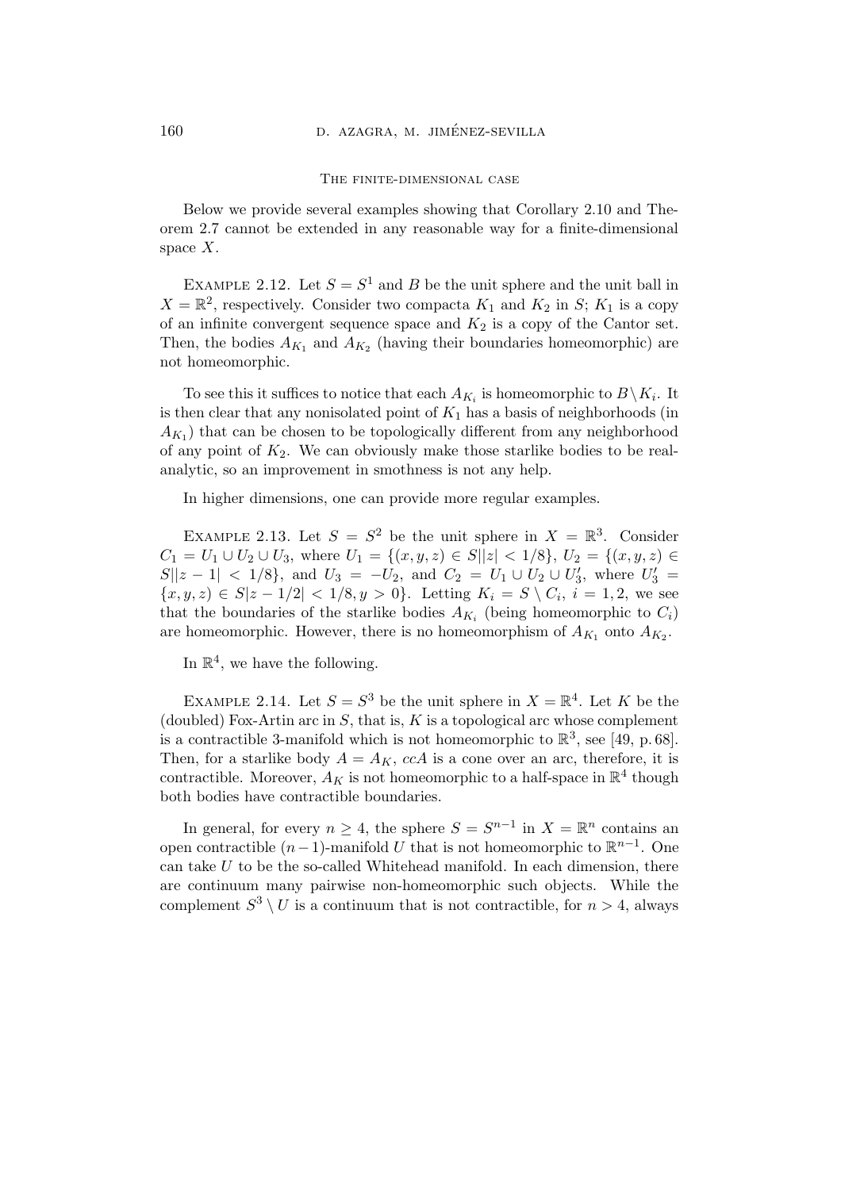### The finite-dimensional case

Below we provide several examples showing that Corollary 2.10 and Theorem 2.7 cannot be extended in any reasonable way for a finite-dimensional space $X$.

Example 2.12. Let $S = S^1$ and $B$ be the unit sphere and the unit ball in $X = \mathbb{R}^2$, respectively. Consider two compacta $K_1$ and $K_2$ in $S$; $K_1$ is a copy of an infinite convergent sequence space and $K_2$ is a copy of the Cantor set. Then, the bodies $A_{K_1}$ and $A_{K_2}$ (having their boundaries homeomorphic) are not homeomorphic.

To see this it suffices to notice that each $A_{K_i}$ is homeomorphic to $B\setminus K_i$. It is then clear that any nonisolated point of $K_1$ has a basis of neighborhoods (in $A_{K_1}$) that can be chosen to be topologically different from any neighborhood of any point of $K_2$. We can obviously make those starlike bodies to be real-analytic, so an improvement in smothness is not any help.

In higher dimensions, one can provide more regular examples.

Example 2.13. Let $S = S^2$ be the unit sphere in $X = \mathbb{R}^3$. Consider $C_1 = U_1 \cup U_2 \cup U_3$, where $U_1 = \{(x, y, z) \in S| |z| < 1/8\}$, $U_2 = \{(x, y, z) \in S| |z - 1| < 1/8\}$, and $U_3 = -U_2$, and $C_2 = U_1 \cup U_2 \cup U_3'$, where $U_3' = \{x, y, z) \in S| z - 1/2| < 1/8, y > 0\}$. Letting $K_i = S \setminus C_i$, $i = 1, 2$, we see that the boundaries of the starlike bodies $A_{K_i}$ (being homeomorphic to $C_i$) are homeomorphic. However, there is no homeomorphism of $A_{K_1}$ onto $A_{K_2}$.

In $\mathbb{R}^4$, we have the following.

Example 2.14. Let $S = S^3$ be the unit sphere in $X = \mathbb{R}^4$. Let $K$ be the (doubled) Fox-Artin arc in $S$, that is, $K$ is a topological arc whose complement is a contractible 3-manifold which is not homeomorphic to $\mathbb{R}^3$, see [49, p. 68]. Then, for a starlike body $A = A_K$, $ccA$ is a cone over an arc, therefore, it is contractible. Moreover, $A_K$ is not homeomorphic to a half-space in $\mathbb{R}^4$ though both bodies have contractible boundaries.

In general, for every $n \geq 4$, the sphere $S = S^{n-1}$ in $X = \mathbb{R}^n$ contains an open contractible $(n-1)$-manifold $U$ that is not homeomorphic to $\mathbb{R}^{n-1}$. One can take $U$ to be the so-called Whitehead manifold. In each dimension, there are continuum many pairwise non-homeomorphic such objects. While the complement $S^3 \setminus U$ is a continuum that is not contractible, for $n > 4$, always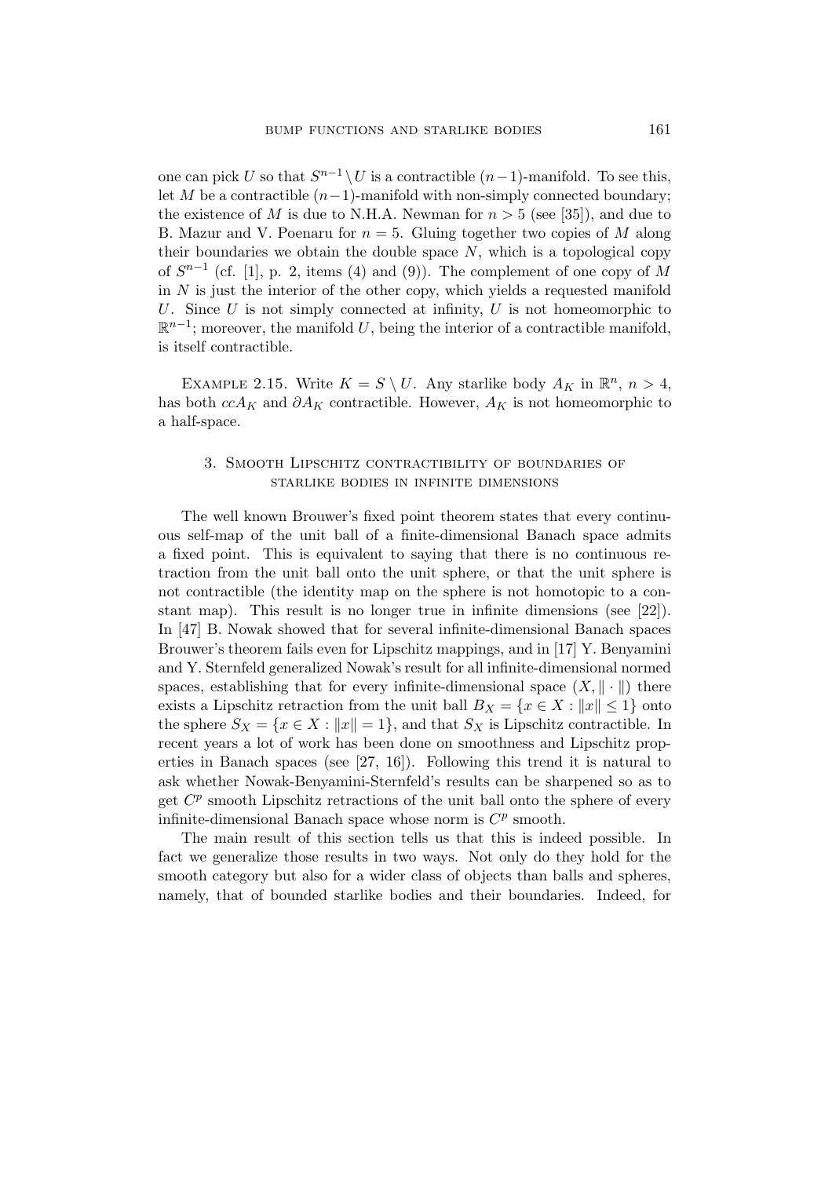one can pick $U$ so that $S^{n-1} \setminus U$ is a contractible $(n-1)$-manifold. To see this, let $M$ be a contractible $(n-1)$-manifold with non-simply connected boundary; the existence of $M$ is due to N.H.A. Newman for $n > 5$ (see [35]), and due to B. Mazur and V. Poenaru for $n = 5$. Gluing together two copies of $M$ along their boundaries we obtain the double space $N$, which is a topological copy of $S^{n-1}$ (cf. [1], p. 2, items (4) and (9)). The complement of one copy of $M$ in $N$ is just the interior of the other copy, which yields a requested manifold $U$. Since $U$ is not simply connected at infinity, $U$ is not homeomorphic to $\mathbb{R}^{n-1}$; moreover, the manifold $U$, being the interior of a contractible manifold, is itself contractible.

Example 2.15. Write $K = S \setminus U$. Any starlike body $A_K$ in $\mathbb{R}^n$, $n > 4$, has both $ccA_K$ and $\partial A_K$ contractible. However, $A_K$ is not homeomorphic to a half-space.

## 3. Smooth Lipschitz contractibility of boundaries of starlike bodies in infinite dimensions

The well known Brouwer's fixed point theorem states that every continuous self-map of the unit ball of a finite-dimensional Banach space admits a fixed point. This is equivalent to saying that there is no continuous retraction from the unit ball onto the unit sphere, or that the unit sphere is not contractible (the identity map on the sphere is not homotopic to a constant map). This result is no longer true in infinite dimensions (see [22]). In [47] B. Nowak showed that for several infinite-dimensional Banach spaces Brouwer's theorem fails even for Lipschitz mappings, and in [17] Y. Benyamini and Y. Sternfeld generalized Nowak's result for all infinite-dimensional normed spaces, establishing that for every infinite-dimensional space $(X, \|\cdot\|)$ there exists a Lipschitz retraction from the unit ball $B_X = \{x \in X : \|x\| \leq 1\}$ onto the sphere $S_X = \{x \in X : \|x\| = 1\}$, and that $S_X$ is Lipschitz contractible. In recent years a lot of work has been done on smoothness and Lipschitz properties in Banach spaces (see [27, 16]). Following this trend it is natural to ask whether Nowak-Benyamini-Sternfeld's results can be sharpened so as to get $C^p$ smooth Lipschitz retractions of the unit ball onto the sphere of every infinite-dimensional Banach space whose norm is $C^p$ smooth.

The main result of this section tells us that this is indeed possible. In fact we generalize those results in two ways. Not only do they hold for the smooth category but also for a wider class of objects than balls and spheres, namely, that of bounded starlike bodies and their boundaries. Indeed, for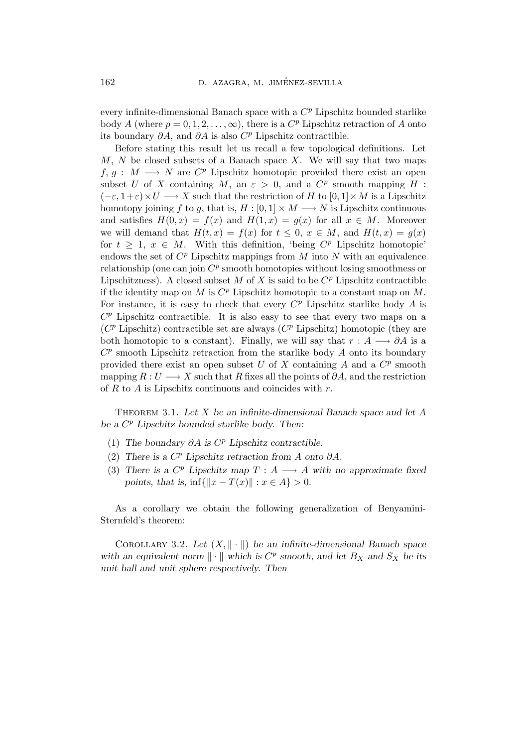every infinite-dimensional Banach space with a $C^p$ Lipschitz bounded starlike body $A$ (where $p = 0, 1, 2, \dots, \infty$), there is a $C^p$ Lipschitz retraction of $A$ onto its boundary $\partial A$, and $\partial A$ is also $C^p$ Lipschitz contractible.

Before stating this result let us recall a few topological definitions. Let $M$, $N$ be closed subsets of a Banach space $X$. We will say that two maps $f, g : M \longrightarrow N$ are $C^p$ Lipschitz homotopic provided there exist an open subset $U$ of $X$ containing $M$, an $\varepsilon > 0$, and a $C^p$ smooth mapping $H : (-\varepsilon, 1+\varepsilon) \times U \longrightarrow X$ such that the restriction of $H$ to $[0,1] \times M$ is a Lipschitz homotopy joining $f$ to $g$, that is, $H : [0,1] \times M \longrightarrow N$ is Lipschitz continuous and satisfies $H(0,x) = f(x)$ and $H(1,x) = g(x)$ for all $x \in M$. Moreover we will demand that $H(t,x) = f(x)$ for $t \leq 0$, $x \in M$, and $H(t,x) = g(x)$ for $t \geq 1$, $x \in M$. With this definition, 'being $C^p$ Lipschitz homotopic' endows the set of $C^p$ Lipschitz mappings from $M$ into $N$ with an equivalence relationship (one can join $C^p$ smooth homotopies without losing smoothness or Lipschitzness). A closed subset $M$ of $X$ is said to be $C^p$ Lipschitz contractible if the identity map on $M$ is $C^p$ Lipschitz homotopic to a constant map on $M$. For instance, it is easy to check that every $C^p$ Lipschitz starlike body $A$ is $C^p$ Lipschitz contractible. It is also easy to see that every two maps on a ($C^p$ Lipschitz) contractible set are always ($C^p$ Lipschitz) homotopic (they are both homotopic to a constant). Finally, we will say that $r : A \longrightarrow \partial A$ is a $C^p$ smooth Lipschitz retraction from the starlike body $A$ onto its boundary provided there exist an open subset $U$ of $X$ containing $A$ and a $C^p$ smooth mapping $R : U \longrightarrow X$ such that $R$ fixes all the points of $\partial A$, and the restriction of $R$ to $A$ is Lipschitz continuous and coincides with $r$.

Theorem 3.1. *Let $X$ be an infinite-dimensional Banach space and let $A$ be a $C^p$ Lipschitz bounded starlike body. Then:*

1. *The boundary $\partial A$ is $C^p$ Lipschitz contractible.*
2. *There is a $C^p$ Lipschitz retraction from $A$ onto $\partial A$.*
3. *There is a $C^p$ Lipschitz map $T : A \longrightarrow A$ with no approximate fixed points, that is, $\inf\{\|x - T(x)\| : x \in A\} > 0$.*

As a corollary we obtain the following generalization of Benyamini-Sternfeld's theorem:

Corollary 3.2. *Let $(X, \|\cdot\|)$ be an infinite-dimensional Banach space with an equivalent norm $\|\cdot\|$ which is $C^p$ smooth, and let $B_X$ and $S_X$ be its unit ball and unit sphere respectively. Then*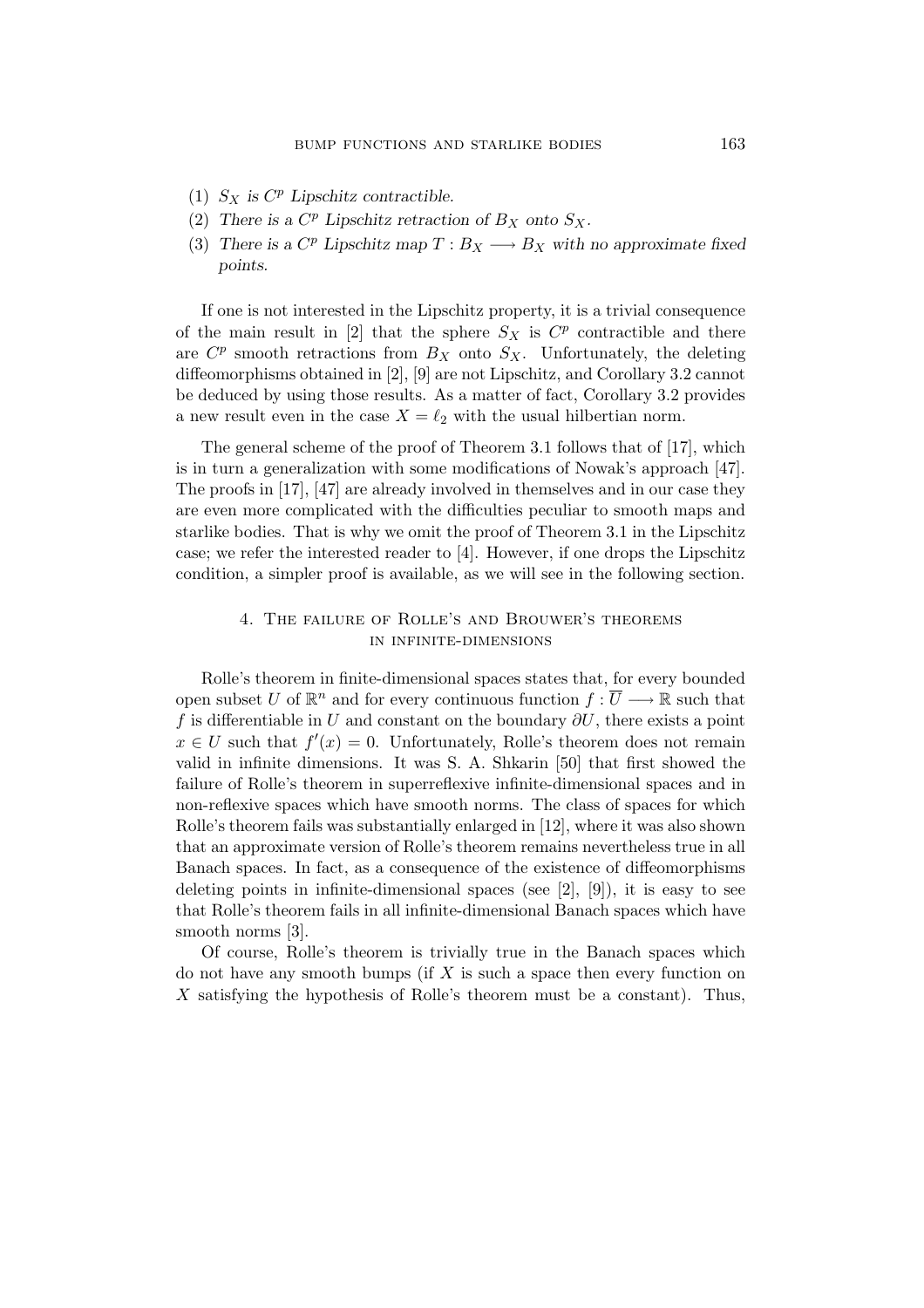1. *$S_X$ is $C^p$ Lipschitz contractible.*
2. *There is a $C^p$ Lipschitz retraction of $B_X$ onto $S_X$.*
3. *There is a $C^p$ Lipschitz map $T : B_X \longrightarrow B_X$ with no approximate fixed points.*

If one is not interested in the Lipschitz property, it is a trivial consequence of the main result in [2] that the sphere $S_X$ is $C^p$ contractible and there are $C^p$ smooth retractions from $B_X$ onto $S_X$. Unfortunately, the deleting diffeomorphisms obtained in [2], [9] are not Lipschitz, and Corollary 3.2 cannot be deduced by using those results. As a matter of fact, Corollary 3.2 provides a new result even in the case $X = \ell_2$ with the usual hilbertian norm.

The general scheme of the proof of Theorem 3.1 follows that of [17], which is in turn a generalization with some modifications of Nowak's approach [47]. The proofs in [17], [47] are already involved in themselves and in our case they are even more complicated with the difficulties peculiar to smooth maps and starlike bodies. That is why we omit the proof of Theorem 3.1 in the Lipschitz case; we refer the interested reader to [4]. However, if one drops the Lipschitz condition, a simpler proof is available, as we will see in the following section.

## 4. The failure of Rolle's and Brouwer's theorems in infinite-dimensions

Rolle's theorem in finite-dimensional spaces states that, for every bounded open subset $U$ of $\mathbb{R}^n$ and for every continuous function $f : \overline{U} \longrightarrow \mathbb{R}$ such that $f$ is differentiable in $U$ and constant on the boundary $\partial U$, there exists a point $x \in U$ such that $f'(x) = 0$. Unfortunately, Rolle's theorem does not remain valid in infinite dimensions. It was S. A. Shkarin [50] that first showed the failure of Rolle's theorem in superreflexive infinite-dimensional spaces and in non-reflexive spaces which have smooth norms. The class of spaces for which Rolle's theorem fails was substantially enlarged in [12], where it was also shown that an approximate version of Rolle's theorem remains nevertheless true in all Banach spaces. In fact, as a consequence of the existence of diffeomorphisms deleting points in infinite-dimensional spaces (see [2], [9]), it is easy to see that Rolle's theorem fails in all infinite-dimensional Banach spaces which have smooth norms [3].

Of course, Rolle's theorem is trivially true in the Banach spaces which do not have any smooth bumps (if $X$ is such a space then every function on $X$ satisfying the hypothesis of Rolle's theorem must be a constant). Thus,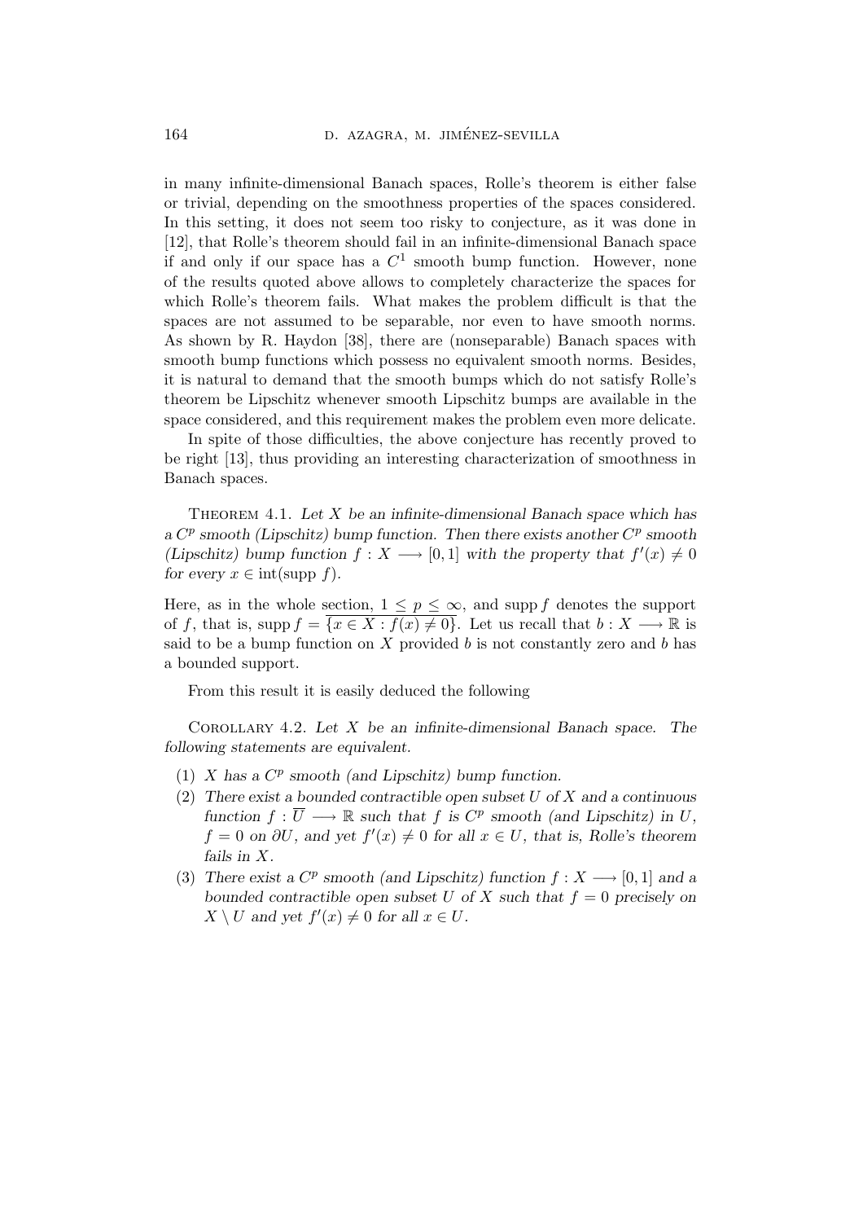in many infinite-dimensional Banach spaces, Rolle's theorem is either false or trivial, depending on the smoothness properties of the spaces considered. In this setting, it does not seem too risky to conjecture, as it was done in [12], that Rolle's theorem should fail in an infinite-dimensional Banach space if and only if our space has a $C^1$ smooth bump function. However, none of the results quoted above allows to completely characterize the spaces for which Rolle's theorem fails. What makes the problem difficult is that the spaces are not assumed to be separable, nor even to have smooth norms. As shown by R. Haydon [38], there are (nonseparable) Banach spaces with smooth bump functions which possess no equivalent smooth norms. Besides, it is natural to demand that the smooth bumps which do not satisfy Rolle's theorem be Lipschitz whenever smooth Lipschitz bumps are available in the space considered, and this requirement makes the problem even more delicate.

In spite of those difficulties, the above conjecture has recently proved to be right [13], thus providing an interesting characterization of smoothness in Banach spaces.

Theorem 4.1. *Let $X$ be an infinite-dimensional Banach space which has a $C^p$ smooth (Lipschitz) bump function. Then there exists another $C^p$ smooth (Lipschitz) bump function $f : X \longrightarrow [0,1]$ with the property that $f'(x) \neq 0$ for every $x \in \operatorname{int}(\operatorname{supp} f)$.*

Here, as in the whole section, $1 \leq p \leq \infty$, and $\operatorname{supp} f$ denotes the support of $f$, that is, $\operatorname{supp} f = \overline{\{x \in X : f(x) \neq 0\}}$. Let us recall that $b : X \longrightarrow \mathbb{R}$ is said to be a bump function on $X$ provided $b$ is not constantly zero and $b$ has a bounded support.

From this result it is easily deduced the following

Corollary 4.2. *Let $X$ be an infinite-dimensional Banach space. The following statements are equivalent.*

1. *$X$ has a $C^p$ smooth (and Lipschitz) bump function.*
2. *There exist a bounded contractible open subset $U$ of $X$ and a continuous function $f : \overline{U} \longrightarrow \mathbb{R}$ such that $f$ is $C^p$ smooth (and Lipschitz) in $U$, $f = 0$ on $\partial U$, and yet $f'(x) \neq 0$ for all $x \in U$, that is, Rolle's theorem fails in $X$.*
3. *There exist a $C^p$ smooth (and Lipschitz) function $f : X \longrightarrow [0,1]$ and a bounded contractible open subset $U$ of $X$ such that $f = 0$ precisely on $X \setminus U$ and yet $f'(x) \neq 0$ for all $x \in U$.*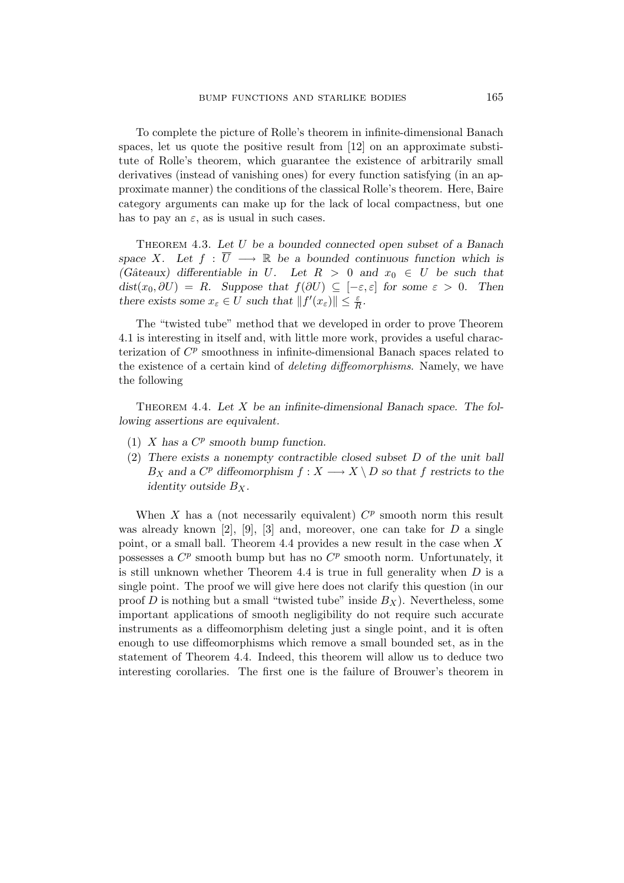To complete the picture of Rolle's theorem in infinite-dimensional Banach spaces, let us quote the positive result from [12] on an approximate substitute of Rolle's theorem, which guarantee the existence of arbitrarily small derivatives (instead of vanishing ones) for every function satisfying (in an approximate manner) the conditions of the classical Rolle's theorem. Here, Baire category arguments can make up for the lack of local compactness, but one has to pay an $\varepsilon$, as is usual in such cases.

Theorem 4.3. *Let $U$ be a bounded connected open subset of a Banach space $X$. Let $f : \overline{U} \longrightarrow \mathbb{R}$ be a bounded continuous function which is (Gâteaux) differentiable in $U$. Let $R > 0$ and $x_0 \in U$ be such that $dist(x_0, \partial U) = R$. Suppose that $f(\partial U) \subseteq [-\varepsilon, \varepsilon]$ for some $\varepsilon > 0$. Then there exists some $x_\varepsilon \in U$ such that $\|f'(x_\varepsilon)\| \leq \frac{\varepsilon}{R}$.*

The "twisted tube" method that we developed in order to prove Theorem 4.1 is interesting in itself and, with little more work, provides a useful characterization of $C^p$ smoothness in infinite-dimensional Banach spaces related to the existence of a certain kind of *deleting diffeomorphisms*. Namely, we have the following

Theorem 4.4. *Let $X$ be an infinite-dimensional Banach space. The following assertions are equivalent.*

1. *$X$ has a $C^p$ smooth bump function.*
2. *There exists a nonempty contractible closed subset $D$ of the unit ball $B_X$ and a $C^p$ diffeomorphism $f : X \longrightarrow X \setminus D$ so that $f$ restricts to the identity outside $B_X$.*

When $X$ has a (not necessarily equivalent) $C^p$ smooth norm this result was already known [2], [9], [3] and, moreover, one can take for $D$ a single point, or a small ball. Theorem 4.4 provides a new result in the case when $X$ possesses a $C^p$ smooth bump but has no $C^p$ smooth norm. Unfortunately, it is still unknown whether Theorem 4.4 is true in full generality when $D$ is a single point. The proof we will give here does not clarify this question (in our proof $D$ is nothing but a small "twisted tube" inside $B_X$). Nevertheless, some important applications of smooth negligibility do not require such accurate instruments as a diffeomorphism deleting just a single point, and it is often enough to use diffeomorphisms which remove a small bounded set, as in the statement of Theorem 4.4. Indeed, this theorem will allow us to deduce two interesting corollaries. The first one is the failure of Brouwer's theorem in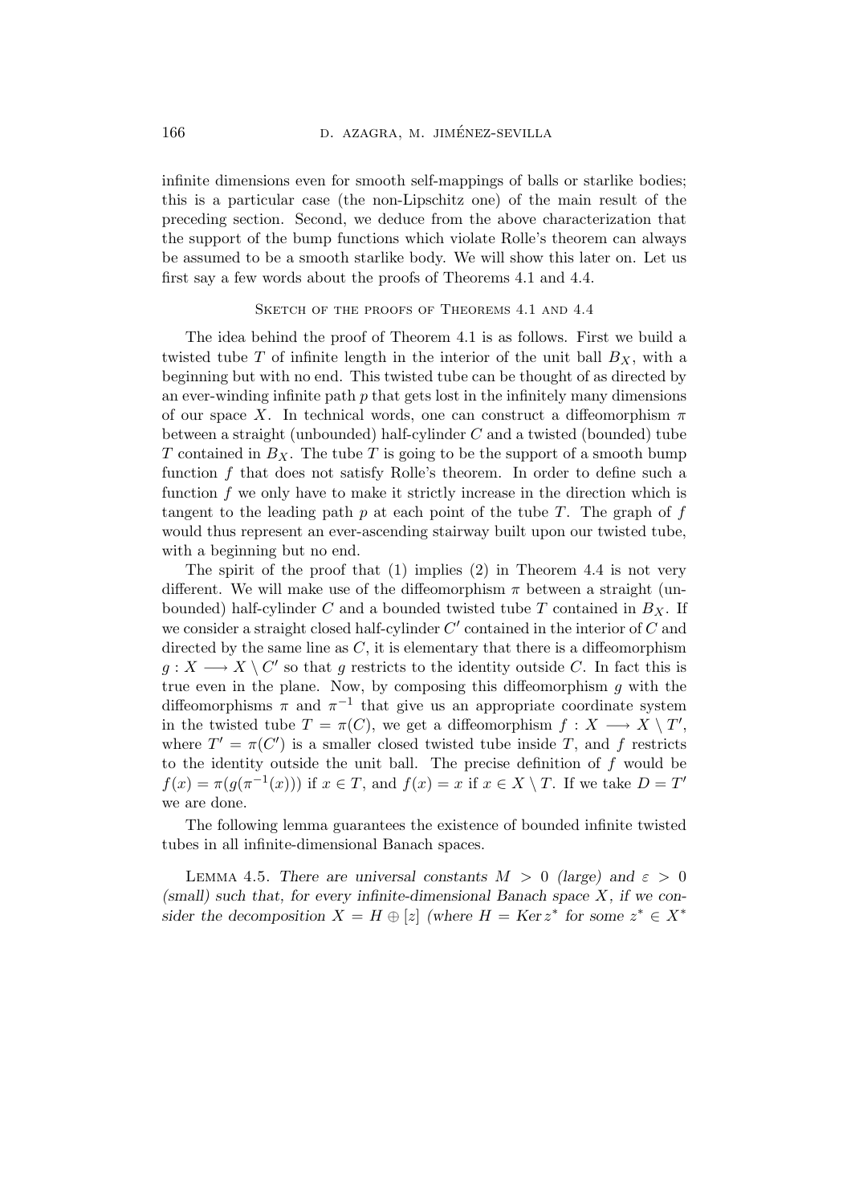infinite dimensions even for smooth self-mappings of balls or starlike bodies; this is a particular case (the non-Lipschitz one) of the main result of the preceding section. Second, we deduce from the above characterization that the support of the bump functions which violate Rolle's theorem can always be assumed to be a smooth starlike body. We will show this later on. Let us first say a few words about the proofs of Theorems 4.1 and 4.4.

### Sketch of the proofs of Theorems 4.1 and 4.4

The idea behind the proof of Theorem 4.1 is as follows. First we build a twisted tube $T$ of infinite length in the interior of the unit ball $B_X$, with a beginning but with no end. This twisted tube can be thought of as directed by an ever-winding infinite path $p$ that gets lost in the infinitely many dimensions of our space $X$. In technical words, one can construct a diffeomorphism $\pi$ between a straight (unbounded) half-cylinder $C$ and a twisted (bounded) tube $T$ contained in $B_X$. The tube $T$ is going to be the support of a smooth bump function $f$ that does not satisfy Rolle's theorem. In order to define such a function $f$ we only have to make it strictly increase in the direction which is tangent to the leading path $p$ at each point of the tube $T$. The graph of $f$ would thus represent an ever-ascending stairway built upon our twisted tube, with a beginning but no end.

The spirit of the proof that (1) implies (2) in Theorem 4.4 is not very different. We will make use of the diffeomorphism $\pi$ between a straight (unbounded) half-cylinder $C$ and a bounded twisted tube $T$ contained in $B_X$. If we consider a straight closed half-cylinder $C'$ contained in the interior of $C$ and directed by the same line as $C$, it is elementary that there is a diffeomorphism $g : X \longrightarrow X \setminus C'$ so that $g$ restricts to the identity outside $C$. In fact this is true even in the plane. Now, by composing this diffeomorphism $g$ with the diffeomorphisms $\pi$ and $\pi^{-1}$ that give us an appropriate coordinate system in the twisted tube $T = \pi(C)$, we get a diffeomorphism $f : X \longrightarrow X \setminus T'$, where $T' = \pi(C')$ is a smaller closed twisted tube inside $T$, and $f$ restricts to the identity outside the unit ball. The precise definition of $f$ would be $f(x) = \pi(g(\pi^{-1}(x)))$ if $x \in T$, and $f(x) = x$ if $x \in X \setminus T$. If we take $D = T'$ we are done.

The following lemma guarantees the existence of bounded infinite twisted tubes in all infinite-dimensional Banach spaces.

Lemma 4.5. *There are universal constants $M > 0$ (large) and $\varepsilon > 0$ (small) such that, for every infinite-dimensional Banach space $X$, if we consider the decomposition $X = H \oplus [z]$ (where $H = \operatorname{Ker} z^*$ for some $z^* \in X^*$*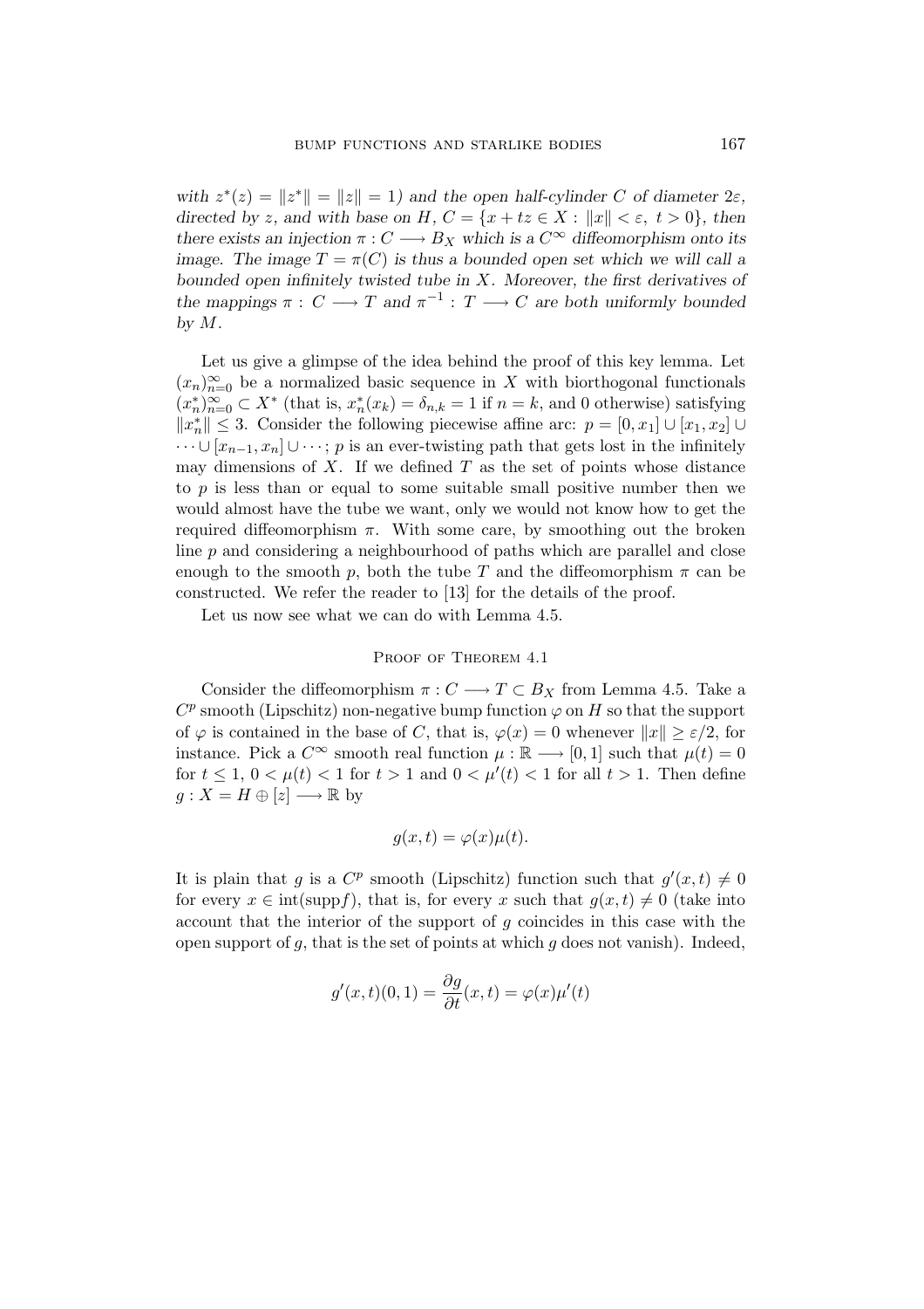*with $z^*(z) = \|z^*\| = \|z\| = 1$) and the open half-cylinder $C$ of diameter $2\varepsilon$, directed by $z$, and with base on $H$, $C = \{x + tz \in X : \|x\| < \varepsilon, \ t > 0\}$, then there exists an injection $\pi : C \longrightarrow B_X$ which is a $C^\infty$ diffeomorphism onto its image. The image $T = \pi(C)$ is thus a bounded open set which we will call a bounded open infinitely twisted tube in $X$. Moreover, the first derivatives of the mappings $\pi : C \longrightarrow T$ and $\pi^{-1} : T \longrightarrow C$ are both uniformly bounded by $M$.*

Let us give a glimpse of the idea behind the proof of this key lemma. Let $(x_n)_{n=0}^\infty$ be a normalized basic sequence in $X$ with biorthogonal functionals $(x_n^*)_{n=0}^\infty \subset X^*$ (that is, $x_n^*(x_k) = \delta_{n,k} = 1$ if $n = k$, and 0 otherwise) satisfying $\|x_n^*\| \leq 3$. Consider the following piecewise affine arc: $p = [0, x_1] \cup [x_1, x_2] \cup \cdots \cup [x_{n-1}, x_n] \cup \cdots$; $p$ is an ever-twisting path that gets lost in the infinitely may dimensions of $X$. If we defined $T$ as the set of points whose distance to $p$ is less than or equal to some suitable small positive number then we would almost have the tube we want, only we would not know how to get the required diffeomorphism $\pi$. With some care, by smoothing out the broken line $p$ and considering a neighbourhood of paths which are parallel and close enough to the smooth $p$, both the tube $T$ and the diffeomorphism $\pi$ can be constructed. We refer the reader to [13] for the details of the proof.

Let us now see what we can do with Lemma 4.5.

## Proof of Theorem 4.1

Consider the diffeomorphism $\pi : C \longrightarrow T \subset B_X$ from Lemma 4.5. Take a $C^p$ smooth (Lipschitz) non-negative bump function $\varphi$ on $H$ so that the support of $\varphi$ is contained in the base of $C$, that is, $\varphi(x) = 0$ whenever $\|x\| \geq \varepsilon/2$, for instance. Pick a $C^\infty$ smooth real function $\mu : \mathbb{R} \longrightarrow [0, 1]$ such that $\mu(t) = 0$ for $t \leq 1$, $0 < \mu(t) < 1$ for $t > 1$ and $0 < \mu'(t) < 1$ for all $t > 1$. Then define $g : X = H \oplus [z] \longrightarrow \mathbb{R}$ by

$$g(x, t) = \varphi(x)\mu(t).$$

It is plain that $g$ is a $C^p$ smooth (Lipschitz) function such that $g'(x, t) \neq 0$ for every $x \in \text{int}(\text{supp} f)$, that is, for every $x$ such that $g(x, t) \neq 0$ (take into account that the interior of the support of $g$ coincides in this case with the open support of $g$, that is the set of points at which $g$ does not vanish). Indeed,

$$g'(x, t)(0, 1) = \frac{\partial g}{\partial t}(x, t) = \varphi(x)\mu'(t)$$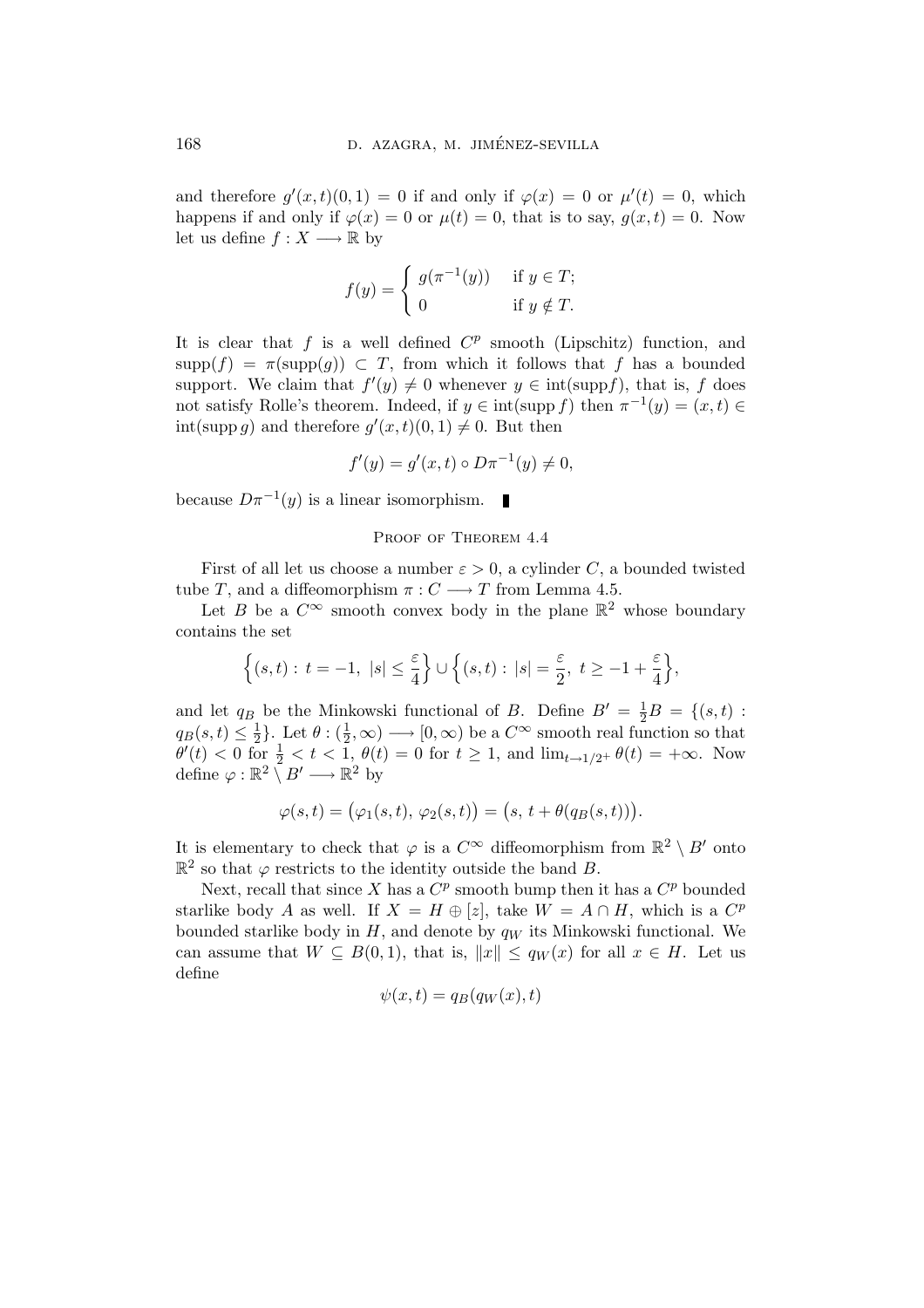and therefore $g'(x,t)(0,1) = 0$ if and only if $\varphi(x) = 0$ or $\mu'(t) = 0$, which happens if and only if $\varphi(x) = 0$ or $\mu(t) = 0$, that is to say, $g(x,t) = 0$. Now let us define $f : X \longrightarrow \mathbb{R}$ by

$$f(y) = \begin{cases} g(\pi^{-1}(y)) & \text{if } y \in T; \\ 0 & \text{if } y \notin T. \end{cases}$$

It is clear that $f$ is a well defined $C^p$ smooth (Lipschitz) function, and $\operatorname{supp}(f) = \pi(\operatorname{supp}(g)) \subset T$, from which it follows that $f$ has a bounded support. We claim that $f'(y) \neq 0$ whenever $y \in \operatorname{int}(\operatorname{supp} f)$, that is, $f$ does not satisfy Rolle's theorem. Indeed, if $y \in \operatorname{int}(\operatorname{supp} f)$ then $\pi^{-1}(y) = (x,t) \in \operatorname{int}(\operatorname{supp} g)$ and therefore $g'(x,t)(0,1) \neq 0$. But then

$$f'(y) = g'(x,t) \circ D\pi^{-1}(y) \neq 0,$$

because $D\pi^{-1}(y)$ is a linear isomorphism. ∎

## Proof of Theorem 4.4

First of all let us choose a number $\varepsilon > 0$, a cylinder $C$, a bounded twisted tube $T$, and a diffeomorphism $\pi : C \longrightarrow T$ from Lemma 4.5.

Let $B$ be a $C^\infty$ smooth convex body in the plane $\mathbb{R}^2$ whose boundary contains the set

$$\Big\{(s,t) : \, t = -1, \; |s| \leq \frac{\varepsilon}{4}\Big\} \cup \Big\{(s,t) : \, |s| = \frac{\varepsilon}{2}, \; t \geq -1 + \frac{\varepsilon}{4}\Big\},$$

and let $q_B$ be the Minkowski functional of $B$. Define $B' = \frac{1}{2}B = \{(s,t) : q_B(s,t) \leq \frac{1}{2}\}$. Let $\theta : (\frac{1}{2}, \infty) \longrightarrow [0, \infty)$ be a $C^\infty$ smooth real function so that $\theta'(t) < 0$ for $\frac{1}{2} < t < 1$, $\theta(t) = 0$ for $t \geq 1$, and $\lim_{t \to 1/2^+} \theta(t) = +\infty$. Now define $\varphi : \mathbb{R}^2 \setminus B' \longrightarrow \mathbb{R}^2$ by

$$\varphi(s,t) = \big(\varphi_1(s,t), \, \varphi_2(s,t)\big) = \big(s, \, t + \theta(q_B(s,t))\big).$$

It is elementary to check that $\varphi$ is a $C^\infty$ diffeomorphism from $\mathbb{R}^2 \setminus B'$ onto $\mathbb{R}^2$ so that $\varphi$ restricts to the identity outside the band $B$.

Next, recall that since $X$ has a $C^p$ smooth bump then it has a $C^p$ bounded starlike body $A$ as well. If $X = H \oplus [z]$, take $W = A \cap H$, which is a $C^p$ bounded starlike body in $H$, and denote by $q_W$ its Minkowski functional. We can assume that $W \subseteq B(0,1)$, that is, $\|x\| \leq q_W(x)$ for all $x \in H$. Let us define

$$\psi(x,t) = q_B(q_W(x), t)$$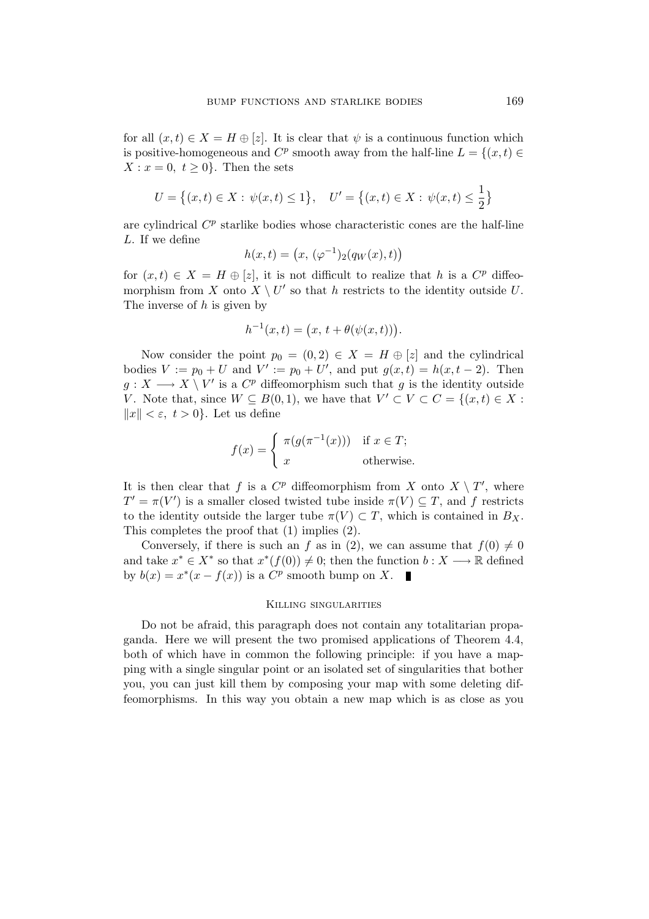for all $(x,t) \in X = H \oplus [z]$. It is clear that $\psi$ is a continuous function which is positive-homogeneous and $C^p$ smooth away from the half-line $L = \{(x,t) \in X : x = 0,\ t \geq 0\}$. Then the sets

$$U = \{(x,t) \in X : \psi(x,t) \leq 1\}, \quad U' = \{(x,t) \in X : \psi(x,t) \leq \frac{1}{2}\}$$

are cylindrical $C^p$ starlike bodies whose characteristic cones are the half-line $L$. If we define

$$h(x,t) = \big(x,\ (\varphi^{-1})_2(q_W(x),t)\big)$$

for $(x,t) \in X = H \oplus [z]$, it is not difficult to realize that $h$ is a $C^p$ diffeomorphism from $X$ onto $X \setminus U'$ so that $h$ restricts to the identity outside $U$. The inverse of $h$ is given by

$$h^{-1}(x,t) = \big(x,\ t + \theta(\psi(x,t))\big).$$

Now consider the point $p_0 = (0,2) \in X = H \oplus [z]$ and the cylindrical bodies $V := p_0 + U$ and $V' := p_0 + U'$, and put $g(x,t) = h(x, t-2)$. Then $g : X \longrightarrow X \setminus V'$ is a $C^p$ diffeomorphism such that $g$ is the identity outside $V$. Note that, since $W \subseteq B(0,1)$, we have that $V' \subset V \subset C = \{(x,t) \in X : \|x\| < \varepsilon,\ t > 0\}$. Let us define

$$f(x) = \begin{cases} \pi(g(\pi^{-1}(x))) & \text{if } x \in T; \\ x & \text{otherwise.} \end{cases}$$

It is then clear that $f$ is a $C^p$ diffeomorphism from $X$ onto $X \setminus T'$, where $T' = \pi(V')$ is a smaller closed twisted tube inside $\pi(V) \subseteq T$, and $f$ restricts to the identity outside the larger tube $\pi(V) \subset T$, which is contained in $B_X$. This completes the proof that (1) implies (2).

Conversely, if there is such an $f$ as in (2), we can assume that $f(0) \neq 0$ and take $x^* \in X^*$ so that $x^*(f(0)) \neq 0$; then the function $b : X \longrightarrow \mathbb{R}$ defined by $b(x) = x^*(x - f(x))$ is a $C^p$ smooth bump on $X$. ∎

## Killing singularities

Do not be afraid, this paragraph does not contain any totalitarian propaganda. Here we will present the two promised applications of Theorem 4.4, both of which have in common the following principle: if you have a mapping with a single singular point or an isolated set of singularities that bother you, you can just kill them by composing your map with some deleting diffeomorphisms. In this way you obtain a new map which is as close as you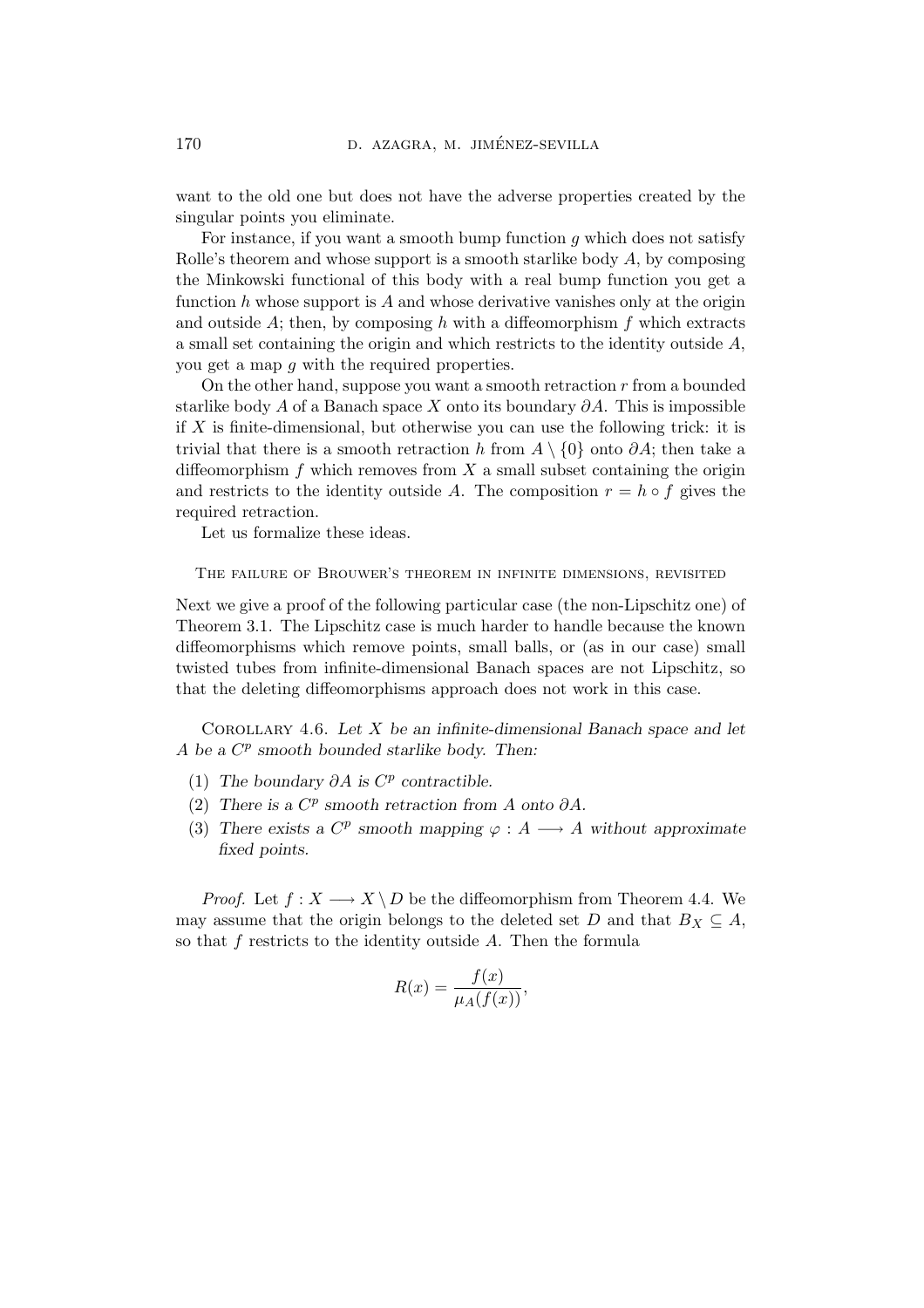want to the old one but does not have the adverse properties created by the singular points you eliminate.

For instance, if you want a smooth bump function $g$ which does not satisfy Rolle's theorem and whose support is a smooth starlike body $A$, by composing the Minkowski functional of this body with a real bump function you get a function $h$ whose support is $A$ and whose derivative vanishes only at the origin and outside $A$; then, by composing $h$ with a diffeomorphism $f$ which extracts a small set containing the origin and which restricts to the identity outside $A$, you get a map $g$ with the required properties.

On the other hand, suppose you want a smooth retraction $r$ from a bounded starlike body $A$ of a Banach space $X$ onto its boundary $\partial A$. This is impossible if $X$ is finite-dimensional, but otherwise you can use the following trick: it is trivial that there is a smooth retraction $h$ from $A \setminus \{0\}$ onto $\partial A$; then take a diffeomorphism $f$ which removes from $X$ a small subset containing the origin and restricts to the identity outside $A$. The composition $r = h \circ f$ gives the required retraction.

Let us formalize these ideas.

### The failure of Brouwer's theorem in infinite dimensions, revisited

Next we give a proof of the following particular case (the non-Lipschitz one) of Theorem 3.1. The Lipschitz case is much harder to handle because the known diffeomorphisms which remove points, small balls, or (as in our case) small twisted tubes from infinite-dimensional Banach spaces are not Lipschitz, so that the deleting diffeomorphisms approach does not work in this case.

Corollary 4.6. *Let $X$ be an infinite-dimensional Banach space and let $A$ be a $C^p$ smooth bounded starlike body. Then:*

1. *The boundary $\partial A$ is $C^p$ contractible.*
2. *There is a $C^p$ smooth retraction from $A$ onto $\partial A$.*
3. *There exists a $C^p$ smooth mapping $\varphi : A \longrightarrow A$ without approximate fixed points.*

*Proof.* Let $f : X \longrightarrow X \setminus D$ be the diffeomorphism from Theorem 4.4. We may assume that the origin belongs to the deleted set $D$ and that $B_X \subseteq A$, so that $f$ restricts to the identity outside $A$. Then the formula

$$R(x) = \frac{f(x)}{\mu_A(f(x))},$$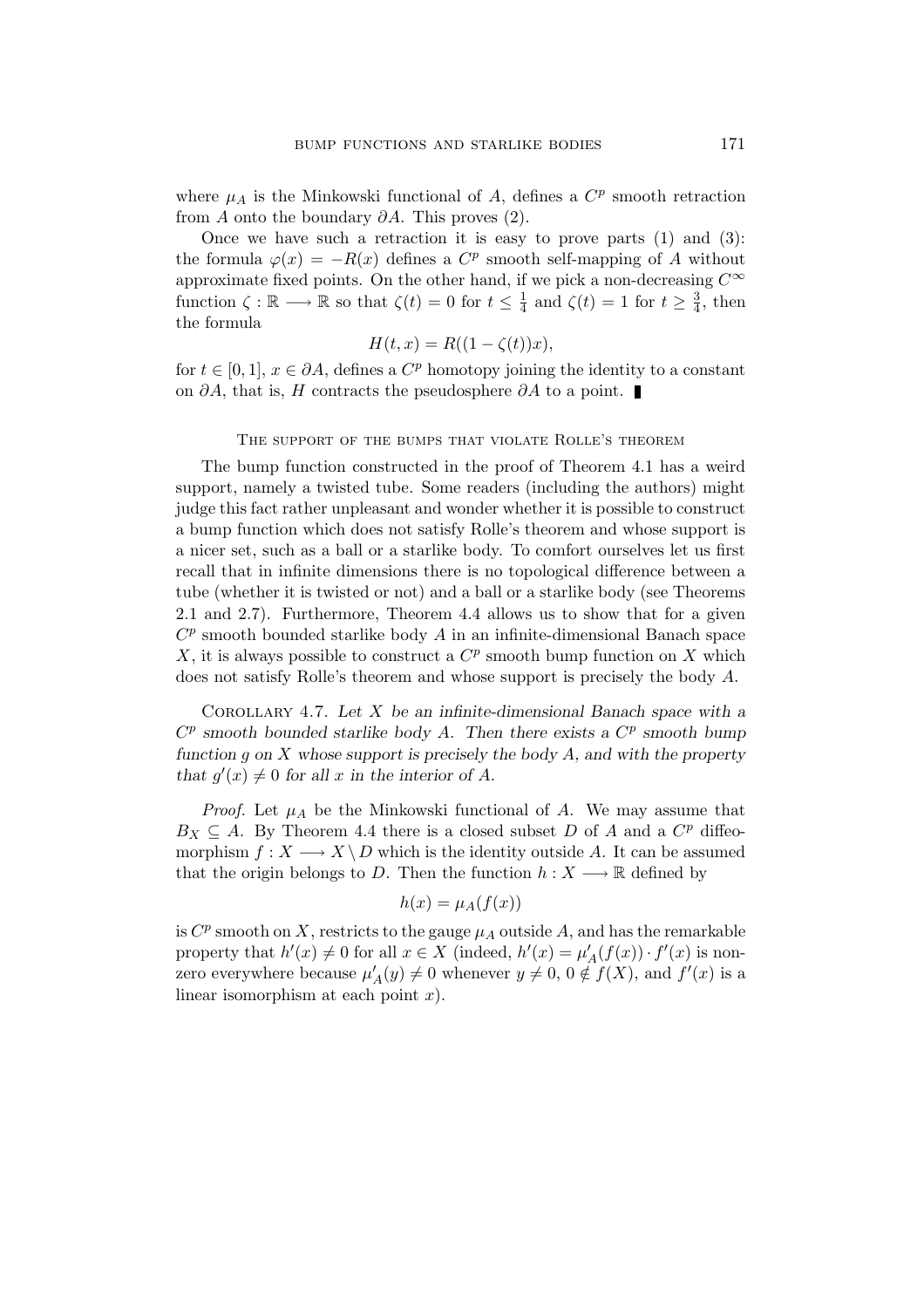where $\mu_A$ is the Minkowski functional of $A$, defines a $C^p$ smooth retraction from $A$ onto the boundary $\partial A$. This proves (2).

Once we have such a retraction it is easy to prove parts (1) and (3): the formula $\varphi(x) = -R(x)$ defines a $C^p$ smooth self-mapping of $A$ without approximate fixed points. On the other hand, if we pick a non-decreasing $C^\infty$ function $\zeta : \mathbb{R} \longrightarrow \mathbb{R}$ so that $\zeta(t) = 0$ for $t \leq \frac{1}{4}$ and $\zeta(t) = 1$ for $t \geq \frac{3}{4}$, then the formula

$$H(t, x) = R((1 - \zeta(t))x),$$

for $t \in [0, 1]$, $x \in \partial A$, defines a $C^p$ homotopy joining the identity to a constant on $\partial A$, that is, $H$ contracts the pseudosphere $\partial A$ to a point. ∎

### The support of the bumps that violate Rolle's theorem

The bump function constructed in the proof of Theorem 4.1 has a weird support, namely a twisted tube. Some readers (including the authors) might judge this fact rather unpleasant and wonder whether it is possible to construct a bump function which does not satisfy Rolle's theorem and whose support is a nicer set, such as a ball or a starlike body. To comfort ourselves let us first recall that in infinite dimensions there is no topological difference between a tube (whether it is twisted or not) and a ball or a starlike body (see Theorems 2.1 and 2.7). Furthermore, Theorem 4.4 allows us to show that for a given $C^p$ smooth bounded starlike body $A$ in an infinite-dimensional Banach space $X$, it is always possible to construct a $C^p$ smooth bump function on $X$ which does not satisfy Rolle's theorem and whose support is precisely the body $A$.

Corollary 4.7. *Let $X$ be an infinite-dimensional Banach space with a $C^p$ smooth bounded starlike body $A$. Then there exists a $C^p$ smooth bump function $g$ on $X$ whose support is precisely the body $A$, and with the property that $g'(x) \neq 0$ for all $x$ in the interior of $A$.*

*Proof.* Let $\mu_A$ be the Minkowski functional of $A$. We may assume that $B_X \subseteq A$. By Theorem 4.4 there is a closed subset $D$ of $A$ and a $C^p$ diffeomorphism $f : X \longrightarrow X \setminus D$ which is the identity outside $A$. It can be assumed that the origin belongs to $D$. Then the function $h : X \longrightarrow \mathbb{R}$ defined by

$$h(x) = \mu_A(f(x))$$

is $C^p$ smooth on $X$, restricts to the gauge $\mu_A$ outside $A$, and has the remarkable property that $h'(x) \neq 0$ for all $x \in X$ (indeed, $h'(x) = \mu_A'(f(x)) \cdot f'(x)$ is nonzero everywhere because $\mu_A'(y) \neq 0$ whenever $y \neq 0$, $0 \notin f(X)$, and $f'(x)$ is a linear isomorphism at each point $x$).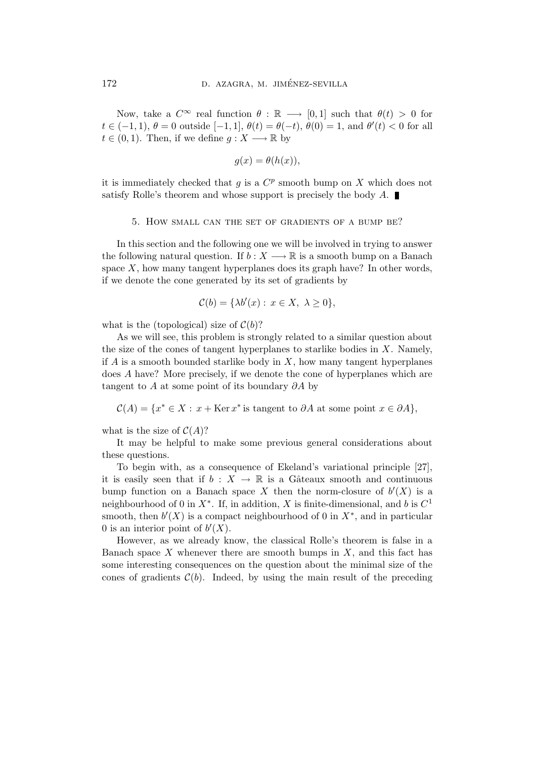Now, take a $C^\infty$ real function $\theta : \mathbb{R} \longrightarrow [0,1]$ such that $\theta(t) > 0$ for $t \in (-1,1)$, $\theta = 0$ outside $[-1,1]$, $\theta(t) = \theta(-t)$, $\theta(0) = 1$, and $\theta'(t) < 0$ for all $t \in (0,1)$. Then, if we define $g : X \longrightarrow \mathbb{R}$ by

$$g(x) = \theta(h(x)),$$

it is immediately checked that $g$ is a $C^p$ smooth bump on $X$ which does not satisfy Rolle's theorem and whose support is precisely the body $A$. ∎

## 5. How small can the set of gradients of a bump be?

In this section and the following one we will be involved in trying to answer the following natural question. If $b : X \longrightarrow \mathbb{R}$ is a smooth bump on a Banach space $X$, how many tangent hyperplanes does its graph have? In other words, if we denote the cone generated by its set of gradients by

$$\mathcal{C}(b) = \{\lambda b'(x) : \, x \in X, \; \lambda \geq 0\},$$

what is the (topological) size of $\mathcal{C}(b)$?

As we will see, this problem is strongly related to a similar question about the size of the cones of tangent hyperplanes to starlike bodies in $X$. Namely, if $A$ is a smooth bounded starlike body in $X$, how many tangent hyperplanes does $A$ have? More precisely, if we denote the cone of hyperplanes which are tangent to $A$ at some point of its boundary $\partial A$ by

$$\mathcal{C}(A) = \{x^* \in X : \, x + \operatorname{Ker} x^* \text{ is tangent to } \partial A \text{ at some point } x \in \partial A\},$$

what is the size of $\mathcal{C}(A)$?

It may be helpful to make some previous general considerations about these questions.

To begin with, as a consequence of Ekeland's variational principle [27], it is easily seen that if $b : X \to \mathbb{R}$ is a Gâteaux smooth and continuous bump function on a Banach space $X$ then the norm-closure of $b'(X)$ is a neighbourhood of 0 in $X^*$. If, in addition, $X$ is finite-dimensional, and $b$ is $C^1$ smooth, then $b'(X)$ is a compact neighbourhood of 0 in $X^*$, and in particular 0 is an interior point of $b'(X)$.

However, as we already know, the classical Rolle's theorem is false in a Banach space $X$ whenever there are smooth bumps in $X$, and this fact has some interesting consequences on the question about the minimal size of the cones of gradients $\mathcal{C}(b)$. Indeed, by using the main result of the preceding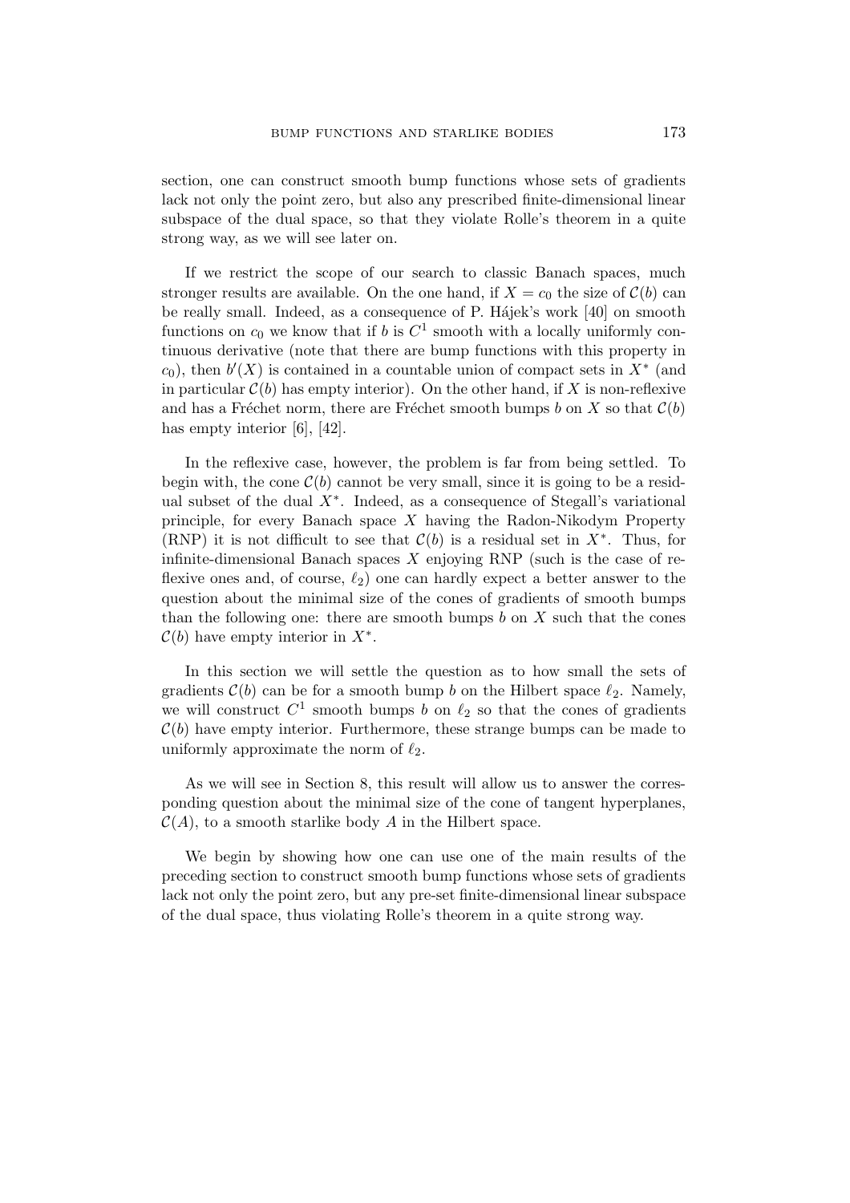section, one can construct smooth bump functions whose sets of gradients lack not only the point zero, but also any prescribed finite-dimensional linear subspace of the dual space, so that they violate Rolle's theorem in a quite strong way, as we will see later on.

If we restrict the scope of our search to classic Banach spaces, much stronger results are available. On the one hand, if $X = c_0$ the size of $\mathcal{C}(b)$ can be really small. Indeed, as a consequence of P. Hájek's work [40] on smooth functions on $c_0$ we know that if $b$ is $C^1$ smooth with a locally uniformly continuous derivative (note that there are bump functions with this property in $c_0$), then $b'(X)$ is contained in a countable union of compact sets in $X^*$ (and in particular $\mathcal{C}(b)$ has empty interior). On the other hand, if $X$ is non-reflexive and has a Fréchet norm, there are Fréchet smooth bumps $b$ on $X$ so that $\mathcal{C}(b)$ has empty interior [6], [42].

In the reflexive case, however, the problem is far from being settled. To begin with, the cone $\mathcal{C}(b)$ cannot be very small, since it is going to be a residual subset of the dual $X^*$. Indeed, as a consequence of Stegall's variational principle, for every Banach space $X$ having the Radon-Nikodym Property (RNP) it is not difficult to see that $\mathcal{C}(b)$ is a residual set in $X^*$. Thus, for infinite-dimensional Banach spaces $X$ enjoying RNP (such is the case of reflexive ones and, of course, $\ell_2$) one can hardly expect a better answer to the question about the minimal size of the cones of gradients of smooth bumps than the following one: there are smooth bumps $b$ on $X$ such that the cones $\mathcal{C}(b)$ have empty interior in $X^*$.

In this section we will settle the question as to how small the sets of gradients $\mathcal{C}(b)$ can be for a smooth bump $b$ on the Hilbert space $\ell_2$. Namely, we will construct $C^1$ smooth bumps $b$ on $\ell_2$ so that the cones of gradients $\mathcal{C}(b)$ have empty interior. Furthermore, these strange bumps can be made to uniformly approximate the norm of $\ell_2$.

As we will see in Section 8, this result will allow us to answer the corresponding question about the minimal size of the cone of tangent hyperplanes, $\mathcal{C}(A)$, to a smooth starlike body $A$ in the Hilbert space.

We begin by showing how one can use one of the main results of the preceding section to construct smooth bump functions whose sets of gradients lack not only the point zero, but any pre-set finite-dimensional linear subspace of the dual space, thus violating Rolle's theorem in a quite strong way.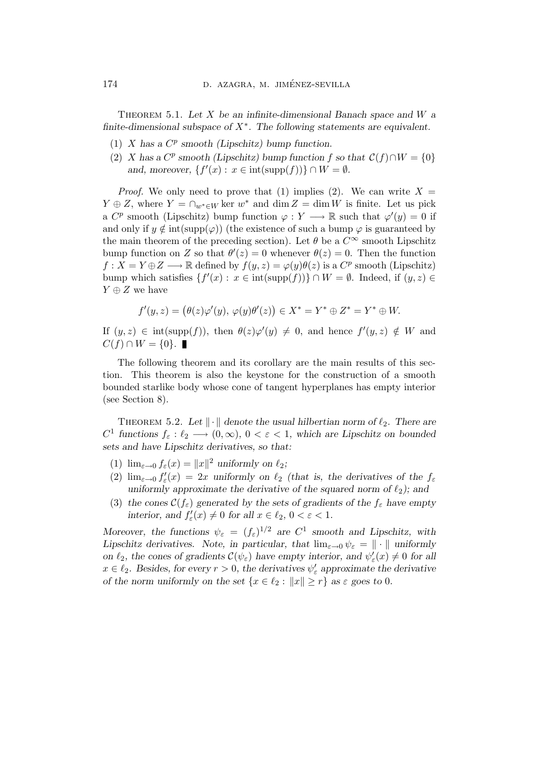Theorem 5.1. *Let $X$ be an infinite-dimensional Banach space and $W$ a finite-dimensional subspace of $X^*$. The following statements are equivalent.*

1. *$X$ has a $C^p$ smooth (Lipschitz) bump function.*
2. *$X$ has a $C^p$ smooth (Lipschitz) bump function $f$ so that $\mathcal{C}(f) \cap W = \{0\}$ and, moreover, $\{f'(x) : x \in \operatorname{int}(\operatorname{supp}(f))\} \cap W = \emptyset$.*

*Proof.* We only need to prove that (1) implies (2). We can write $X = Y \oplus Z$, where $Y = \cap_{w^* \in W} \ker w^*$ and $\dim Z = \dim W$ is finite. Let us pick a $C^p$ smooth (Lipschitz) bump function $\varphi : Y \longrightarrow \mathbb{R}$ such that $\varphi'(y) = 0$ if and only if $y \notin \operatorname{int}(\operatorname{supp}(\varphi))$ (the existence of such a bump $\varphi$ is guaranteed by the main theorem of the preceding section). Let $\theta$ be a $C^\infty$ smooth Lipschitz bump function on $Z$ so that $\theta'(z) = 0$ whenever $\theta(z) = 0$. Then the function $f : X = Y \oplus Z \longrightarrow \mathbb{R}$ defined by $f(y,z) = \varphi(y)\theta(z)$ is a $C^p$ smooth (Lipschitz) bump which satisfies $\{f'(x) : x \in \operatorname{int}(\operatorname{supp}(f))\} \cap W = \emptyset$. Indeed, if $(y,z) \in Y \oplus Z$ we have

$$f'(y,z) = \big(\theta(z)\varphi'(y),\, \varphi(y)\theta'(z)\big) \in X^* = Y^* \oplus Z^* = Y^* \oplus W.$$

If $(y,z) \in \operatorname{int}(\operatorname{supp}(f))$, then $\theta(z)\varphi'(y) \neq 0$, and hence $f'(y,z) \notin W$ and $C(f) \cap W = \{0\}$. ∎

The following theorem and its corollary are the main results of this section. This theorem is also the keystone for the construction of a smooth bounded starlike body whose cone of tangent hyperplanes has empty interior (see Section 8).

Theorem 5.2. *Let $\|\cdot\|$ denote the usual hilbertian norm of $\ell_2$. There are $C^1$ functions $f_\varepsilon : \ell_2 \longrightarrow (0,\infty)$, $0 < \varepsilon < 1$, which are Lipschitz on bounded sets and have Lipschitz derivatives, so that:*

1. *$\lim_{\varepsilon\to 0} f_\varepsilon(x) = \|x\|^2$ uniformly on $\ell_2$;*
2. *$\lim_{\varepsilon\to 0} f'_\varepsilon(x) = 2x$ uniformly on $\ell_2$ (that is, the derivatives of the $f_\varepsilon$ uniformly approximate the derivative of the squared norm of $\ell_2$); and*
3. *the cones $\mathcal{C}(f_\varepsilon)$ generated by the sets of gradients of the $f_\varepsilon$ have empty interior, and $f'_\varepsilon(x) \neq 0$ for all $x \in \ell_2$, $0 < \varepsilon < 1$.*

*Moreover, the functions $\psi_\varepsilon = (f_\varepsilon)^{1/2}$ are $C^1$ smooth and Lipschitz, with Lipschitz derivatives. Note, in particular, that $\lim_{\varepsilon\to 0} \psi_\varepsilon = \|\cdot\|$ uniformly on $\ell_2$, the cones of gradients $\mathcal{C}(\psi_\varepsilon)$ have empty interior, and $\psi'_\varepsilon(x) \neq 0$ for all $x \in \ell_2$. Besides, for every $r > 0$, the derivatives $\psi'_\varepsilon$ approximate the derivative of the norm uniformly on the set $\{x \in \ell_2 : \|x\| \geq r\}$ as $\varepsilon$ goes to $0$.*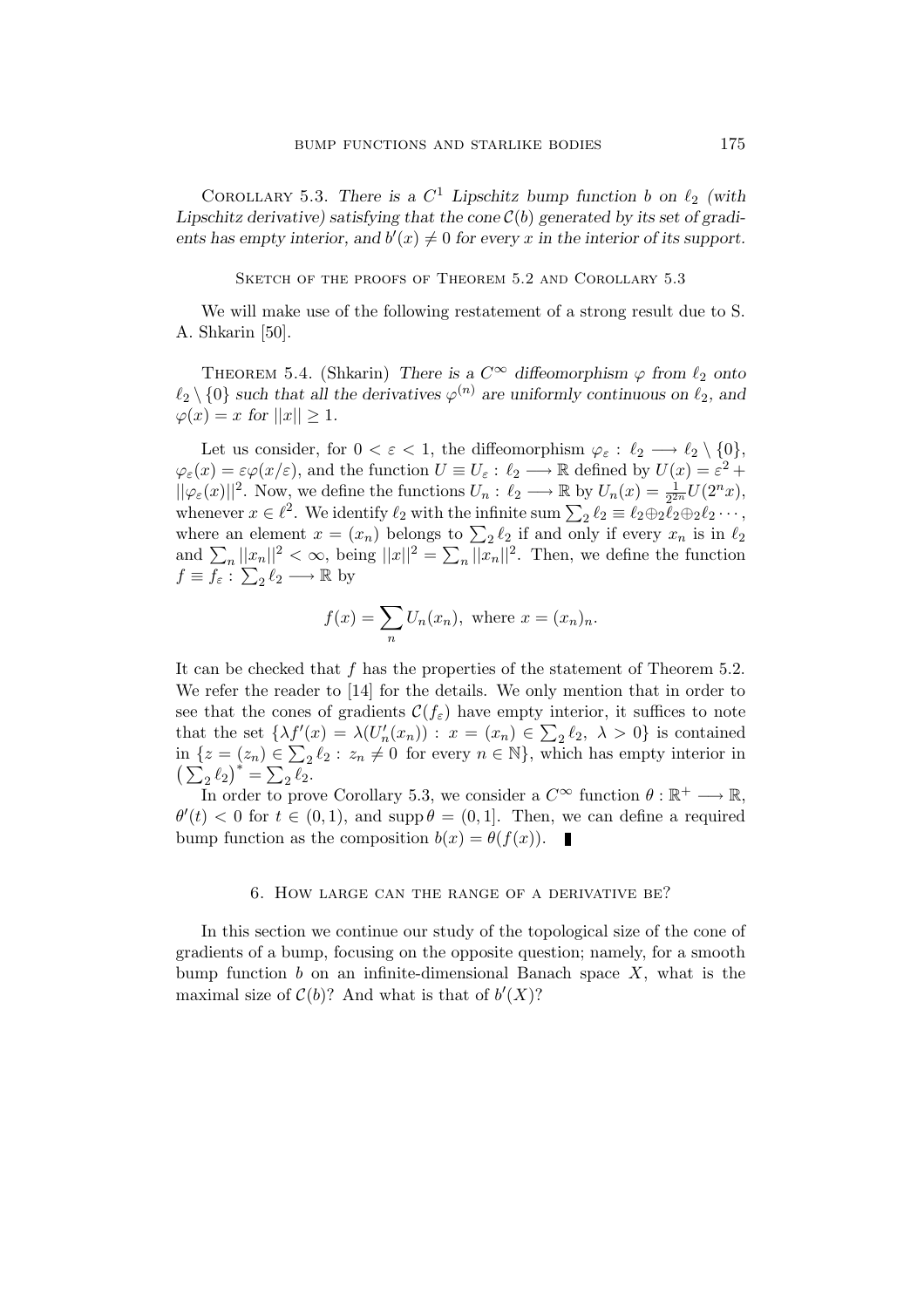Corollary 5.3. *There is a $C^1$ Lipschitz bump function $b$ on $\ell_2$ (with Lipschitz derivative) satisfying that the cone $\mathcal{C}(b)$ generated by its set of gradients has empty interior, and $b'(x) \neq 0$ for every $x$ in the interior of its support.*

Sketch of the proofs of Theorem 5.2 and Corollary 5.3

We will make use of the following restatement of a strong result due to S. A. Shkarin [50].

Theorem 5.4. (Shkarin) *There is a $C^\infty$ diffeomorphism $\varphi$ from $\ell_2$ onto $\ell_2 \setminus \{0\}$ such that all the derivatives $\varphi^{(n)}$ are uniformly continuous on $\ell_2$, and $\varphi(x) = x$ for $||x|| \geq 1$.*

Let us consider, for $0 < \varepsilon < 1$, the diffeomorphism $\varphi_\varepsilon : \ell_2 \longrightarrow \ell_2 \setminus \{0\}$, $\varphi_\varepsilon(x) = \varepsilon\varphi(x/\varepsilon)$, and the function $U \equiv U_\varepsilon : \ell_2 \longrightarrow \mathbb{R}$ defined by $U(x) = \varepsilon^2 + ||\varphi_\varepsilon(x)||^2$. Now, we define the functions $U_n : \ell_2 \longrightarrow \mathbb{R}$ by $U_n(x) = \frac{1}{2^{2n}}U(2^n x)$, whenever $x \in \ell^2$. We identify $\ell_2$ with the infinite sum $\sum_2 \ell_2 \equiv \ell_2 \oplus_2 \ell_2 \oplus_2 \ell_2 \cdots$, where an element $x = (x_n)$ belongs to $\sum_2 \ell_2$ if and only if every $x_n$ is in $\ell_2$ and $\sum_n ||x_n||^2 < \infty$, being $||x||^2 = \sum_n ||x_n||^2$. Then, we define the function $f \equiv f_\varepsilon : \sum_2 \ell_2 \longrightarrow \mathbb{R}$ by

$$f(x) = \sum_n U_n(x_n), \text{ where } x = (x_n)_n.$$

It can be checked that $f$ has the properties of the statement of Theorem 5.2. We refer the reader to [14] for the details. We only mention that in order to see that the cones of gradients $\mathcal{C}(f_\varepsilon)$ have empty interior, it suffices to note that the set $\{\lambda f'(x) = \lambda(U_n'(x_n)) : x = (x_n) \in \sum_2 \ell_2,\ \lambda > 0\}$ is contained in $\{z = (z_n) \in \sum_2 \ell_2 : z_n \neq 0 \text{ for every } n \in \mathbb{N}\}$, which has empty interior in $\left(\sum_2 \ell_2\right)^* = \sum_2 \ell_2$.

In order to prove Corollary 5.3, we consider a $C^\infty$ function $\theta : \mathbb{R}^+ \longrightarrow \mathbb{R}$, $\theta'(t) < 0$ for $t \in (0, 1)$, and $\operatorname{supp} \theta = (0, 1]$. Then, we can define a required bump function as the composition $b(x) = \theta(f(x))$. ∎

## 6. How large can the range of a derivative be?

In this section we continue our study of the topological size of the cone of gradients of a bump, focusing on the opposite question; namely, for a smooth bump function $b$ on an infinite-dimensional Banach space $X$, what is the maximal size of $\mathcal{C}(b)$? And what is that of $b'(X)$?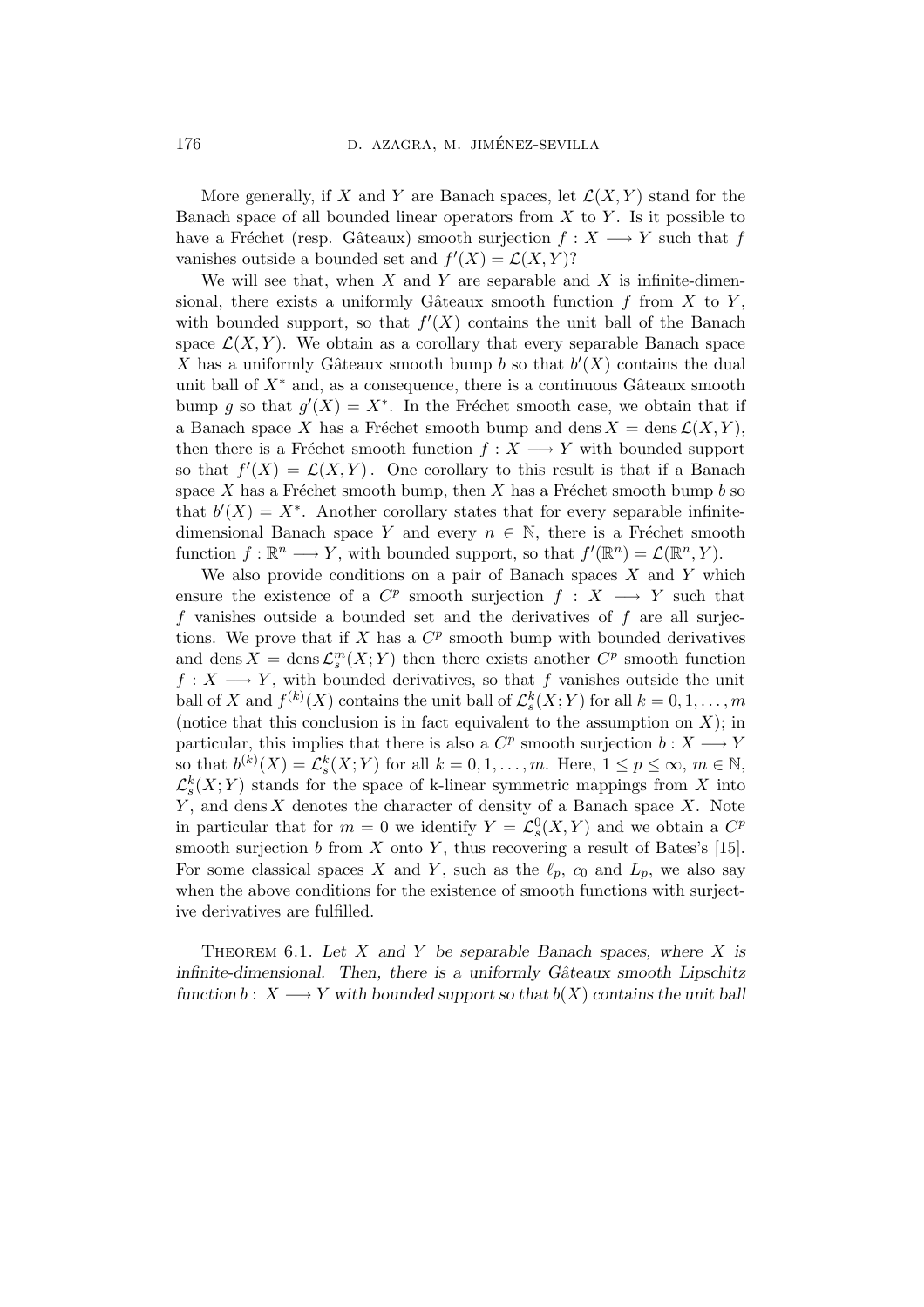More generally, if $X$ and $Y$ are Banach spaces, let $\mathcal{L}(X,Y)$ stand for the Banach space of all bounded linear operators from $X$ to $Y$. Is it possible to have a Fréchet (resp. Gâteaux) smooth surjection $f : X \longrightarrow Y$ such that $f$ vanishes outside a bounded set and $f'(X) = \mathcal{L}(X,Y)$?

We will see that, when $X$ and $Y$ are separable and $X$ is infinite-dimensional, there exists a uniformly Gâteaux smooth function $f$ from $X$ to $Y$, with bounded support, so that $f'(X)$ contains the unit ball of the Banach space $\mathcal{L}(X,Y)$. We obtain as a corollary that every separable Banach space $X$ has a uniformly Gâteaux smooth bump $b$ so that $b'(X)$ contains the dual unit ball of $X^*$ and, as a consequence, there is a continuous Gâteaux smooth bump $g$ so that $g'(X) = X^*$. In the Fréchet smooth case, we obtain that if a Banach space $X$ has a Fréchet smooth bump and $\operatorname{dens} X = \operatorname{dens} \mathcal{L}(X,Y)$, then there is a Fréchet smooth function $f : X \longrightarrow Y$ with bounded support so that $f'(X) = \mathcal{L}(X,Y)$. One corollary to this result is that if a Banach space $X$ has a Fréchet smooth bump, then $X$ has a Fréchet smooth bump $b$ so that $b'(X) = X^*$. Another corollary states that for every separable infinite-dimensional Banach space $Y$ and every $n \in \mathbb{N}$, there is a Fréchet smooth function $f : \mathbb{R}^n \longrightarrow Y$, with bounded support, so that $f'(\mathbb{R}^n) = \mathcal{L}(\mathbb{R}^n, Y)$.

We also provide conditions on a pair of Banach spaces $X$ and $Y$ which ensure the existence of a $C^p$ smooth surjection $f : X \longrightarrow Y$ such that $f$ vanishes outside a bounded set and the derivatives of $f$ are all surjections. We prove that if $X$ has a $C^p$ smooth bump with bounded derivatives and $\operatorname{dens} X = \operatorname{dens} \mathcal{L}_s^m(X;Y)$ then there exists another $C^p$ smooth function $f : X \longrightarrow Y$, with bounded derivatives, so that $f$ vanishes outside the unit ball of $X$ and $f^{(k)}(X)$ contains the unit ball of $\mathcal{L}_s^k(X;Y)$ for all $k = 0, 1, \ldots, m$ (notice that this conclusion is in fact equivalent to the assumption on $X$); in particular, this implies that there is also a $C^p$ smooth surjection $b : X \longrightarrow Y$ so that $b^{(k)}(X) = \mathcal{L}_s^k(X;Y)$ for all $k = 0, 1, \ldots, m$. Here, $1 \leq p \leq \infty$, $m \in \mathbb{N}$, $\mathcal{L}_s^k(X;Y)$ stands for the space of k-linear symmetric mappings from $X$ into $Y$, and $\operatorname{dens} X$ denotes the character of density of a Banach space $X$. Note in particular that for $m = 0$ we identify $Y = \mathcal{L}_s^0(X,Y)$ and we obtain a $C^p$ smooth surjection $b$ from $X$ onto $Y$, thus recovering a result of Bates's [15]. For some classical spaces $X$ and $Y$, such as the $\ell_p$, $c_0$ and $L_p$, we also say when the above conditions for the existence of smooth functions with surjective derivatives are fulfilled.

Theorem 6.1. *Let $X$ and $Y$ be separable Banach spaces, where $X$ is infinite-dimensional. Then, there is a uniformly Gâteaux smooth Lipschitz function $b : X \longrightarrow Y$ with bounded support so that $b(X)$ contains the unit ball*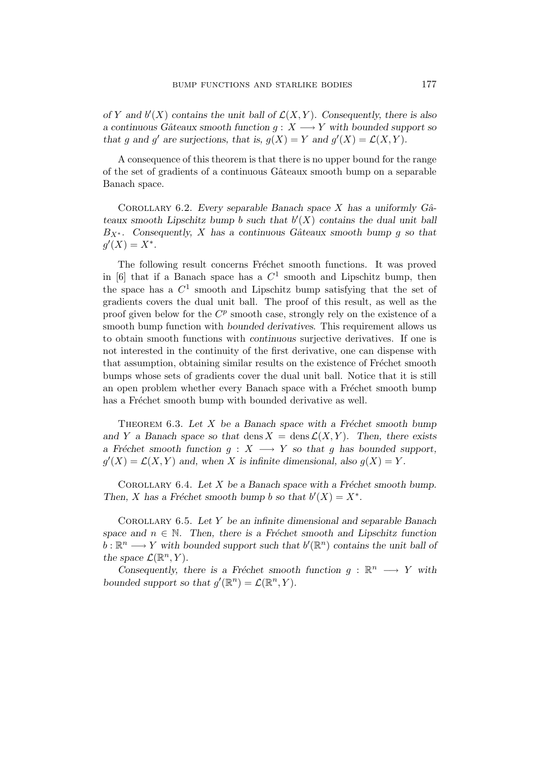*of $Y$ and $b'(X)$ contains the unit ball of $\mathcal{L}(X, Y)$. Consequently, there is also a continuous Gâteaux smooth function $g : X \longrightarrow Y$ with bounded support so that $g$ and $g'$ are surjections, that is, $g(X) = Y$ and $g'(X) = \mathcal{L}(X, Y)$.*

A consequence of this theorem is that there is no upper bound for the range of the set of gradients of a continuous Gâteaux smooth bump on a separable Banach space.

Corollary 6.2. *Every separable Banach space $X$ has a uniformly Gâteaux smooth Lipschitz bump $b$ such that $b'(X)$ contains the dual unit ball $B_{X^*}$. Consequently, $X$ has a continuous Gâteaux smooth bump $g$ so that $g'(X) = X^*$.*

The following result concerns Fréchet smooth functions. It was proved in [6] that if a Banach space has a $C^1$ smooth and Lipschitz bump, then the space has a $C^1$ smooth and Lipschitz bump satisfying that the set of gradients covers the dual unit ball. The proof of this result, as well as the proof given below for the $C^p$ smooth case, strongly rely on the existence of a smooth bump function with *bounded derivatives*. This requirement allows us to obtain smooth functions with *continuous* surjective derivatives. If one is not interested in the continuity of the first derivative, one can dispense with that assumption, obtaining similar results on the existence of Fréchet smooth bumps whose sets of gradients cover the dual unit ball. Notice that it is still an open problem whether every Banach space with a Fréchet smooth bump has a Fréchet smooth bump with bounded derivative as well.

Theorem 6.3. *Let $X$ be a Banach space with a Fréchet smooth bump and $Y$ a Banach space so that $\operatorname{dens} X = \operatorname{dens} \mathcal{L}(X, Y)$. Then, there exists a Fréchet smooth function $g : X \longrightarrow Y$ so that $g$ has bounded support, $g'(X) = \mathcal{L}(X, Y)$ and, when $X$ is infinite dimensional, also $g(X) = Y$.*

Corollary 6.4. *Let $X$ be a Banach space with a Fréchet smooth bump. Then, $X$ has a Fréchet smooth bump $b$ so that $b'(X) = X^*$.*

Corollary 6.5. *Let $Y$ be an infinite dimensional and separable Banach space and $n \in \mathbb{N}$. Then, there is a Fréchet smooth and Lipschitz function $b : \mathbb{R}^n \longrightarrow Y$ with bounded support such that $b'(\mathbb{R}^n)$ contains the unit ball of the space $\mathcal{L}(\mathbb{R}^n, Y)$.*

*Consequently, there is a Fréchet smooth function $g : \mathbb{R}^n \longrightarrow Y$ with bounded support so that $g'(\mathbb{R}^n) = \mathcal{L}(\mathbb{R}^n, Y)$.*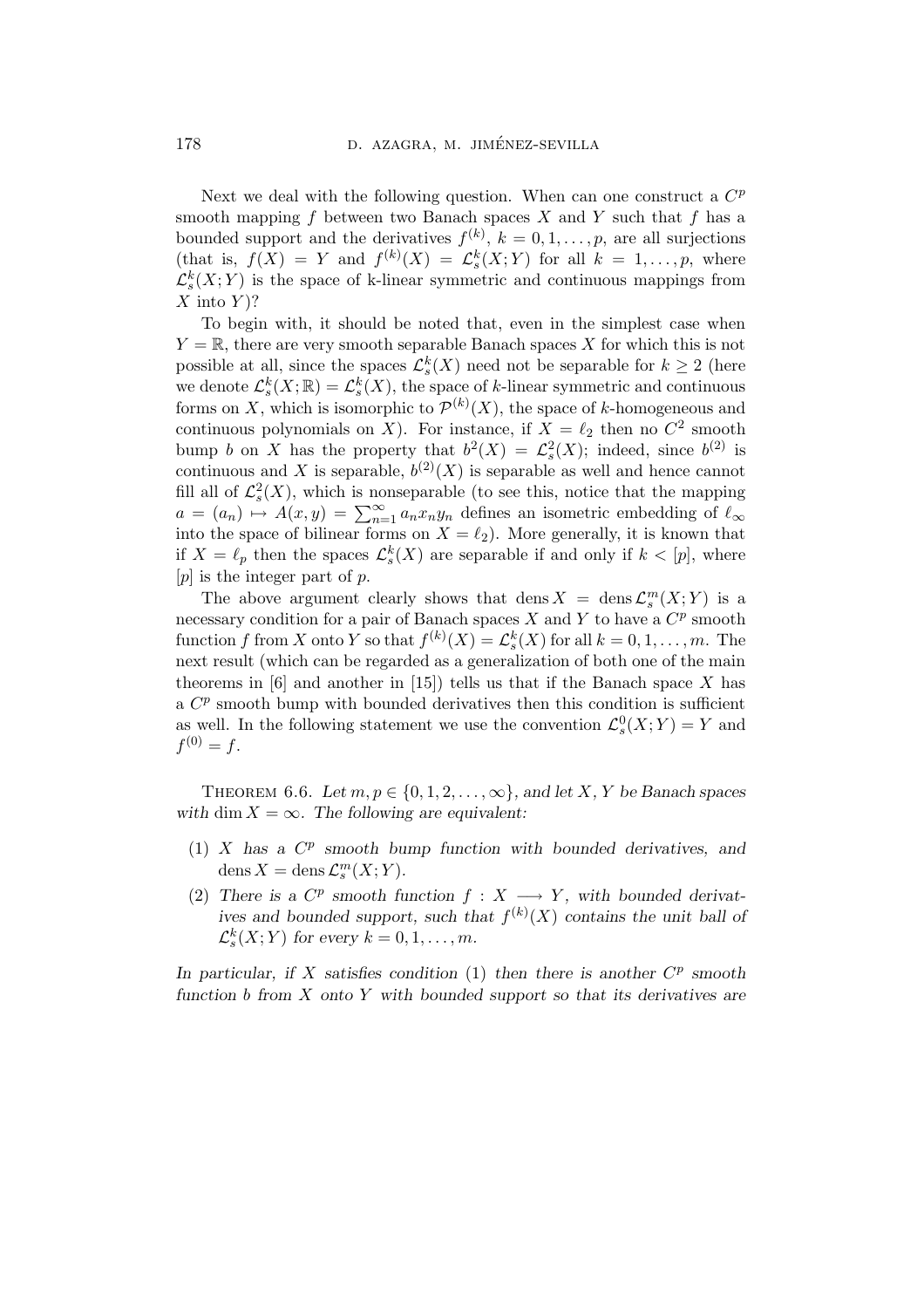Next we deal with the following question. When can one construct a $C^p$ smooth mapping $f$ between two Banach spaces $X$ and $Y$ such that $f$ has a bounded support and the derivatives $f^{(k)}$, $k = 0, 1, \ldots, p$, are all surjections (that is, $f(X) = Y$ and $f^{(k)}(X) = \mathcal{L}_s^k(X;Y)$ for all $k = 1, \ldots, p$, where $\mathcal{L}_s^k(X;Y)$ is the space of k-linear symmetric and continuous mappings from $X$ into $Y$)?

To begin with, it should be noted that, even in the simplest case when $Y = \mathbb{R}$, there are very smooth separable Banach spaces $X$ for which this is not possible at all, since the spaces $\mathcal{L}_s^k(X)$ need not be separable for $k \geq 2$ (here we denote $\mathcal{L}_s^k(X;\mathbb{R}) = \mathcal{L}_s^k(X)$, the space of $k$-linear symmetric and continuous forms on $X$, which is isomorphic to $\mathcal{P}^{(k)}(X)$, the space of $k$-homogeneous and continuous polynomials on $X$). For instance, if $X = \ell_2$ then no $C^2$ smooth bump $b$ on $X$ has the property that $b^2(X) = \mathcal{L}_s^2(X)$; indeed, since $b^{(2)}$ is continuous and $X$ is separable, $b^{(2)}(X)$ is separable as well and hence cannot fill all of $\mathcal{L}_s^2(X)$, which is nonseparable (to see this, notice that the mapping $a = (a_n) \mapsto A(x,y) = \sum_{n=1}^{\infty} a_n x_n y_n$ defines an isometric embedding of $\ell_\infty$ into the space of bilinear forms on $X = \ell_2$). More generally, it is known that if $X = \ell_p$ then the spaces $\mathcal{L}_s^k(X)$ are separable if and only if $k < [p]$, where $[p]$ is the integer part of $p$.

The above argument clearly shows that $\operatorname{dens} X = \operatorname{dens} \mathcal{L}_s^m(X;Y)$ is a necessary condition for a pair of Banach spaces $X$ and $Y$ to have a $C^p$ smooth function $f$ from $X$ onto $Y$ so that $f^{(k)}(X) = \mathcal{L}_s^k(X)$ for all $k = 0, 1, \ldots, m$. The next result (which can be regarded as a generalization of both one of the main theorems in [6] and another in [15]) tells us that if the Banach space $X$ has a $C^p$ smooth bump with bounded derivatives then this condition is sufficient as well. In the following statement we use the convention $\mathcal{L}_s^0(X;Y) = Y$ and $f^{(0)} = f$.

Theorem 6.6. *Let $m, p \in \{0, 1, 2, \ldots, \infty\}$, and let $X$, $Y$ be Banach spaces with $\dim X = \infty$. The following are equivalent:*

1. *$X$ has a $C^p$ smooth bump function with bounded derivatives, and $\operatorname{dens} X = \operatorname{dens} \mathcal{L}_s^m(X;Y)$.*
2. *There is a $C^p$ smooth function $f : X \longrightarrow Y$, with bounded derivatives and bounded support, such that $f^{(k)}(X)$ contains the unit ball of $\mathcal{L}_s^k(X;Y)$ for every $k = 0, 1, \ldots, m$.*

*In particular, if $X$ satisfies condition (1) then there is another $C^p$ smooth function $b$ from $X$ onto $Y$ with bounded support so that its derivatives are*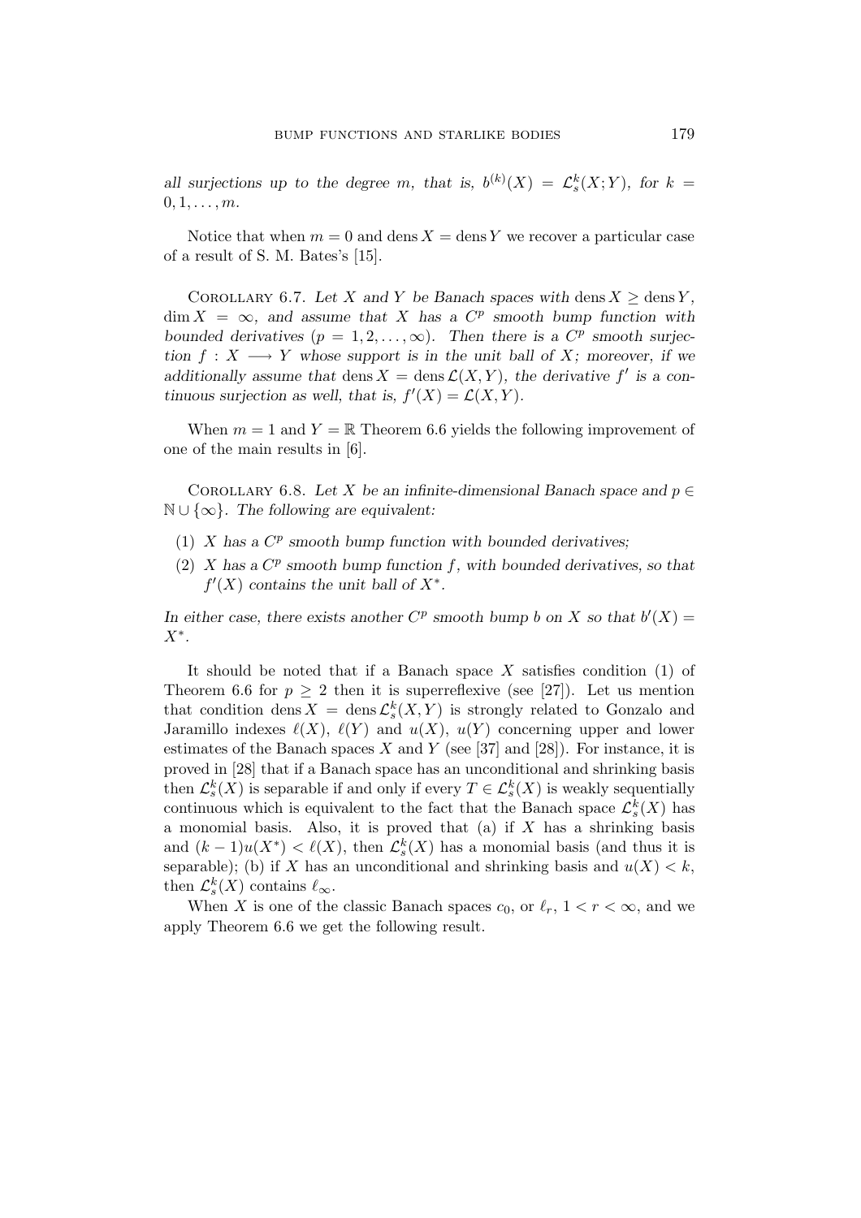*all surjections up to the degree $m$, that is, $b^{(k)}(X) = \mathcal{L}_s^k(X;Y)$, for $k = 0, 1, \ldots, m$.*

Notice that when $m = 0$ and $\operatorname{dens} X = \operatorname{dens} Y$ we recover a particular case of a result of S. M. Bates's [15].

COROLLARY 6.7. *Let $X$ and $Y$ be Banach spaces with $\operatorname{dens} X \geq \operatorname{dens} Y$, $\dim X = \infty$, and assume that $X$ has a $C^p$ smooth bump function with bounded derivatives ($p = 1, 2, \ldots, \infty$). Then there is a $C^p$ smooth surjection $f : X \longrightarrow Y$ whose support is in the unit ball of $X$; moreover, if we additionally assume that $\operatorname{dens} X = \operatorname{dens} \mathcal{L}(X, Y)$, the derivative $f'$ is a continuous surjection as well, that is, $f'(X) = \mathcal{L}(X, Y)$.*

When $m = 1$ and $Y = \mathbb{R}$ Theorem 6.6 yields the following improvement of one of the main results in [6].

COROLLARY 6.8. *Let $X$ be an infinite-dimensional Banach space and $p \in \mathbb{N} \cup \{\infty\}$. The following are equivalent:*

1. *$X$ has a $C^p$ smooth bump function with bounded derivatives;*
2. *$X$ has a $C^p$ smooth bump function $f$, with bounded derivatives, so that $f'(X)$ contains the unit ball of $X^*$.*

*In either case, there exists another $C^p$ smooth bump $b$ on $X$ so that $b'(X) = X^*$.*

It should be noted that if a Banach space $X$ satisfies condition (1) of Theorem 6.6 for $p \geq 2$ then it is superreflexive (see [27]). Let us mention that condition $\operatorname{dens} X = \operatorname{dens} \mathcal{L}_s^k(X, Y)$ is strongly related to Gonzalo and Jaramillo indexes $\ell(X)$, $\ell(Y)$ and $u(X)$, $u(Y)$ concerning upper and lower estimates of the Banach spaces $X$ and $Y$ (see [37] and [28]). For instance, it is proved in [28] that if a Banach space has an unconditional and shrinking basis then $\mathcal{L}_s^k(X)$ is separable if and only if every $T \in \mathcal{L}_s^k(X)$ is weakly sequentially continuous which is equivalent to the fact that the Banach space $\mathcal{L}_s^k(X)$ has a monomial basis. Also, it is proved that (a) if $X$ has a shrinking basis and $(k-1)u(X^*) < \ell(X)$, then $\mathcal{L}_s^k(X)$ has a monomial basis (and thus it is separable); (b) if $X$ has an unconditional and shrinking basis and $u(X) < k$, then $\mathcal{L}_s^k(X)$ contains $\ell_\infty$.

When $X$ is one of the classic Banach spaces $c_0$, or $\ell_r$, $1 < r < \infty$, and we apply Theorem 6.6 we get the following result.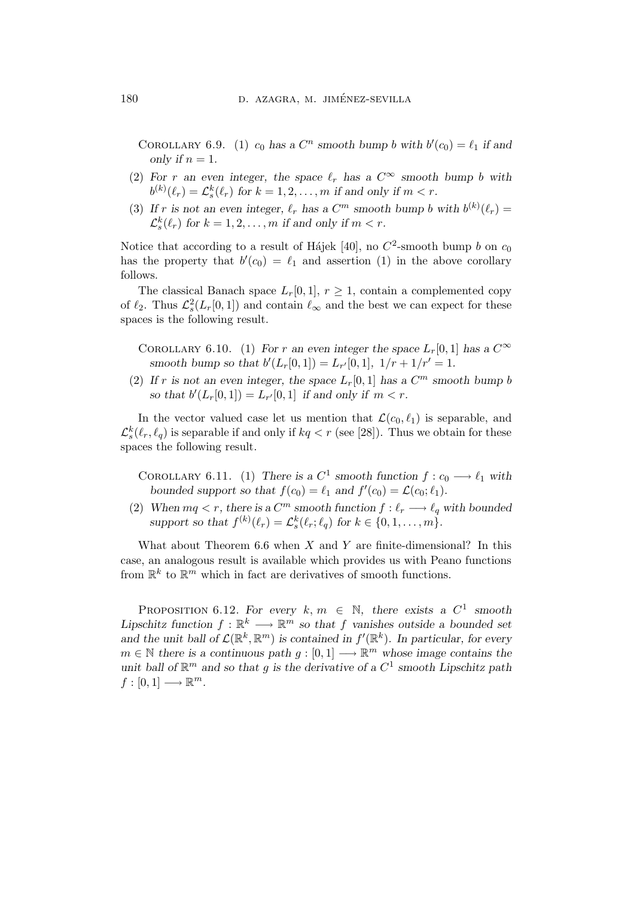Corollary 6.9. (1) $c_0$ *has a* $C^n$ *smooth bump* $b$ *with* $b'(c_0) = \ell_1$ *if and only if* $n = 1$.

(2) *For* $r$ *an even integer, the space* $\ell_r$ *has a* $C^\infty$ *smooth bump* $b$ *with* $b^{(k)}(\ell_r) = \mathcal{L}_s^k(\ell_r)$ *for* $k = 1, 2, \ldots, m$ *if and only if* $m < r$.

(3) *If* $r$ *is not an even integer,* $\ell_r$ *has a* $C^m$ *smooth bump* $b$ *with* $b^{(k)}(\ell_r) = \mathcal{L}_s^k(\ell_r)$ *for* $k = 1, 2, \ldots, m$ *if and only if* $m < r$.

Notice that according to a result of Hájek [40], no $C^2$-smooth bump $b$ on $c_0$ has the property that $b'(c_0) = \ell_1$ and assertion (1) in the above corollary follows.

The classical Banach space $L_r[0,1]$, $r \geq 1$, contain a complemented copy of $\ell_2$. Thus $\mathcal{L}_s^2(L_r[0,1])$ and contain $\ell_\infty$ and the best we can expect for these spaces is the following result.

Corollary 6.10. (1) *For* $r$ *an even integer the space* $L_r[0,1]$ *has a* $C^\infty$ *smooth bump so that* $b'(L_r[0,1]) = L_{r'}[0,1]$, $1/r + 1/r' = 1$.

(2) *If* $r$ *is not an even integer, the space* $L_r[0,1]$ *has a* $C^m$ *smooth bump* $b$ *so that* $b'(L_r[0,1]) = L_{r'}[0,1]$ *if and only if* $m < r$.

In the vector valued case let us mention that $\mathcal{L}(c_0, \ell_1)$ is separable, and $\mathcal{L}_s^k(\ell_r, \ell_q)$ is separable if and only if $kq < r$ (see [28]). Thus we obtain for these spaces the following result.

Corollary 6.11. (1) *There is a* $C^1$ *smooth function* $f : c_0 \longrightarrow \ell_1$ *with bounded support so that* $f(c_0) = \ell_1$ *and* $f'(c_0) = \mathcal{L}(c_0; \ell_1)$.

(2) *When* $mq < r$, *there is a* $C^m$ *smooth function* $f : \ell_r \longrightarrow \ell_q$ *with bounded support so that* $f^{(k)}(\ell_r) = \mathcal{L}_s^k(\ell_r; \ell_q)$ *for* $k \in \{0, 1, \ldots, m\}$.

What about Theorem 6.6 when $X$ and $Y$ are finite-dimensional? In this case, an analogous result is available which provides us with Peano functions from $\mathbb{R}^k$ to $\mathbb{R}^m$ which in fact are derivatives of smooth functions.

Proposition 6.12. *For every* $k, m \in \mathbb{N}$, *there exists a* $C^1$ *smooth Lipschitz function* $f : \mathbb{R}^k \longrightarrow \mathbb{R}^m$ *so that* $f$ *vanishes outside a bounded set and the unit ball of* $\mathcal{L}(\mathbb{R}^k, \mathbb{R}^m)$ *is contained in* $f'(\mathbb{R}^k)$. *In particular, for every* $m \in \mathbb{N}$ *there is a continuous path* $g : [0,1] \longrightarrow \mathbb{R}^m$ *whose image contains the unit ball of* $\mathbb{R}^m$ *and so that* $g$ *is the derivative of a* $C^1$ *smooth Lipschitz path* $f : [0,1] \longrightarrow \mathbb{R}^m$.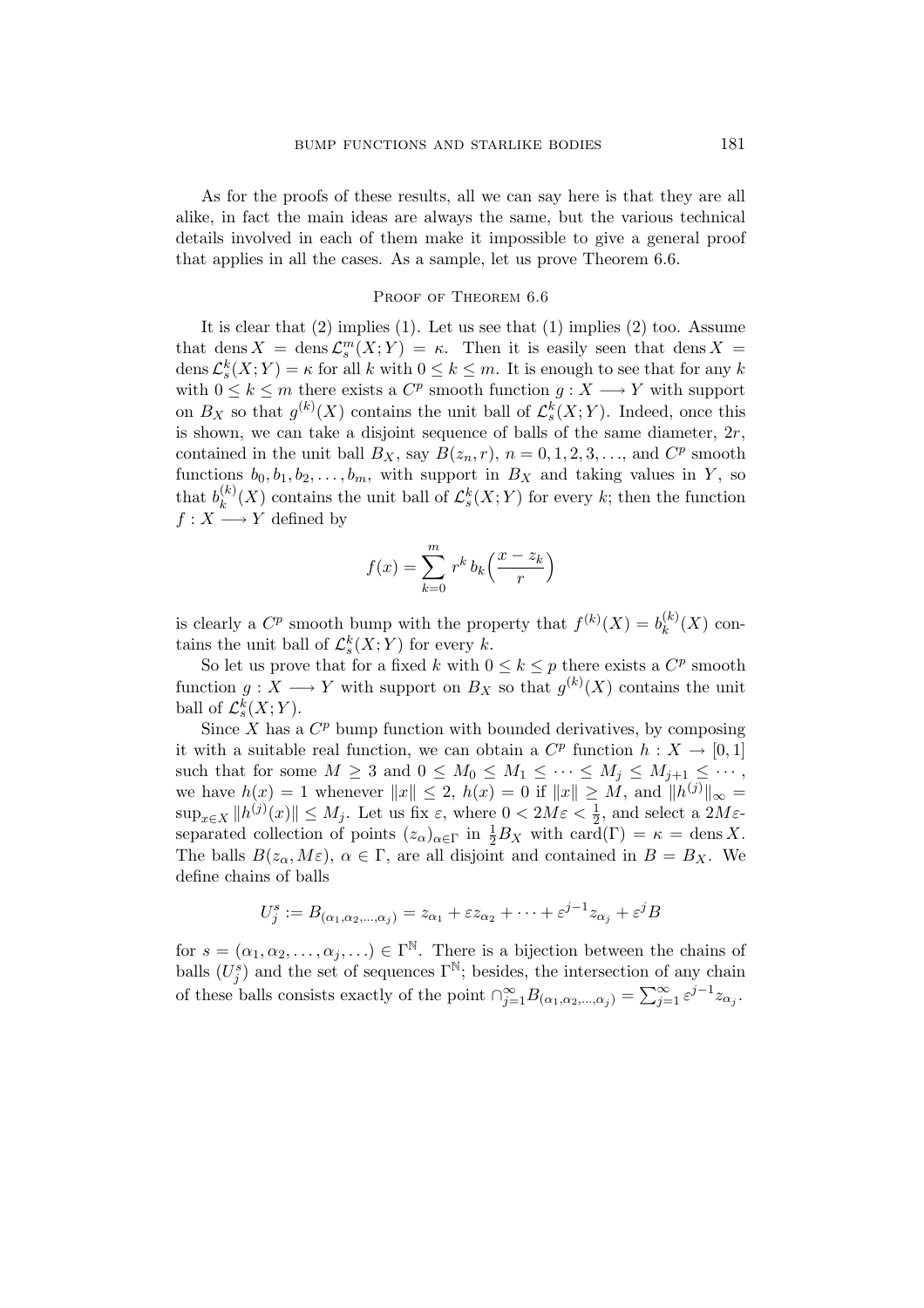As for the proofs of these results, all we can say here is that they are all alike, in fact the main ideas are always the same, but the various technical details involved in each of them make it impossible to give a general proof that applies in all the cases. As a sample, let us prove Theorem 6.6.

### Proof of Theorem 6.6

It is clear that (2) implies (1). Let us see that (1) implies (2) too. Assume that $\operatorname{dens} X = \operatorname{dens} \mathcal{L}_s^m(X;Y) = \kappa$. Then it is easily seen that $\operatorname{dens} X = \operatorname{dens} \mathcal{L}_s^k(X;Y) = \kappa$ for all $k$ with $0 \le k \le m$. It is enough to see that for any $k$ with $0 \le k \le m$ there exists a $C^p$ smooth function $g : X \longrightarrow Y$ with support on $B_X$ so that $g^{(k)}(X)$ contains the unit ball of $\mathcal{L}_s^k(X;Y)$. Indeed, once this is shown, we can take a disjoint sequence of balls of the same diameter, $2r$, contained in the unit ball $B_X$, say $B(z_n, r)$, $n = 0, 1, 2, 3, \ldots$, and $C^p$ smooth functions $b_0, b_1, b_2, \ldots, b_m$, with support in $B_X$ and taking values in $Y$, so that $b_k^{(k)}(X)$ contains the unit ball of $\mathcal{L}_s^k(X;Y)$ for every $k$; then the function $f : X \longrightarrow Y$ defined by

$$f(x) = \sum_{k=0}^{m} r^k \, b_k\Big(\frac{x - z_k}{r}\Big)$$

is clearly a $C^p$ smooth bump with the property that $f^{(k)}(X) = b_k^{(k)}(X)$ contains the unit ball of $\mathcal{L}_s^k(X;Y)$ for every $k$.

So let us prove that for a fixed $k$ with $0 \le k \le p$ there exists a $C^p$ smooth function $g : X \longrightarrow Y$ with support on $B_X$ so that $g^{(k)}(X)$ contains the unit ball of $\mathcal{L}_s^k(X;Y)$.

Since $X$ has a $C^p$ bump function with bounded derivatives, by composing it with a suitable real function, we can obtain a $C^p$ function $h : X \to [0,1]$ such that for some $M \ge 3$ and $0 \le M_0 \le M_1 \le \cdots \le M_j \le M_{j+1} \le \cdots$, we have $h(x) = 1$ whenever $\|x\| \le 2$, $h(x) = 0$ if $\|x\| \ge M$, and $\|h^{(j)}\|_\infty = \sup_{x \in X} \|h^{(j)}(x)\| \le M_j$. Let us fix $\varepsilon$, where $0 < 2M\varepsilon < \frac{1}{2}$, and select a $2M\varepsilon$-separated collection of points $(z_\alpha)_{\alpha \in \Gamma}$ in $\frac{1}{2}B_X$ with $\operatorname{card}(\Gamma) = \kappa = \operatorname{dens} X$. The balls $B(z_\alpha, M\varepsilon)$, $\alpha \in \Gamma$, are all disjoint and contained in $B = B_X$. We define chains of balls

$$U_j^s := B_{(\alpha_1, \alpha_2, \ldots, \alpha_j)} = z_{\alpha_1} + \varepsilon z_{\alpha_2} + \cdots + \varepsilon^{j-1} z_{\alpha_j} + \varepsilon^j B$$

for $s = (\alpha_1, \alpha_2, \ldots, \alpha_j, \ldots) \in \Gamma^{\mathbb{N}}$. There is a bijection between the chains of balls $(U_j^s)$ and the set of sequences $\Gamma^{\mathbb{N}}$; besides, the intersection of any chain of these balls consists exactly of the point $\cap_{j=1}^\infty B_{(\alpha_1, \alpha_2, \ldots, \alpha_j)} = \sum_{j=1}^\infty \varepsilon^{j-1} z_{\alpha_j}$.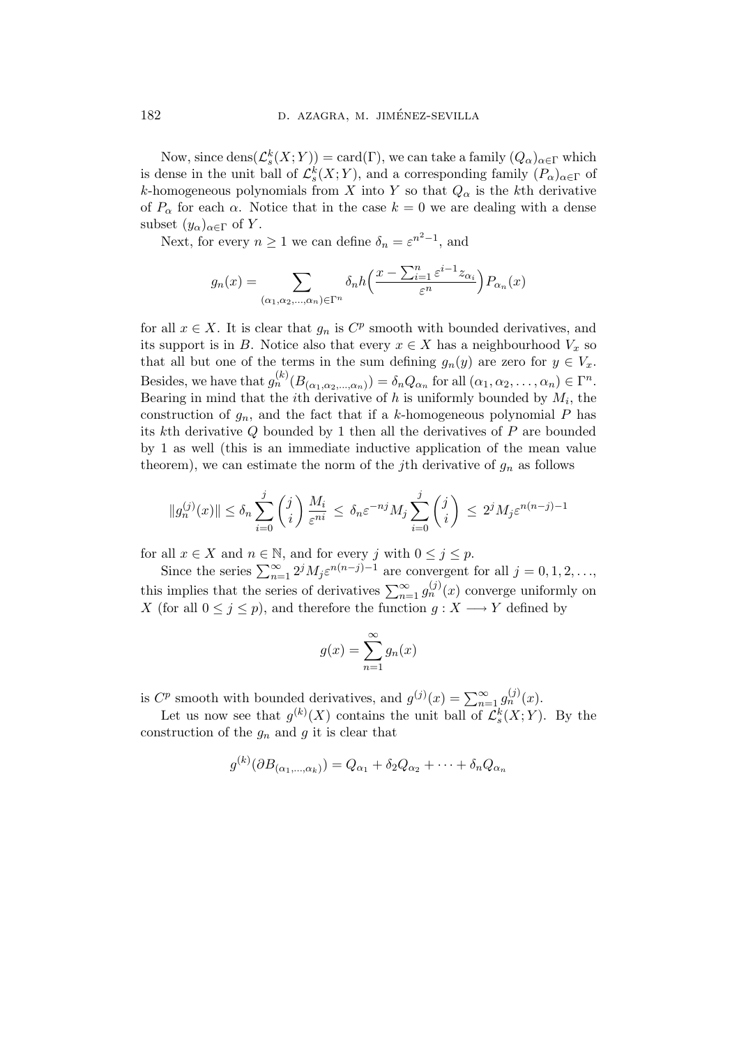Now, since $\text{dens}(\mathcal{L}_s^k(X;Y)) = \text{card}(\Gamma)$, we can take a family $(Q_\alpha)_{\alpha\in\Gamma}$ which is dense in the unit ball of $\mathcal{L}_s^k(X;Y)$, and a corresponding family $(P_\alpha)_{\alpha\in\Gamma}$ of $k$-homogeneous polynomials from $X$ into $Y$ so that $Q_\alpha$ is the $k$th derivative of $P_\alpha$ for each $\alpha$. Notice that in the case $k=0$ we are dealing with a dense subset $(y_\alpha)_{\alpha\in\Gamma}$ of $Y$.

Next, for every $n \geq 1$ we can define $\delta_n = \varepsilon^{n^2-1}$, and

$$g_n(x) = \sum_{(\alpha_1,\alpha_2,\ldots,\alpha_n)\in\Gamma^n} \delta_n h\Big(\frac{x - \sum_{i=1}^n \varepsilon^{i-1} z_{\alpha_i}}{\varepsilon^n}\Big) P_{\alpha_n}(x)$$

for all $x \in X$. It is clear that $g_n$ is $C^p$ smooth with bounded derivatives, and its support is in $B$. Notice also that every $x \in X$ has a neighbourhood $V_x$ so that all but one of the terms in the sum defining $g_n(y)$ are zero for $y \in V_x$. Besides, we have that $g_n^{(k)}(B_{(\alpha_1,\alpha_2,\ldots,\alpha_n)}) = \delta_n Q_{\alpha_n}$ for all $(\alpha_1,\alpha_2,\ldots,\alpha_n) \in \Gamma^n$. Bearing in mind that the $i$th derivative of $h$ is uniformly bounded by $M_i$, the construction of $g_n$, and the fact that if a $k$-homogeneous polynomial $P$ has its $k$th derivative $Q$ bounded by 1 then all the derivatives of $P$ are bounded by 1 as well (this is an immediate inductive application of the mean value theorem), we can estimate the norm of the $j$th derivative of $g_n$ as follows

$$\|g_n^{(j)}(x)\| \leq \delta_n \sum_{i=0}^{j} \binom{j}{i} \frac{M_i}{\varepsilon^{ni}} \leq \delta_n \varepsilon^{-nj} M_j \sum_{i=0}^{j} \binom{j}{i} \leq 2^j M_j \varepsilon^{n(n-j)-1}$$

for all $x \in X$ and $n \in \mathbb{N}$, and for every $j$ with $0 \leq j \leq p$.

Since the series $\sum_{n=1}^\infty 2^j M_j \varepsilon^{n(n-j)-1}$ are convergent for all $j = 0,1,2,\ldots$, this implies that the series of derivatives $\sum_{n=1}^\infty g_n^{(j)}(x)$ converge uniformly on $X$ (for all $0 \leq j \leq p$), and therefore the function $g : X \longrightarrow Y$ defined by

$$g(x) = \sum_{n=1}^\infty g_n(x)$$

is $C^p$ smooth with bounded derivatives, and $g^{(j)}(x) = \sum_{n=1}^\infty g_n^{(j)}(x)$.

Let us now see that $g^{(k)}(X)$ contains the unit ball of $\mathcal{L}_s^k(X;Y)$. By the construction of the $g_n$ and $g$ it is clear that

$$g^{(k)}(\partial B_{(\alpha_1,\ldots,\alpha_k)}) = Q_{\alpha_1} + \delta_2 Q_{\alpha_2} + \cdots + \delta_n Q_{\alpha_n}$$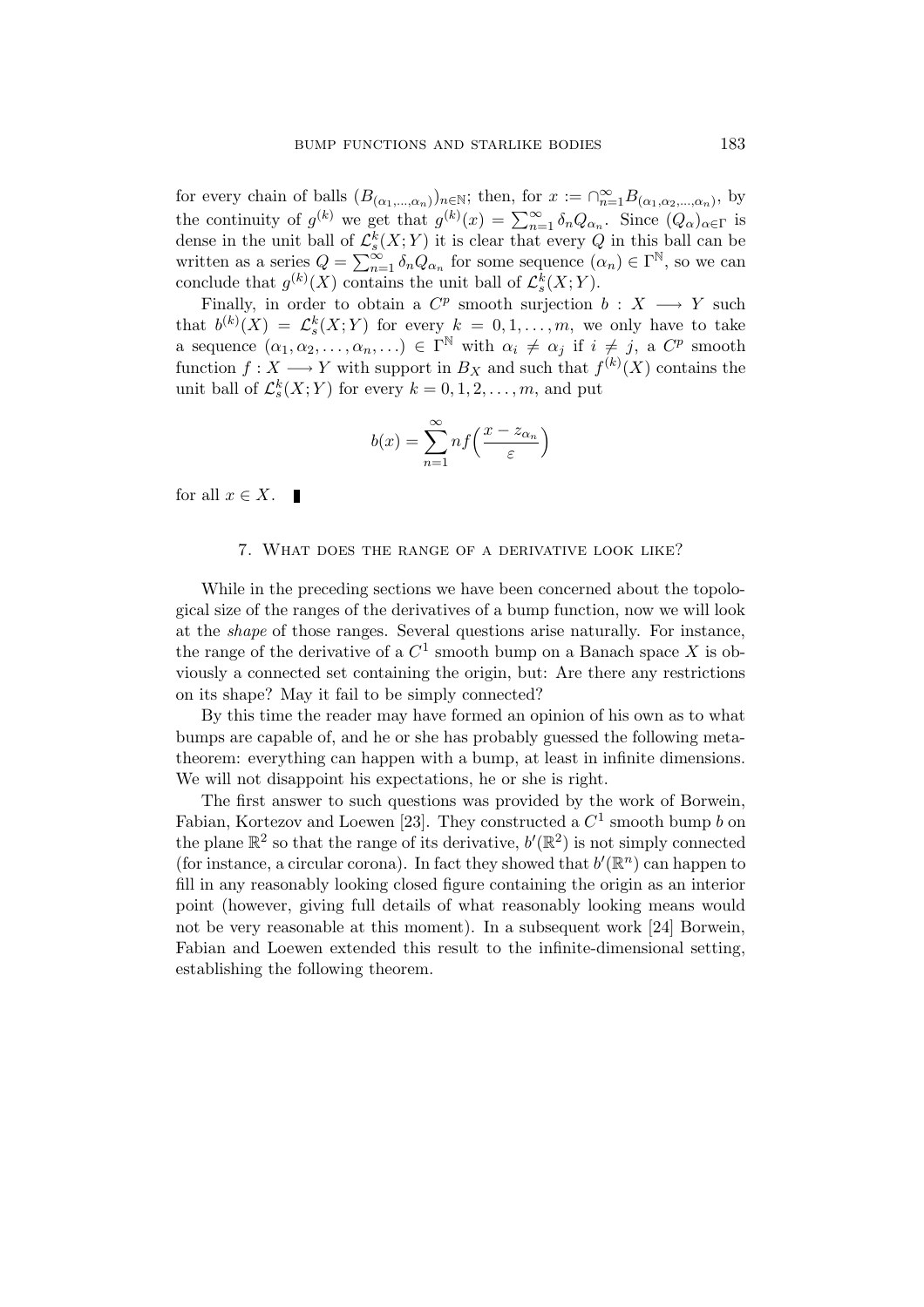for every chain of balls $(B_{(\alpha_1,\dots,\alpha_n)})_{n\in\mathbb{N}}$; then, for $x := \cap_{n=1}^{\infty} B_{(\alpha_1,\alpha_2,\dots,\alpha_n)}$, by the continuity of $g^{(k)}$ we get that $g^{(k)}(x) = \sum_{n=1}^{\infty} \delta_n Q_{\alpha_n}$. Since $(Q_\alpha)_{\alpha\in\Gamma}$ is dense in the unit ball of $\mathcal{L}_s^k(X;Y)$ it is clear that every $Q$ in this ball can be written as a series $Q = \sum_{n=1}^{\infty} \delta_n Q_{\alpha_n}$ for some sequence $(\alpha_n) \in \Gamma^{\mathbb{N}}$, so we can conclude that $g^{(k)}(X)$ contains the unit ball of $\mathcal{L}_s^k(X;Y)$.

Finally, in order to obtain a $C^p$ smooth surjection $b : X \longrightarrow Y$ such that $b^{(k)}(X) = \mathcal{L}_s^k(X;Y)$ for every $k = 0, 1, \dots, m$, we only have to take a sequence $(\alpha_1, \alpha_2, \dots, \alpha_n, \dots) \in \Gamma^{\mathbb{N}}$ with $\alpha_i \neq \alpha_j$ if $i \neq j$, a $C^p$ smooth function $f : X \longrightarrow Y$ with support in $B_X$ and such that $f^{(k)}(X)$ contains the unit ball of $\mathcal{L}_s^k(X;Y)$ for every $k = 0, 1, 2, \dots, m$, and put

$$b(x) = \sum_{n=1}^{\infty} n f\Big(\frac{x - z_{\alpha_n}}{\varepsilon}\Big)$$

for all $x \in X$. ∎

## 7. What does the range of a derivative look like?

While in the preceding sections we have been concerned about the topological size of the ranges of the derivatives of a bump function, now we will look at the *shape* of those ranges. Several questions arise naturally. For instance, the range of the derivative of a $C^1$ smooth bump on a Banach space $X$ is obviously a connected set containing the origin, but: Are there any restrictions on its shape? May it fail to be simply connected?

By this time the reader may have formed an opinion of his own as to what bumps are capable of, and he or she has probably guessed the following metatheorem: everything can happen with a bump, at least in infinite dimensions. We will not disappoint his expectations, he or she is right.

The first answer to such questions was provided by the work of Borwein, Fabian, Kortezov and Loewen [23]. They constructed a $C^1$ smooth bump $b$ on the plane $\mathbb{R}^2$ so that the range of its derivative, $b'(\mathbb{R}^2)$ is not simply connected (for instance, a circular corona). In fact they showed that $b'(\mathbb{R}^n)$ can happen to fill in any reasonably looking closed figure containing the origin as an interior point (however, giving full details of what reasonably looking means would not be very reasonable at this moment). In a subsequent work [24] Borwein, Fabian and Loewen extended this result to the infinite-dimensional setting, establishing the following theorem.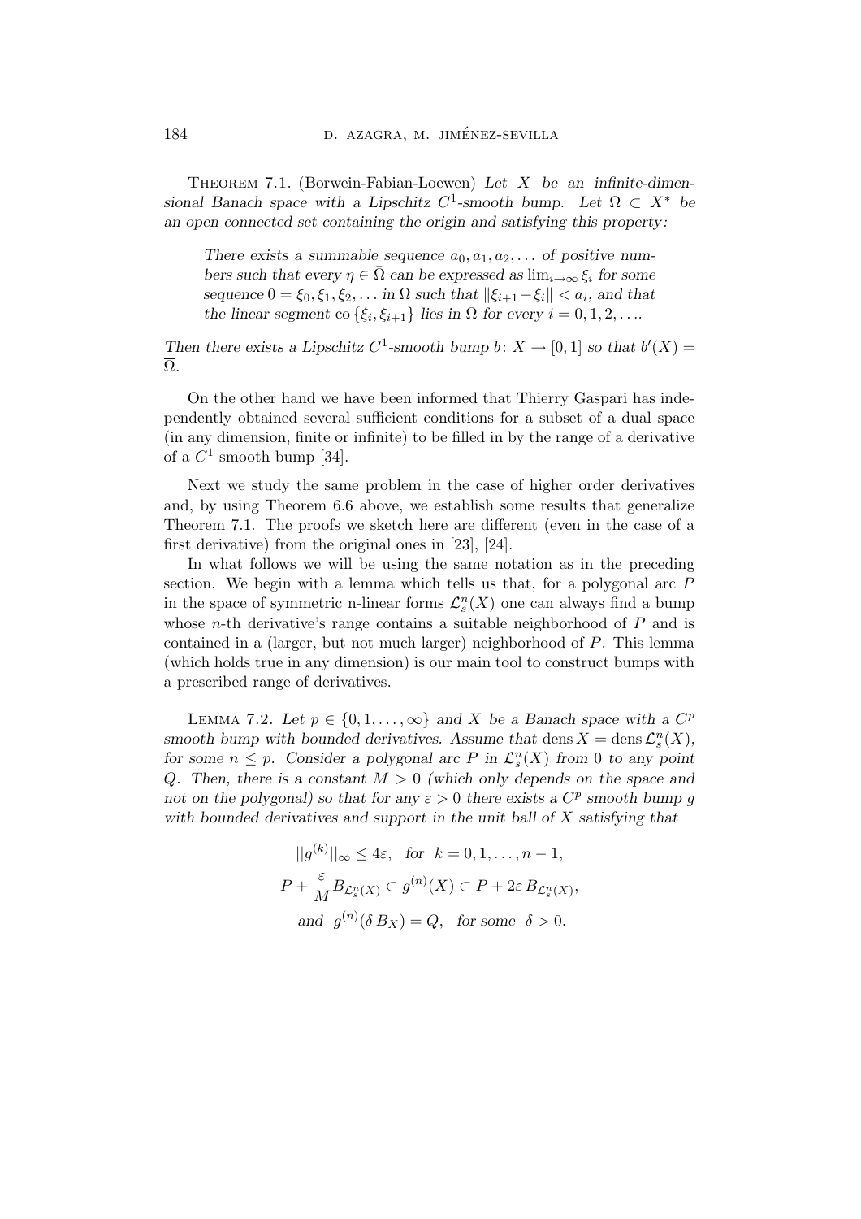Theorem 7.1. (Borwein-Fabian-Loewen) *Let $X$ be an infinite-dimensional Banach space with a Lipschitz $C^1$-smooth bump. Let $\Omega \subset X^*$ be an open connected set containing the origin and satisfying this property:*

> *There exists a summable sequence $a_0, a_1, a_2, \dots$ of positive numbers such that every $\eta \in \bar{\Omega}$ can be expressed as $\lim_{i\to\infty} \xi_i$ for some sequence $0 = \xi_0, \xi_1, \xi_2, \dots$ in $\Omega$ such that $\|\xi_{i+1} - \xi_i\| < a_i$, and that the linear segment $\mathrm{co}\,\{\xi_i, \xi_{i+1}\}$ lies in $\Omega$ for every $i = 0, 1, 2, \dots$.*

*Then there exists a Lipschitz $C^1$-smooth bump $b\colon X \to [0,1]$ so that $b'(X) = \overline{\Omega}$.*

On the other hand we have been informed that Thierry Gaspari has independently obtained several sufficient conditions for a subset of a dual space (in any dimension, finite or infinite) to be filled in by the range of a derivative of a $C^1$ smooth bump [34].

Next we study the same problem in the case of higher order derivatives and, by using Theorem 6.6 above, we establish some results that generalize Theorem 7.1. The proofs we sketch here are different (even in the case of a first derivative) from the original ones in [23], [24].

In what follows we will be using the same notation as in the preceding section. We begin with a lemma which tells us that, for a polygonal arc $P$ in the space of symmetric n-linear forms $\mathcal{L}_s^n(X)$ one can always find a bump whose $n$-th derivative's range contains a suitable neighborhood of $P$ and is contained in a (larger, but not much larger) neighborhood of $P$. This lemma (which holds true in any dimension) is our main tool to construct bumps with a prescribed range of derivatives.

Lemma 7.2. *Let $p \in \{0, 1, \dots, \infty\}$ and $X$ be a Banach space with a $C^p$ smooth bump with bounded derivatives. Assume that $\mathrm{dens}\, X = \mathrm{dens}\, \mathcal{L}_s^n(X)$, for some $n \leq p$. Consider a polygonal arc $P$ in $\mathcal{L}_s^n(X)$ from $0$ to any point $Q$. Then, there is a constant $M > 0$ (which only depends on the space and not on the polygonal) so that for any $\varepsilon > 0$ there exists a $C^p$ smooth bump $g$ with bounded derivatives and support in the unit ball of $X$ satisfying that*

$$||g^{(k)}||_\infty \leq 4\varepsilon, \quad \text{for} \quad k = 0, 1, \dots, n-1,$$

$$P + \frac{\varepsilon}{M} B_{\mathcal{L}_s^n(X)} \subset g^{(n)}(X) \subset P + 2\varepsilon\, B_{\mathcal{L}_s^n(X)},$$

$$\text{and} \quad g^{(n)}(\delta\, B_X) = Q, \quad \text{for some} \quad \delta > 0.$$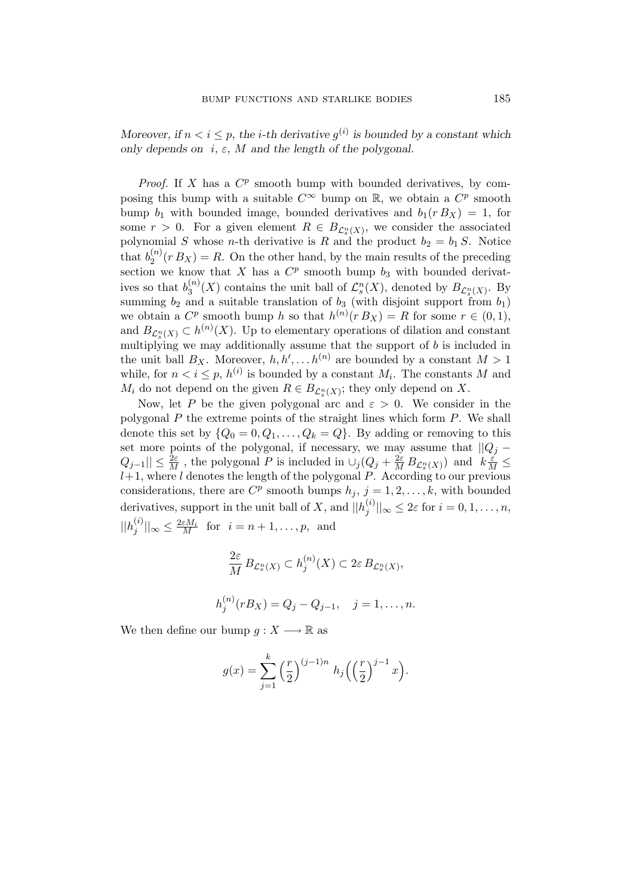*Moreover, if $n < i \leq p$, the $i$-th derivative $g^{(i)}$ is bounded by a constant which only depends on $i$, $\varepsilon$, $M$ and the length of the polygonal.*

*Proof.* If $X$ has a $C^p$ smooth bump with bounded derivatives, by composing this bump with a suitable $C^\infty$ bump on $\mathbb{R}$, we obtain a $C^p$ smooth bump $b_1$ with bounded image, bounded derivatives and $b_1(r\,B_X) = 1$, for some $r > 0$. For a given element $R \in B_{\mathcal{L}_s^n(X)}$, we consider the associated polynomial $S$ whose $n$-th derivative is $R$ and the product $b_2 = b_1 S$. Notice that $b_2^{(n)}(r\,B_X) = R$. On the other hand, by the main results of the preceding section we know that $X$ has a $C^p$ smooth bump $b_3$ with bounded derivatives so that $b_3^{(n)}(X)$ contains the unit ball of $\mathcal{L}_s^n(X)$, denoted by $B_{\mathcal{L}_s^n(X)}$. By summing $b_2$ and a suitable translation of $b_3$ (with disjoint support from $b_1$) we obtain a $C^p$ smooth bump $h$ so that $h^{(n)}(r\,B_X) = R$ for some $r \in (0,1)$, and $B_{\mathcal{L}_s^n(X)} \subset h^{(n)}(X)$. Up to elementary operations of dilation and constant multiplying we may additionally assume that the support of $b$ is included in the unit ball $B_X$. Moreover, $h, h', \dots h^{(n)}$ are bounded by a constant $M > 1$ while, for $n < i \leq p$, $h^{(i)}$ is bounded by a constant $M_i$. The constants $M$ and $M_i$ do not depend on the given $R \in B_{\mathcal{L}_s^n(X)}$; they only depend on $X$.

Now, let $P$ be the given polygonal arc and $\varepsilon > 0$. We consider in the polygonal $P$ the extreme points of the straight lines which form $P$. We shall denote this set by $\{Q_0 = 0, Q_1, \dots, Q_k = Q\}$. By adding or removing to this set more points of the polygonal, if necessary, we may assume that $||Q_j - Q_{j-1}|| \leq \frac{2\varepsilon}{M}$, the polygonal $P$ is included in $\cup_j (Q_j + \frac{2\varepsilon}{M} B_{\mathcal{L}_s^n(X)})$ and $k\frac{\varepsilon}{M} \leq l+1$, where $l$ denotes the length of the polygonal $P$. According to our previous considerations, there are $C^p$ smooth bumps $h_j$, $j = 1, 2, \dots, k$, with bounded derivatives, support in the unit ball of $X$, and $||h_j^{(i)}||_\infty \leq 2\varepsilon$ for $i = 0, 1, \dots, n$, $||h_j^{(i)}||_\infty \leq \frac{2\varepsilon M_i}{M}$ for $i = n+1, \dots, p$, and

$$\frac{2\varepsilon}{M} B_{\mathcal{L}_s^n(X)} \subset h_j^{(n)}(X) \subset 2\varepsilon\, B_{\mathcal{L}_s^n(X)},$$

$$h_j^{(n)}(rB_X) = Q_j - Q_{j-1}, \quad j = 1, \dots, n.$$

We then define our bump $g : X \longrightarrow \mathbb{R}$ as

$$g(x) = \sum_{j=1}^{k} \left(\frac{r}{2}\right)^{(j-1)n} h_j\Big(\left(\frac{r}{2}\right)^{j-1} x\Big).$$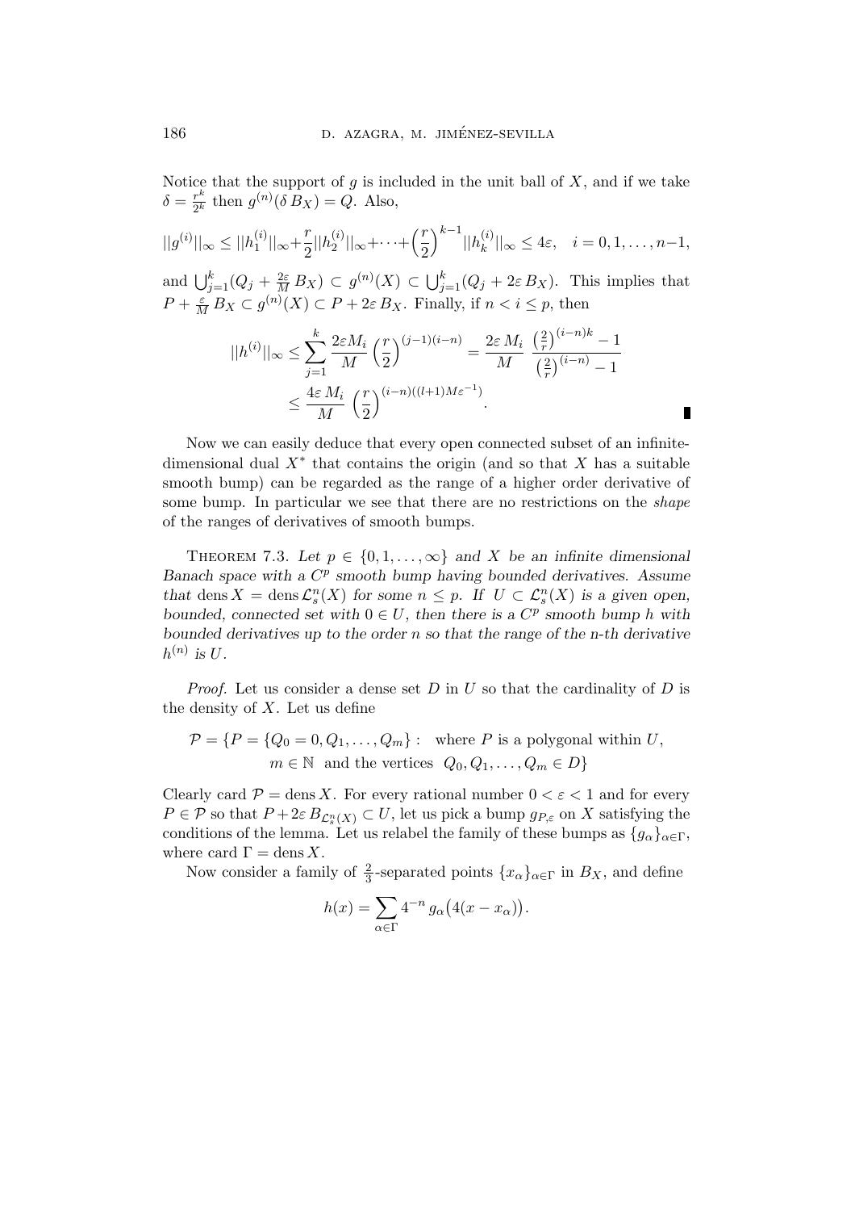Notice that the support of $g$ is included in the unit ball of $X$, and if we take $\delta = \frac{r^k}{2^k}$ then $g^{(n)}(\delta B_X) = Q$. Also,

$$||g^{(i)}||_\infty \le ||h_1^{(i)}||_\infty + \frac{r}{2}||h_2^{(i)}||_\infty + \cdots + \left(\frac{r}{2}\right)^{k-1}||h_k^{(i)}||_\infty \le 4\varepsilon, \quad i = 0, 1, \ldots, n-1,$$

and $\bigcup_{j=1}^k (Q_j + \frac{2\varepsilon}{M} B_X) \subset g^{(n)}(X) \subset \bigcup_{j=1}^k (Q_j + 2\varepsilon B_X)$. This implies that $P + \frac{\varepsilon}{M} B_X \subset g^{(n)}(X) \subset P + 2\varepsilon B_X$. Finally, if $n < i \le p$, then

$$\begin{aligned} ||h^{(i)}||_\infty &\le \sum_{j=1}^k \frac{2\varepsilon M_i}{M}\left(\frac{r}{2}\right)^{(j-1)(i-n)} = \frac{2\varepsilon M_i}{M}\, \frac{\left(\frac{2}{r}\right)^{(i-n)k} - 1}{\left(\frac{2}{r}\right)^{(i-n)} - 1} \\ &\le \frac{4\varepsilon M_i}{M}\left(\frac{r}{2}\right)^{(i-n)((l+1)M\varepsilon^{-1})}. \end{aligned}$$

∎

Now we can easily deduce that every open connected subset of an infinite-dimensional dual $X^*$ that contains the origin (and so that $X$ has a suitable smooth bump) can be regarded as the range of a higher order derivative of some bump. In particular we see that there are no restrictions on the *shape* of the ranges of derivatives of smooth bumps.

THEOREM 7.3. *Let $p \in \{0, 1, \ldots, \infty\}$ and $X$ be an infinite dimensional Banach space with a $C^p$ smooth bump having bounded derivatives. Assume that* $\operatorname{dens} X = \operatorname{dens} \mathcal{L}_s^n(X)$ *for some $n \le p$. If $U \subset \mathcal{L}_s^n(X)$ is a given open, bounded, connected set with $0 \in U$, then there is a $C^p$ smooth bump $h$ with bounded derivatives up to the order $n$ so that the range of the n-th derivative $h^{(n)}$ is $U$.*

*Proof.* Let us consider a dense set $D$ in $U$ so that the cardinality of $D$ is the density of $X$. Let us define

$$\begin{aligned} \mathcal{P} = \{P = \{Q_0 = 0, Q_1, \ldots, Q_m\} : \ &\text{where } P \text{ is a polygonal within } U, \\ &m \in \mathbb{N} \ \text{ and the vertices } \ Q_0, Q_1, \ldots, Q_m \in D\} \end{aligned}$$

Clearly $\operatorname{card} \mathcal{P} = \operatorname{dens} X$. For every rational number $0 < \varepsilon < 1$ and for every $P \in \mathcal{P}$ so that $P + 2\varepsilon B_{\mathcal{L}_s^n(X)} \subset U$, let us pick a bump $g_{P,\varepsilon}$ on $X$ satisfying the conditions of the lemma. Let us relabel the family of these bumps as $\{g_\alpha\}_{\alpha\in\Gamma}$, where $\operatorname{card} \Gamma = \operatorname{dens} X$.

Now consider a family of $\frac{2}{3}$-separated points $\{x_\alpha\}_{\alpha\in\Gamma}$ in $B_X$, and define

$$h(x) = \sum_{\alpha\in\Gamma} 4^{-n}\, g_\alpha\big(4(x - x_\alpha)\big).$$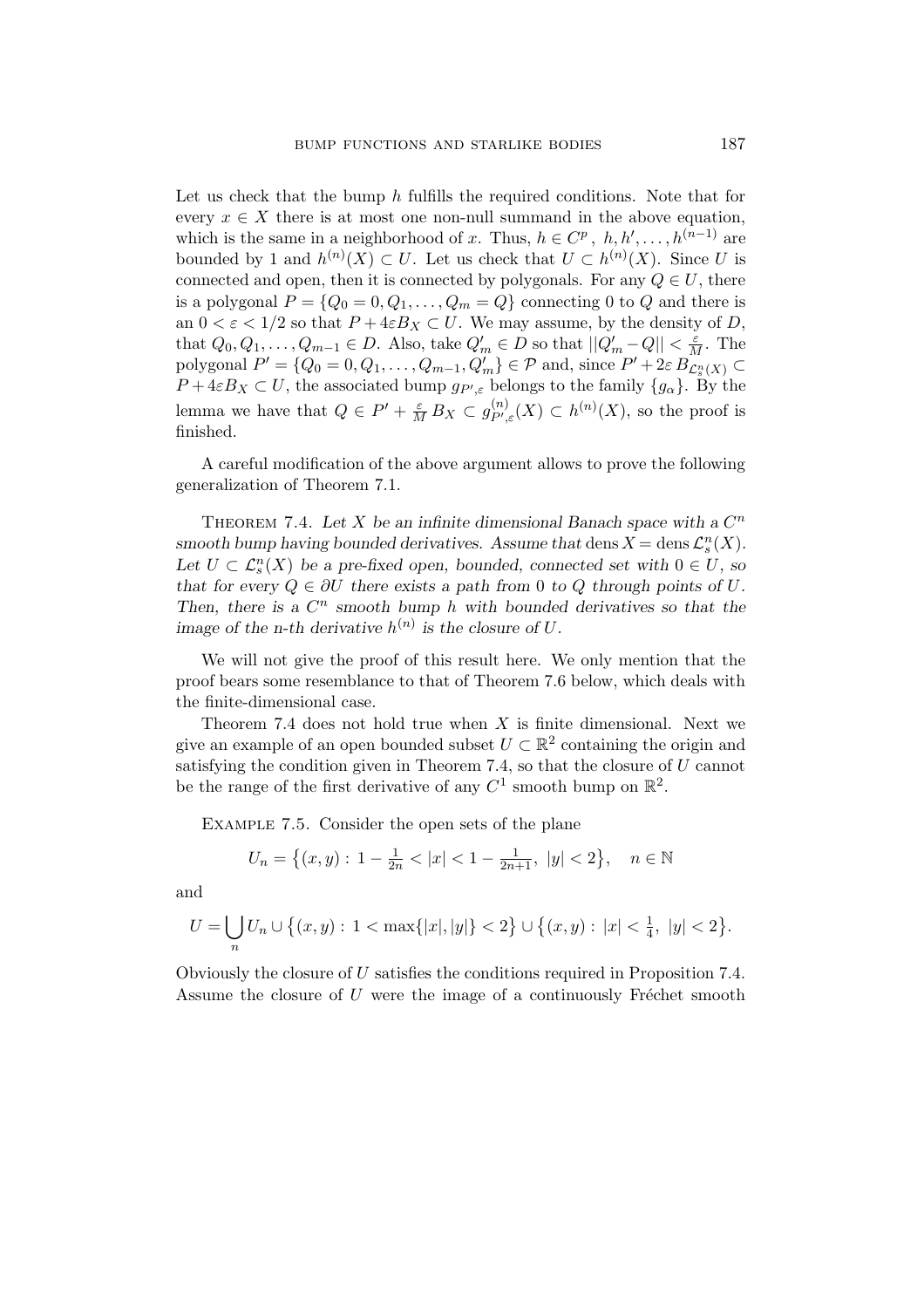Let us check that the bump $h$ fulfills the required conditions. Note that for every $x \in X$ there is at most one non-null summand in the above equation, which is the same in a neighborhood of $x$. Thus, $h \in C^p$, $h, h', \dots, h^{(n-1)}$ are bounded by 1 and $h^{(n)}(X) \subset U$. Let us check that $U \subset h^{(n)}(X)$. Since $U$ is connected and open, then it is connected by polygonals. For any $Q \in U$, there is a polygonal $P = \{Q_0 = 0, Q_1, \dots, Q_m = Q\}$ connecting 0 to $Q$ and there is an $0 < \varepsilon < 1/2$ so that $P + 4\varepsilon B_X \subset U$. We may assume, by the density of $D$, that $Q_0, Q_1, \dots, Q_{m-1} \in D$. Also, take $Q'_m \in D$ so that $||Q'_m - Q|| < \frac{\varepsilon}{M}$. The polygonal $P' = \{Q_0 = 0, Q_1, \dots, Q_{m-1}, Q'_m\} \in \mathcal{P}$ and, since $P' + 2\varepsilon\, B_{\mathcal{L}^n_s(X)} \subset P + 4\varepsilon B_X \subset U$, the associated bump $g_{P',\varepsilon}$ belongs to the family $\{g_\alpha\}$. By the lemma we have that $Q \in P' + \frac{\varepsilon}{M} B_X \subset g^{(n)}_{P',\varepsilon}(X) \subset h^{(n)}(X)$, so the proof is finished.

A careful modification of the above argument allows to prove the following generalization of Theorem 7.1.

Theorem 7.4. *Let $X$ be an infinite dimensional Banach space with a $C^n$ smooth bump having bounded derivatives. Assume that* $\operatorname{dens} X = \operatorname{dens} \mathcal{L}^n_s(X)$. *Let $U \subset \mathcal{L}^n_s(X)$ be a pre-fixed open, bounded, connected set with $0 \in U$, so that for every $Q \in \partial U$ there exists a path from 0 to $Q$ through points of $U$. Then, there is a $C^n$ smooth bump $h$ with bounded derivatives so that the image of the n-th derivative $h^{(n)}$ is the closure of $U$.*

We will not give the proof of this result here. We only mention that the proof bears some resemblance to that of Theorem 7.6 below, which deals with the finite-dimensional case.

Theorem 7.4 does not hold true when $X$ is finite dimensional. Next we give an example of an open bounded subset $U \subset \mathbb{R}^2$ containing the origin and satisfying the condition given in Theorem 7.4, so that the closure of $U$ cannot be the range of the first derivative of any $C^1$ smooth bump on $\mathbb{R}^2$.

Example 7.5. Consider the open sets of the plane

$$U_n = \bigl\{(x, y) :\, 1 - \tfrac{1}{2n} < |x| < 1 - \tfrac{1}{2n+1},\ |y| < 2\bigr\}, \quad n \in \mathbb{N}$$

and

$$U = \bigcup_n U_n \cup \bigl\{(x, y) :\, 1 < \max\{|x|, |y|\} < 2\bigr\} \cup \bigl\{(x, y) :\, |x| < \tfrac{1}{4},\ |y| < 2\bigr\}.$$

Obviously the closure of $U$ satisfies the conditions required in Proposition 7.4. Assume the closure of $U$ were the image of a continuously Fréchet smooth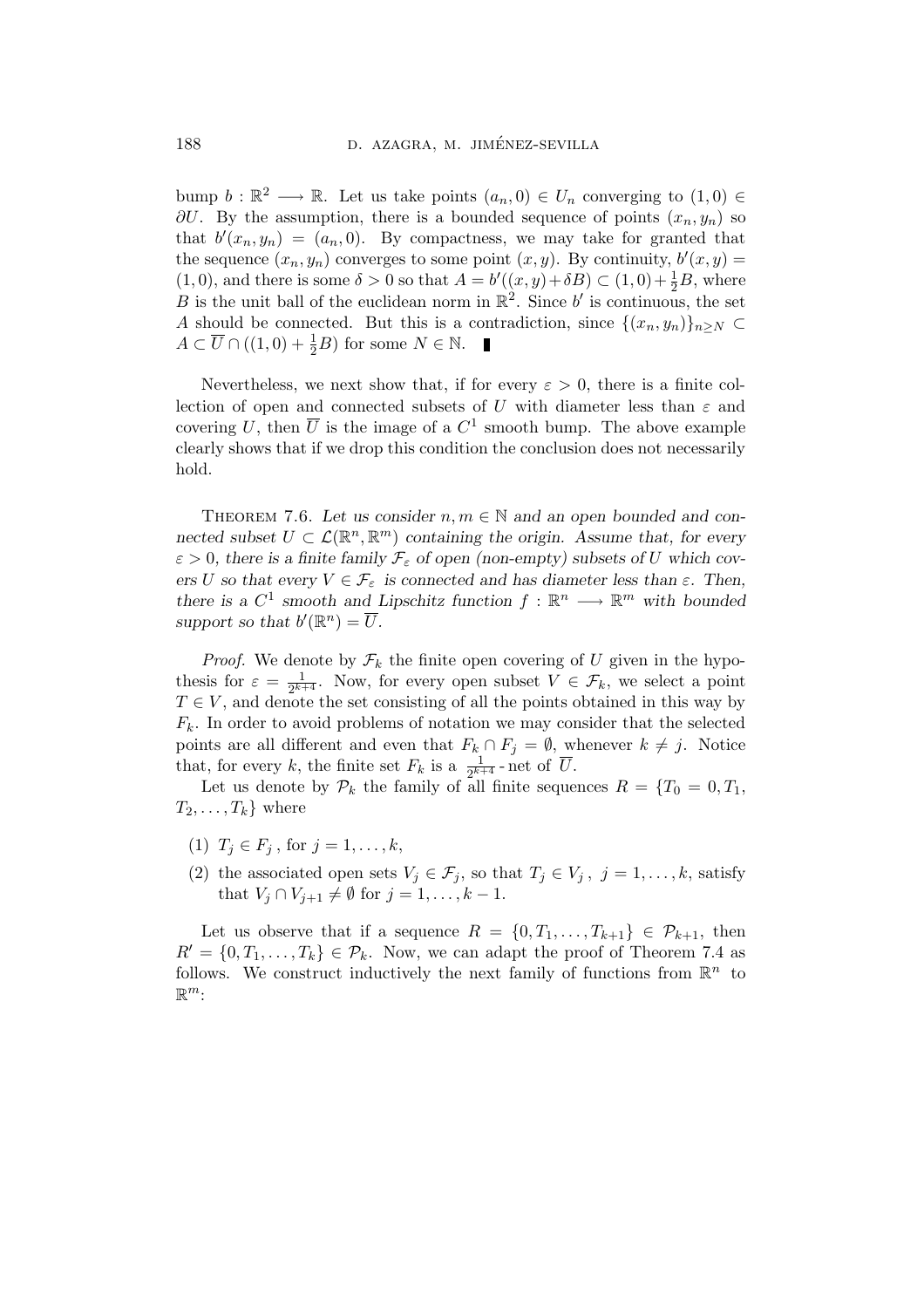bump $b : \mathbb{R}^2 \longrightarrow \mathbb{R}$. Let us take points $(a_n, 0) \in U_n$ converging to $(1, 0) \in \partial U$. By the assumption, there is a bounded sequence of points $(x_n, y_n)$ so that $b'(x_n, y_n) = (a_n, 0)$. By compactness, we may take for granted that the sequence $(x_n, y_n)$ converges to some point $(x, y)$. By continuity, $b'(x, y) = (1, 0)$, and there is some $\delta > 0$ so that $A = b'((x, y) + \delta B) \subset (1, 0) + \frac{1}{2}B$, where $B$ is the unit ball of the euclidean norm in $\mathbb{R}^2$. Since $b'$ is continuous, the set $A$ should be connected. But this is a contradiction, since $\{(x_n, y_n)\}_{n \geq N} \subset A \subset \overline{U} \cap ((1, 0) + \frac{1}{2}B)$ for some $N \in \mathbb{N}$. ∎

Nevertheless, we next show that, if for every $\varepsilon > 0$, there is a finite collection of open and connected subsets of $U$ with diameter less than $\varepsilon$ and covering $U$, then $\overline{U}$ is the image of a $C^1$ smooth bump. The above example clearly shows that if we drop this condition the conclusion does not necessarily hold.

Theorem 7.6. *Let us consider $n, m \in \mathbb{N}$ and an open bounded and connected subset $U \subset \mathcal{L}(\mathbb{R}^n, \mathbb{R}^m)$ containing the origin. Assume that, for every $\varepsilon > 0$, there is a finite family $\mathcal{F}_\varepsilon$ of open (non-empty) subsets of $U$ which covers $U$ so that every $V \in \mathcal{F}_\varepsilon$ is connected and has diameter less than $\varepsilon$. Then, there is a $C^1$ smooth and Lipschitz function $f : \mathbb{R}^n \longrightarrow \mathbb{R}^m$ with bounded support so that $b'(\mathbb{R}^n) = \overline{U}$.*

*Proof.* We denote by $\mathcal{F}_k$ the finite open covering of $U$ given in the hypothesis for $\varepsilon = \frac{1}{2^{k+4}}$. Now, for every open subset $V \in \mathcal{F}_k$, we select a point $T \in V$, and denote the set consisting of all the points obtained in this way by $F_k$. In order to avoid problems of notation we may consider that the selected points are all different and even that $F_k \cap F_j = \emptyset$, whenever $k \neq j$. Notice that, for every $k$, the finite set $F_k$ is a $\frac{1}{2^{k+4}}$ - net of $\overline{U}$.

Let us denote by $\mathcal{P}_k$ the family of all finite sequences $R = \{T_0 = 0, T_1, T_2, \ldots, T_k\}$ where

(1) $T_j \in F_j$ , for $j = 1, \ldots, k$,

(2) the associated open sets $V_j \in \mathcal{F}_j$, so that $T_j \in V_j$ , $j = 1, \ldots, k$, satisfy that $V_j \cap V_{j+1} \neq \emptyset$ for $j = 1, \ldots, k - 1$.

Let us observe that if a sequence $R = \{0, T_1, \ldots, T_{k+1}\} \in \mathcal{P}_{k+1}$, then $R' = \{0, T_1, \ldots, T_k\} \in \mathcal{P}_k$. Now, we can adapt the proof of Theorem 7.4 as follows. We construct inductively the next family of functions from $\mathbb{R}^n$ to $\mathbb{R}^m$: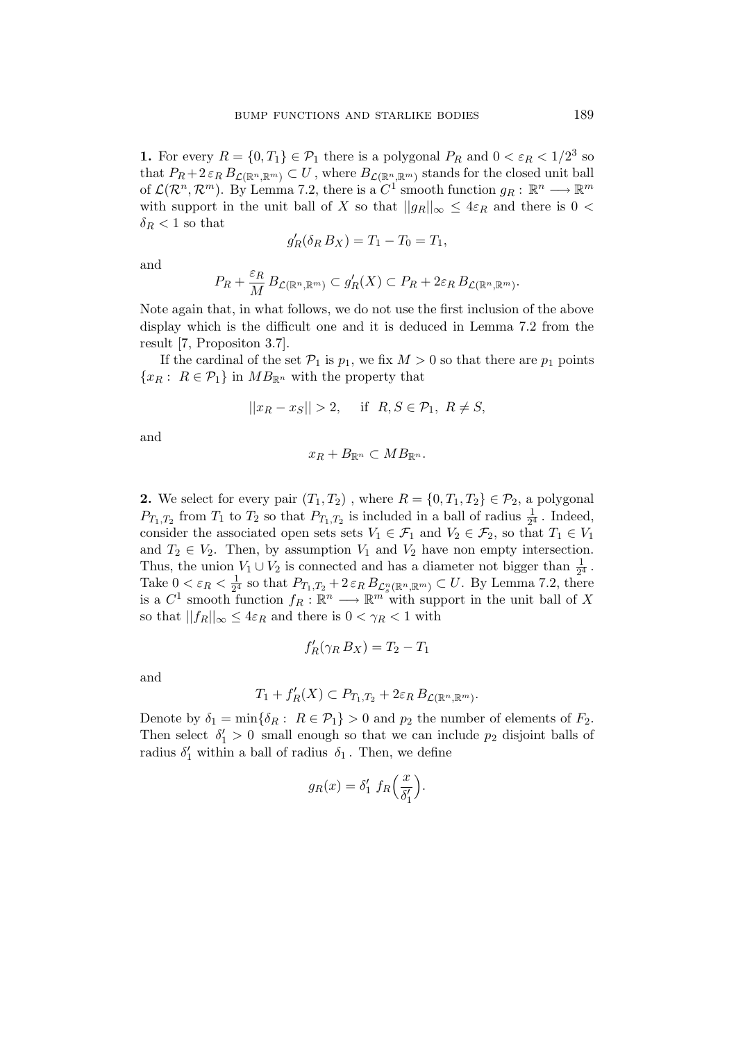**1.** For every $R = \{0, T_1\} \in \mathcal{P}_1$ there is a polygonal $P_R$ and $0 < \varepsilon_R < 1/2^3$ so that $P_R + 2\,\varepsilon_R\, B_{\mathcal{L}(\mathbb{R}^n,\mathbb{R}^m)} \subset U$, where $B_{\mathcal{L}(\mathbb{R}^n,\mathbb{R}^m)}$ stands for the closed unit ball of $\mathcal{L}(\mathcal{R}^n, \mathcal{R}^m)$. By Lemma 7.2, there is a $C^1$ smooth function $g_R : \mathbb{R}^n \longrightarrow \mathbb{R}^m$ with support in the unit ball of $X$ so that $||g_R||_\infty \leq 4\varepsilon_R$ and there is $0 < \delta_R < 1$ so that

$$g'_R(\delta_R\, B_X) = T_1 - T_0 = T_1,$$

and

$$P_R + \frac{\varepsilon_R}{M}\, B_{\mathcal{L}(\mathbb{R}^n,\mathbb{R}^m)} \subset g'_R(X) \subset P_R + 2\varepsilon_R\, B_{\mathcal{L}(\mathbb{R}^n,\mathbb{R}^m)}.$$

Note again that, in what follows, we do not use the first inclusion of the above display which is the difficult one and it is deduced in Lemma 7.2 from the result [7, Propositon 3.7].

If the cardinal of the set $\mathcal{P}_1$ is $p_1$, we fix $M > 0$ so that there are $p_1$ points $\{x_R :\ R \in \mathcal{P}_1\}$ in $MB_{\mathbb{R}^n}$ with the property that

$$||x_R - x_S|| > 2, \quad \text{ if } \ R, S \in \mathcal{P}_1,\ R \neq S,$$

and

$$x_R + B_{\mathbb{R}^n} \subset MB_{\mathbb{R}^n}.$$

**2.** We select for every pair $(T_1, T_2)$ , where $R = \{0, T_1, T_2\} \in \mathcal{P}_2$, a polygonal $P_{T_1,T_2}$ from $T_1$ to $T_2$ so that $P_{T_1,T_2}$ is included in a ball of radius $\frac{1}{2^4}$ . Indeed, consider the associated open sets sets $V_1 \in \mathcal{F}_1$ and $V_2 \in \mathcal{F}_2$, so that $T_1 \in V_1$ and $T_2 \in V_2$. Then, by assumption $V_1$ and $V_2$ have non empty intersection. Thus, the union $V_1 \cup V_2$ is connected and has a diameter not bigger than $\frac{1}{2^4}$ . Take $0 < \varepsilon_R < \frac{1}{2^4}$ so that $P_{T_1,T_2} + 2\,\varepsilon_R\, B_{\mathcal{L}^n_s(\mathbb{R}^n,\mathbb{R}^m)} \subset U$. By Lemma 7.2, there is a $C^1$ smooth function $f_R : \mathbb{R}^n \longrightarrow \mathbb{R}^m$ with support in the unit ball of $X$ so that $||f_R||_\infty \leq 4\varepsilon_R$ and there is $0 < \gamma_R < 1$ with

$$f'_R(\gamma_R\, B_X) = T_2 - T_1$$

and

$$T_1 + f'_R(X) \subset P_{T_1,T_2} + 2\varepsilon_R\, B_{\mathcal{L}(\mathbb{R}^n,\mathbb{R}^m)}.$$

Denote by $\delta_1 = \min\{\delta_R :\ R \in \mathcal{P}_1\} > 0$ and $p_2$ the number of elements of $F_2$. Then select $\delta'_1 > 0$ small enough so that we can include $p_2$ disjoint balls of radius $\delta'_1$ within a ball of radius $\delta_1$ . Then, we define

$$g_R(x) = \delta'_1\ f_R\Big(\frac{x}{\delta'_1}\Big).$$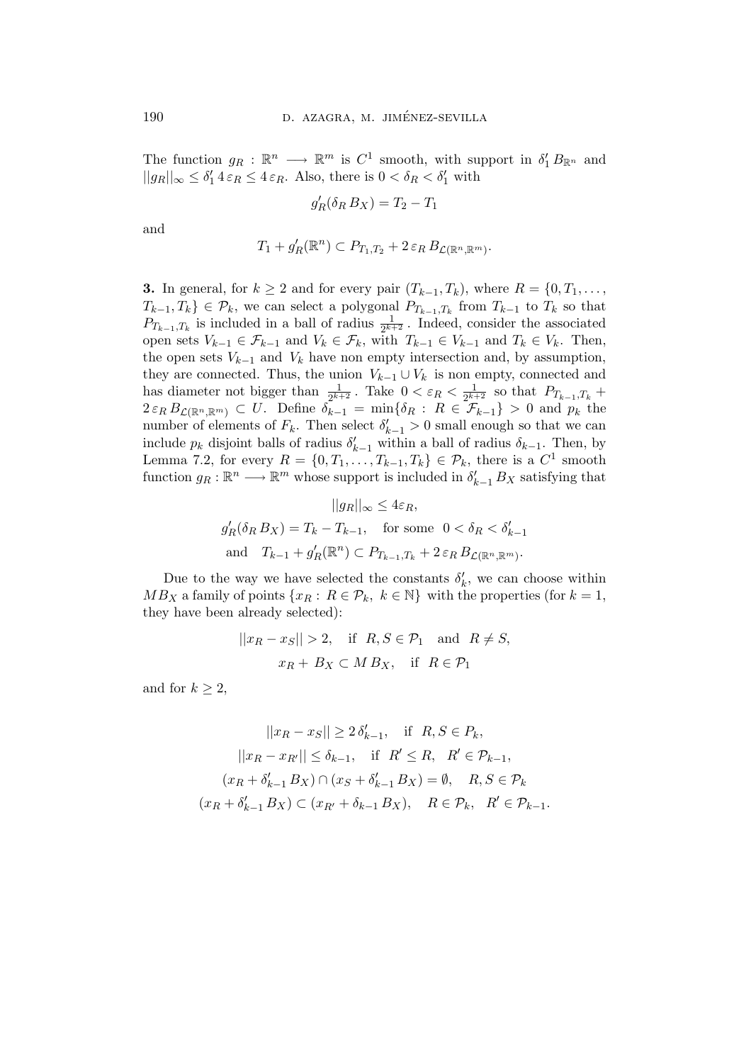The function $g_R : \mathbb{R}^n \longrightarrow \mathbb{R}^m$ is $C^1$ smooth, with support in $\delta_1' \, B_{\mathbb{R}^n}$ and $||g_R||_\infty \leq \delta_1' \, 4 \, \varepsilon_R \leq 4 \, \varepsilon_R$. Also, there is $0 < \delta_R < \delta_1'$ with

$$g_R'(\delta_R \, B_X) = T_2 - T_1$$

and

$$T_1 + g_R'(\mathbb{R}^n) \subset P_{T_1, T_2} + 2 \, \varepsilon_R \, B_{\mathcal{L}(\mathbb{R}^n, \mathbb{R}^m)}.$$

**3.** In general, for $k \geq 2$ and for every pair $(T_{k-1}, T_k)$, where $R = \{0, T_1, \ldots, T_{k-1}, T_k\} \in \mathcal{P}_k$, we can select a polygonal $P_{T_{k-1}, T_k}$ from $T_{k-1}$ to $T_k$ so that $P_{T_{k-1}, T_k}$ is included in a ball of radius $\frac{1}{2^{k+2}}$. Indeed, consider the associated open sets $V_{k-1} \in \mathcal{F}_{k-1}$ and $V_k \in \mathcal{F}_k$, with $T_{k-1} \in V_{k-1}$ and $T_k \in V_k$. Then, the open sets $V_{k-1}$ and $V_k$ have non empty intersection and, by assumption, they are connected. Thus, the union $V_{k-1} \cup V_k$ is non empty, connected and has diameter not bigger than $\frac{1}{2^{k+2}}$. Take $0 < \varepsilon_R < \frac{1}{2^{k+2}}$ so that $P_{T_{k-1}, T_k} + 2 \, \varepsilon_R \, B_{\mathcal{L}(\mathbb{R}^n, \mathbb{R}^m)} \subset U$. Define $\delta_{k-1} = \min\{\delta_R : R \in \mathcal{F}_{k-1}\} > 0$ and $p_k$ the number of elements of $F_k$. Then select $\delta_{k-1}' > 0$ small enough so that we can include $p_k$ disjoint balls of radius $\delta_{k-1}'$ within a ball of radius $\delta_{k-1}$. Then, by Lemma 7.2, for every $R = \{0, T_1, \ldots, T_{k-1}, T_k\} \in \mathcal{P}_k$, there is a $C^1$ smooth function $g_R : \mathbb{R}^n \longrightarrow \mathbb{R}^m$ whose support is included in $\delta_{k-1}' \, B_X$ satisfying that

$$||g_R||_\infty \leq 4\varepsilon_R,$$
$$g_R'(\delta_R \, B_X) = T_k - T_{k-1}, \quad \text{for some} \;\; 0 < \delta_R < \delta_{k-1}'$$
$$\text{and} \quad T_{k-1} + g_R'(\mathbb{R}^n) \subset P_{T_{k-1}, T_k} + 2 \, \varepsilon_R \, B_{\mathcal{L}(\mathbb{R}^n, \mathbb{R}^m)}.$$

Due to the way we have selected the constants $\delta_k'$, we can choose within $M B_X$ a family of points $\{x_R : R \in \mathcal{P}_k, \; k \in \mathbb{N}\}$ with the properties (for $k = 1$, they have been already selected):

$$||x_R - x_S|| > 2, \quad \text{if} \;\; R, S \in \mathcal{P}_1 \quad \text{and} \quad R \neq S,$$
$$x_R + B_X \subset M \, B_X, \quad \text{if} \;\; R \in \mathcal{P}_1$$

and for $k \geq 2$,

$$||x_R - x_S|| \geq 2 \, \delta_{k-1}', \quad \text{if} \;\; R, S \in P_k,$$
$$||x_R - x_{R'}|| \leq \delta_{k-1}, \quad \text{if} \;\; R' \leq R, \;\; R' \in \mathcal{P}_{k-1},$$
$$(x_R + \delta_{k-1}' \, B_X) \cap (x_S + \delta_{k-1}' \, B_X) = \emptyset, \quad R, S \in \mathcal{P}_k$$
$$(x_R + \delta_{k-1}' \, B_X) \subset (x_{R'} + \delta_{k-1} \, B_X), \quad R \in \mathcal{P}_k, \;\; R' \in \mathcal{P}_{k-1}.$$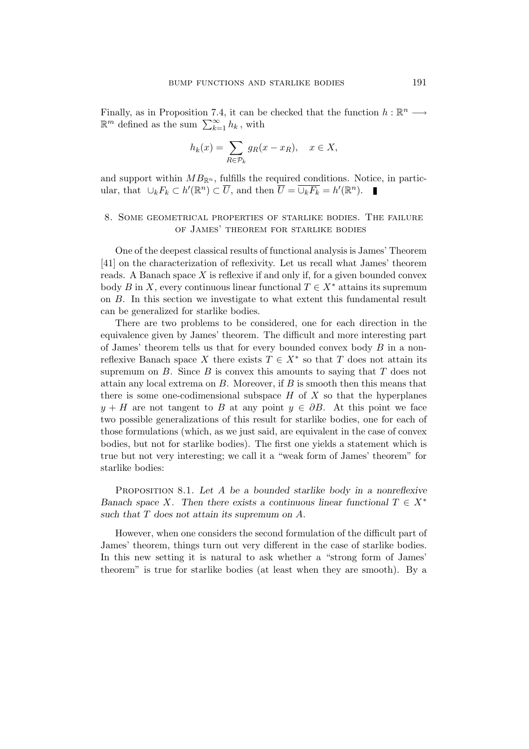Finally, as in Proposition 7.4, it can be checked that the function $h : \mathbb{R}^n \longrightarrow \mathbb{R}^m$ defined as the sum $\sum_{k=1}^{\infty} h_k$ , with

$$h_k(x) = \sum_{R \in \mathcal{P}_k} g_R(x - x_R), \quad x \in X,$$

and support within $MB_{\mathbb{R}^n}$, fulfills the required conditions. Notice, in particular, that $\cup_k F_k \subset h'(\mathbb{R}^n) \subset \overline{U}$, and then $\overline{U} = \overline{\cup_k F_k} = h'(\mathbb{R}^n)$. ∎

## 8. Some geometrical properties of starlike bodies. The failure of James' theorem for starlike bodies

One of the deepest classical results of functional analysis is James' Theorem [41] on the characterization of reflexivity. Let us recall what James' theorem reads. A Banach space $X$ is reflexive if and only if, for a given bounded convex body $B$ in $X$, every continuous linear functional $T \in X^*$ attains its supremum on $B$. In this section we investigate to what extent this fundamental result can be generalized for starlike bodies.

There are two problems to be considered, one for each direction in the equivalence given by James' theorem. The difficult and more interesting part of James' theorem tells us that for every bounded convex body $B$ in a nonreflexive Banach space $X$ there exists $T \in X^*$ so that $T$ does not attain its supremum on $B$. Since $B$ is convex this amounts to saying that $T$ does not attain any local extrema on $B$. Moreover, if $B$ is smooth then this means that there is some one-codimensional subspace $H$ of $X$ so that the hyperplanes $y + H$ are not tangent to $B$ at any point $y \in \partial B$. At this point we face two possible generalizations of this result for starlike bodies, one for each of those formulations (which, as we just said, are equivalent in the case of convex bodies, but not for starlike bodies). The first one yields a statement which is true but not very interesting; we call it a "weak form of James' theorem" for starlike bodies:

Proposition 8.1. *Let $A$ be a bounded starlike body in a nonreflexive Banach space $X$. Then there exists a continuous linear functional $T \in X^*$ such that $T$ does not attain its supremum on $A$.*

However, when one considers the second formulation of the difficult part of James' theorem, things turn out very different in the case of starlike bodies. In this new setting it is natural to ask whether a "strong form of James' theorem" is true for starlike bodies (at least when they are smooth). By a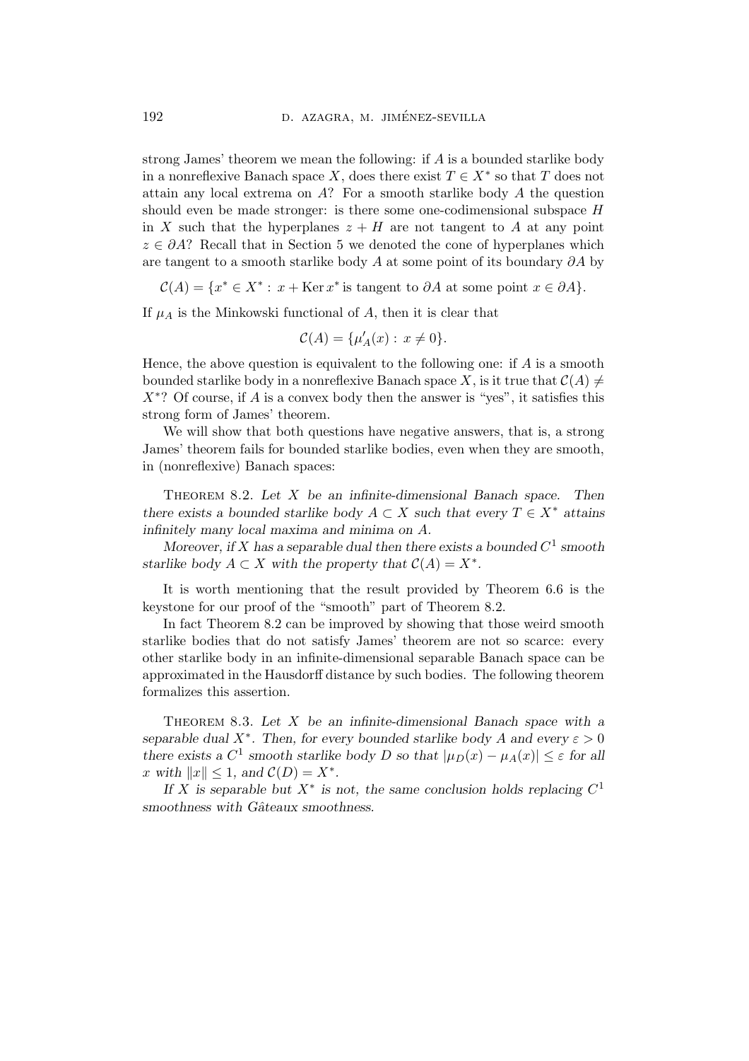strong James' theorem we mean the following: if $A$ is a bounded starlike body in a nonreflexive Banach space $X$, does there exist $T \in X^*$ so that $T$ does not attain any local extrema on $A$? For a smooth starlike body $A$ the question should even be made stronger: is there some one-codimensional subspace $H$ in $X$ such that the hyperplanes $z + H$ are not tangent to $A$ at any point $z \in \partial A$? Recall that in Section 5 we denoted the cone of hyperplanes which are tangent to a smooth starlike body $A$ at some point of its boundary $\partial A$ by

$$\mathcal{C}(A) = \{x^* \in X^* : x + \operatorname{Ker} x^* \text{ is tangent to } \partial A \text{ at some point } x \in \partial A\}.$$

If $\mu_A$ is the Minkowski functional of $A$, then it is clear that

$$\mathcal{C}(A) = \{\mu_A'(x) : x \neq 0\}.$$

Hence, the above question is equivalent to the following one: if $A$ is a smooth bounded starlike body in a nonreflexive Banach space $X$, is it true that $\mathcal{C}(A) \neq X^*$? Of course, if $A$ is a convex body then the answer is "yes", it satisfies this strong form of James' theorem.

We will show that both questions have negative answers, that is, a strong James' theorem fails for bounded starlike bodies, even when they are smooth, in (nonreflexive) Banach spaces:

Theorem 8.2. *Let $X$ be an infinite-dimensional Banach space. Then there exists a bounded starlike body $A \subset X$ such that every $T \in X^*$ attains infinitely many local maxima and minima on $A$.*

*Moreover, if $X$ has a separable dual then there exists a bounded $C^1$ smooth starlike body $A \subset X$ with the property that $\mathcal{C}(A) = X^*$.*

It is worth mentioning that the result provided by Theorem 6.6 is the keystone for our proof of the "smooth" part of Theorem 8.2.

In fact Theorem 8.2 can be improved by showing that those weird smooth starlike bodies that do not satisfy James' theorem are not so scarce: every other starlike body in an infinite-dimensional separable Banach space can be approximated in the Hausdorff distance by such bodies. The following theorem formalizes this assertion.

Theorem 8.3. *Let $X$ be an infinite-dimensional Banach space with a separable dual $X^*$. Then, for every bounded starlike body $A$ and every $\varepsilon > 0$ there exists a $C^1$ smooth starlike body $D$ so that $|\mu_D(x) - \mu_A(x)| \leq \varepsilon$ for all $x$ with $\|x\| \leq 1$, and $\mathcal{C}(D) = X^*$.*

*If $X$ is separable but $X^*$ is not, the same conclusion holds replacing $C^1$ smoothness with Gâteaux smoothness.*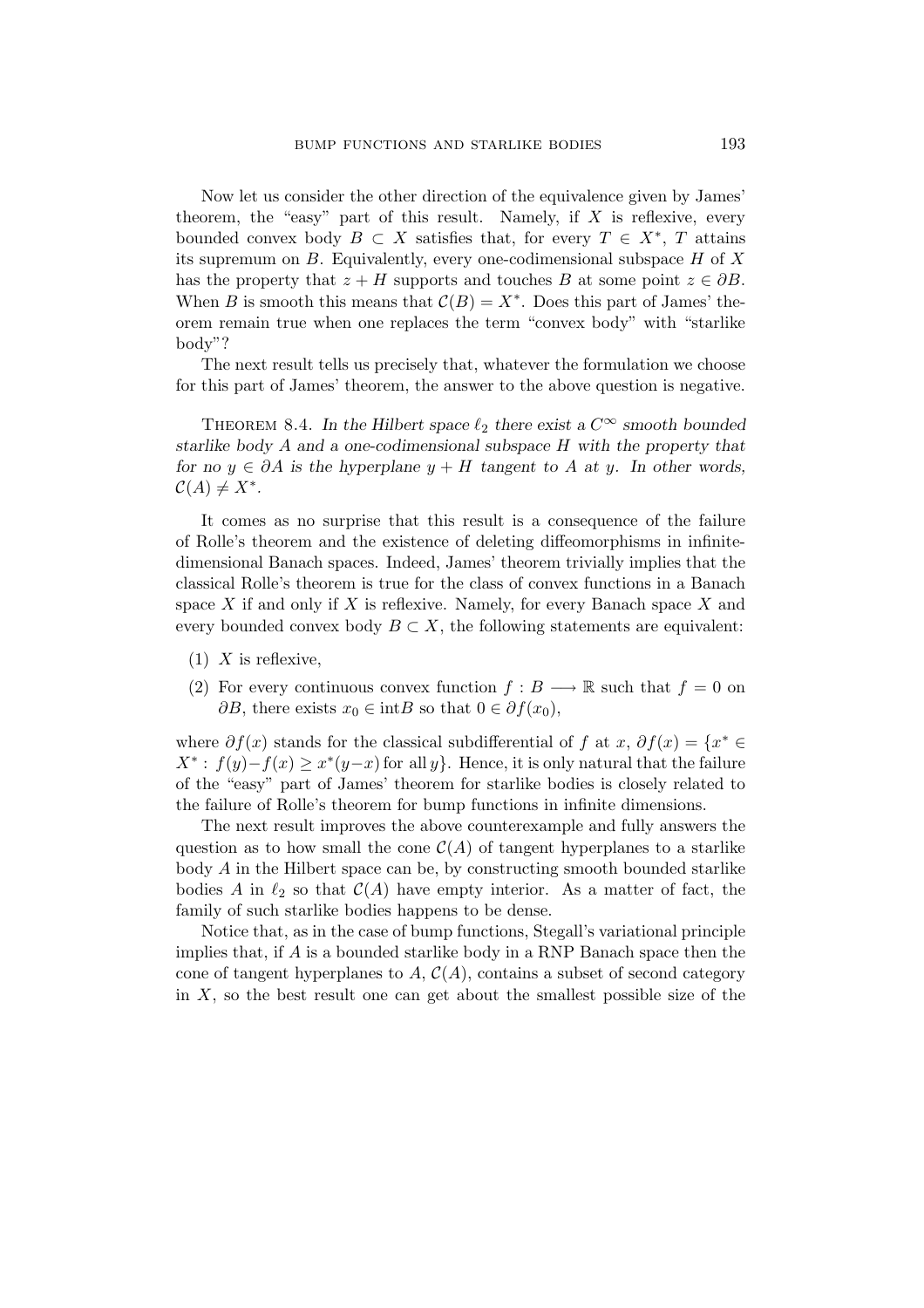Now let us consider the other direction of the equivalence given by James' theorem, the "easy" part of this result. Namely, if $X$ is reflexive, every bounded convex body $B \subset X$ satisfies that, for every $T \in X^*$, $T$ attains its supremum on $B$. Equivalently, every one-codimensional subspace $H$ of $X$ has the property that $z + H$ supports and touches $B$ at some point $z \in \partial B$. When $B$ is smooth this means that $\mathcal{C}(B) = X^*$. Does this part of James' theorem remain true when one replaces the term "convex body" with "starlike body"?

The next result tells us precisely that, whatever the formulation we choose for this part of James' theorem, the answer to the above question is negative.

THEOREM 8.4. *In the Hilbert space $\ell_2$ there exist a $C^\infty$ smooth bounded starlike body $A$ and a one-codimensional subspace $H$ with the property that for no $y \in \partial A$ is the hyperplane $y + H$ tangent to $A$ at $y$. In other words, $\mathcal{C}(A) \neq X^*$.*

It comes as no surprise that this result is a consequence of the failure of Rolle's theorem and the existence of deleting diffeomorphisms in infinite-dimensional Banach spaces. Indeed, James' theorem trivially implies that the classical Rolle's theorem is true for the class of convex functions in a Banach space $X$ if and only if $X$ is reflexive. Namely, for every Banach space $X$ and every bounded convex body $B \subset X$, the following statements are equivalent:

(1) $X$ is reflexive,

(2) For every continuous convex function $f : B \longrightarrow \mathbb{R}$ such that $f = 0$ on $\partial B$, there exists $x_0 \in \text{int}B$ so that $0 \in \partial f(x_0)$,

where $\partial f(x)$ stands for the classical subdifferential of $f$ at $x$, $\partial f(x) = \{x^* \in X^* : f(y) - f(x) \geq x^*(y - x) \text{ for all } y\}$. Hence, it is only natural that the failure of the "easy" part of James' theorem for starlike bodies is closely related to the failure of Rolle's theorem for bump functions in infinite dimensions.

The next result improves the above counterexample and fully answers the question as to how small the cone $\mathcal{C}(A)$ of tangent hyperplanes to a starlike body $A$ in the Hilbert space can be, by constructing smooth bounded starlike bodies $A$ in $\ell_2$ so that $\mathcal{C}(A)$ have empty interior. As a matter of fact, the family of such starlike bodies happens to be dense.

Notice that, as in the case of bump functions, Stegall's variational principle implies that, if $A$ is a bounded starlike body in a RNP Banach space then the cone of tangent hyperplanes to $A$, $\mathcal{C}(A)$, contains a subset of second category in $X$, so the best result one can get about the smallest possible size of the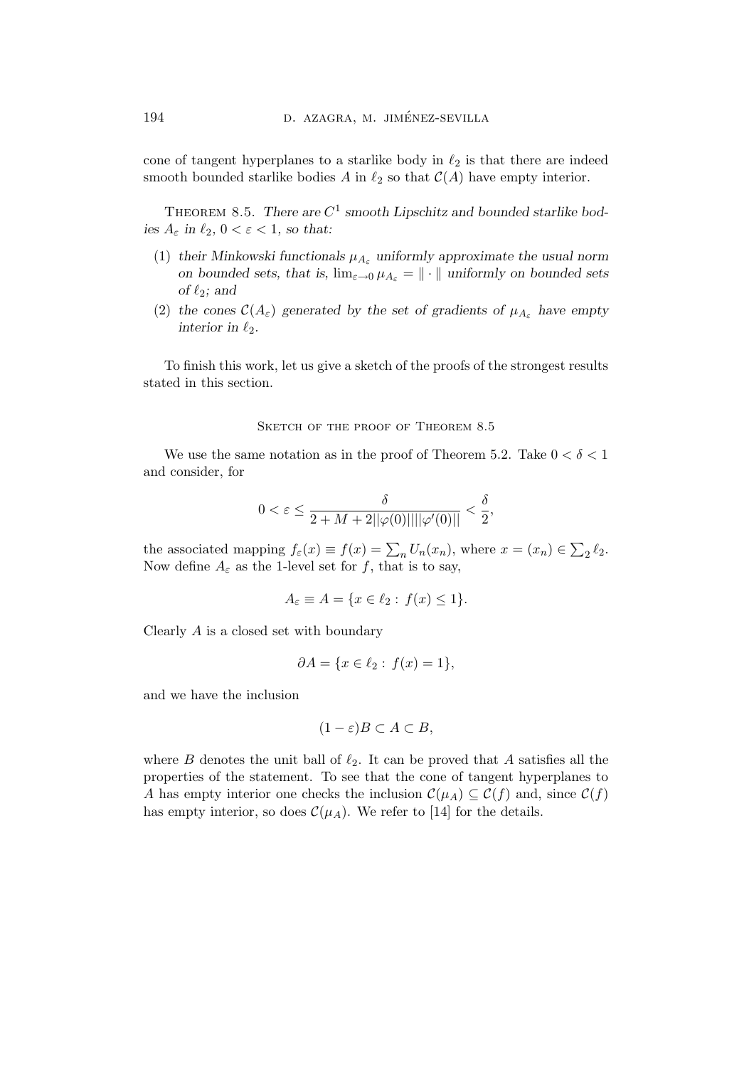cone of tangent hyperplanes to a starlike body in $\ell_2$ is that there are indeed smooth bounded starlike bodies $A$ in $\ell_2$ so that $\mathcal{C}(A)$ have empty interior.

THEOREM 8.5. *There are $C^1$ smooth Lipschitz and bounded starlike bodies $A_\varepsilon$ in $\ell_2$, $0 < \varepsilon < 1$, so that:*

1. *their Minkowski functionals $\mu_{A_\varepsilon}$ uniformly approximate the usual norm on bounded sets, that is, $\lim_{\varepsilon \to 0} \mu_{A_\varepsilon} = \|\cdot\|$ uniformly on bounded sets of $\ell_2$; and*
2. *the cones $\mathcal{C}(A_\varepsilon)$ generated by the set of gradients of $\mu_{A_\varepsilon}$ have empty interior in $\ell_2$.*

To finish this work, let us give a sketch of the proofs of the strongest results stated in this section.

### SKETCH OF THE PROOF OF THEOREM 8.5

We use the same notation as in the proof of Theorem 5.2. Take $0 < \delta < 1$ and consider, for

$$0 < \varepsilon \leq \frac{\delta}{2 + M + 2||\varphi(0)||||\varphi'(0)||} < \frac{\delta}{2},$$

the associated mapping $f_\varepsilon(x) \equiv f(x) = \sum_n U_n(x_n)$, where $x = (x_n) \in \sum_2 \ell_2$. Now define $A_\varepsilon$ as the 1-level set for $f$, that is to say,

$$A_\varepsilon \equiv A = \{x \in \ell_2 : f(x) \leq 1\}.$$

Clearly $A$ is a closed set with boundary

$$\partial A = \{x \in \ell_2 : f(x) = 1\},$$

and we have the inclusion

$$(1 - \varepsilon)B \subset A \subset B,$$

where $B$ denotes the unit ball of $\ell_2$. It can be proved that $A$ satisfies all the properties of the statement. To see that the cone of tangent hyperplanes to $A$ has empty interior one checks the inclusion $\mathcal{C}(\mu_A) \subseteq \mathcal{C}(f)$ and, since $\mathcal{C}(f)$ has empty interior, so does $\mathcal{C}(\mu_A)$. We refer to [14] for the details.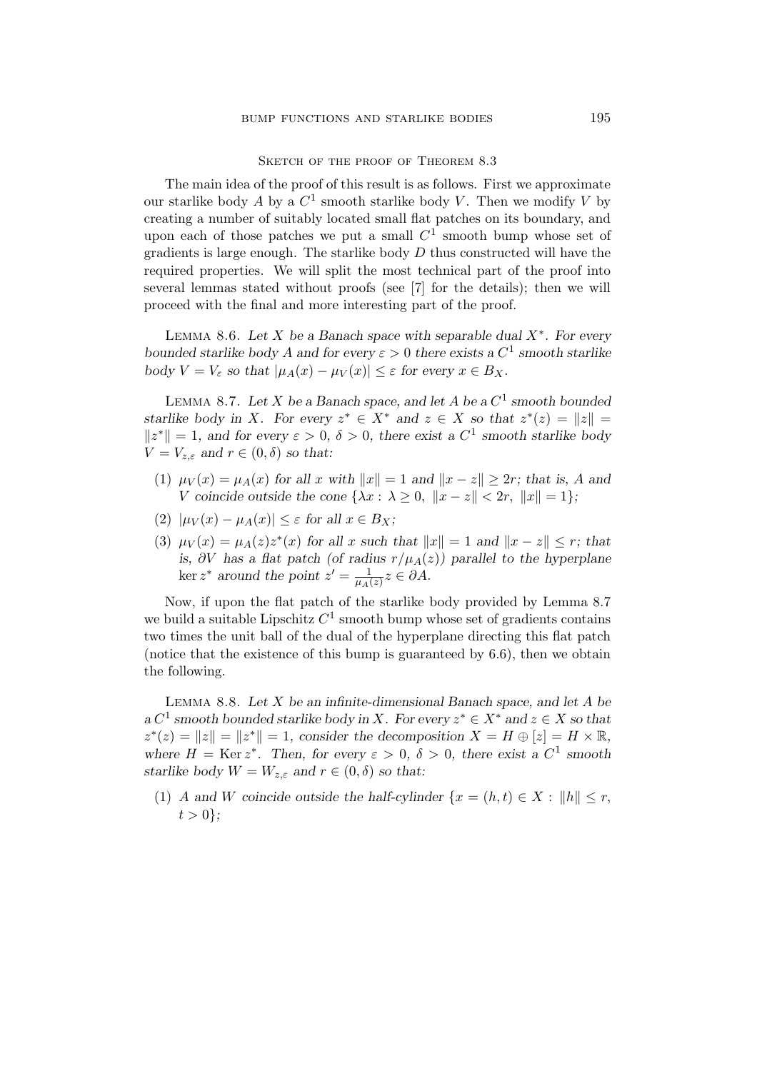### Sketch of the proof of Theorem 8.3

The main idea of the proof of this result is as follows. First we approximate our starlike body $A$ by a $C^1$ smooth starlike body $V$. Then we modify $V$ by creating a number of suitably located small flat patches on its boundary, and upon each of those patches we put a small $C^1$ smooth bump whose set of gradients is large enough. The starlike body $D$ thus constructed will have the required properties. We will split the most technical part of the proof into several lemmas stated without proofs (see [7] for the details); then we will proceed with the final and more interesting part of the proof.

Lemma 8.6. *Let $X$ be a Banach space with separable dual $X^*$. For every bounded starlike body $A$ and for every $\varepsilon > 0$ there exists a $C^1$ smooth starlike body $V = V_\varepsilon$ so that $|\mu_A(x) - \mu_V(x)| \leq \varepsilon$ for every $x \in B_X$.*

Lemma 8.7. *Let $X$ be a Banach space, and let $A$ be a $C^1$ smooth bounded starlike body in $X$. For every $z^* \in X^*$ and $z \in X$ so that $z^*(z) = \|z\| = \|z^*\| = 1$, and for every $\varepsilon > 0$, $\delta > 0$, there exist a $C^1$ smooth starlike body $V = V_{z,\varepsilon}$ and $r \in (0, \delta)$ so that:*

1. *$\mu_V(x) = \mu_A(x)$ for all $x$ with $\|x\| = 1$ and $\|x - z\| \geq 2r$; that is, $A$ and $V$ coincide outside the cone $\{\lambda x : \lambda \geq 0,\ \|x - z\| < 2r,\ \|x\| = 1\}$;*
2. *$|\mu_V(x) - \mu_A(x)| \leq \varepsilon$ for all $x \in B_X$;*
3. *$\mu_V(x) = \mu_A(z) z^*(x)$ for all $x$ such that $\|x\| = 1$ and $\|x - z\| \leq r$; that is, $\partial V$ has a flat patch (of radius $r/\mu_A(z)$) parallel to the hyperplane $\ker z^*$ around the point $z' = \frac{1}{\mu_A(z)} z \in \partial A$.*

Now, if upon the flat patch of the starlike body provided by Lemma 8.7 we build a suitable Lipschitz $C^1$ smooth bump whose set of gradients contains two times the unit ball of the dual of the hyperplane directing this flat patch (notice that the existence of this bump is guaranteed by 6.6), then we obtain the following.

Lemma 8.8. *Let $X$ be an infinite-dimensional Banach space, and let $A$ be a $C^1$ smooth bounded starlike body in $X$. For every $z^* \in X^*$ and $z \in X$ so that $z^*(z) = \|z\| = \|z^*\| = 1$, consider the decomposition $X = H \oplus [z] = H \times \mathbb{R}$, where $H = \operatorname{Ker} z^*$. Then, for every $\varepsilon > 0$, $\delta > 0$, there exist a $C^1$ smooth starlike body $W = W_{z,\varepsilon}$ and $r \in (0, \delta)$ so that:*

1. *$A$ and $W$ coincide outside the half-cylinder $\{x = (h, t) \in X : \|h\| \leq r, t > 0\}$;*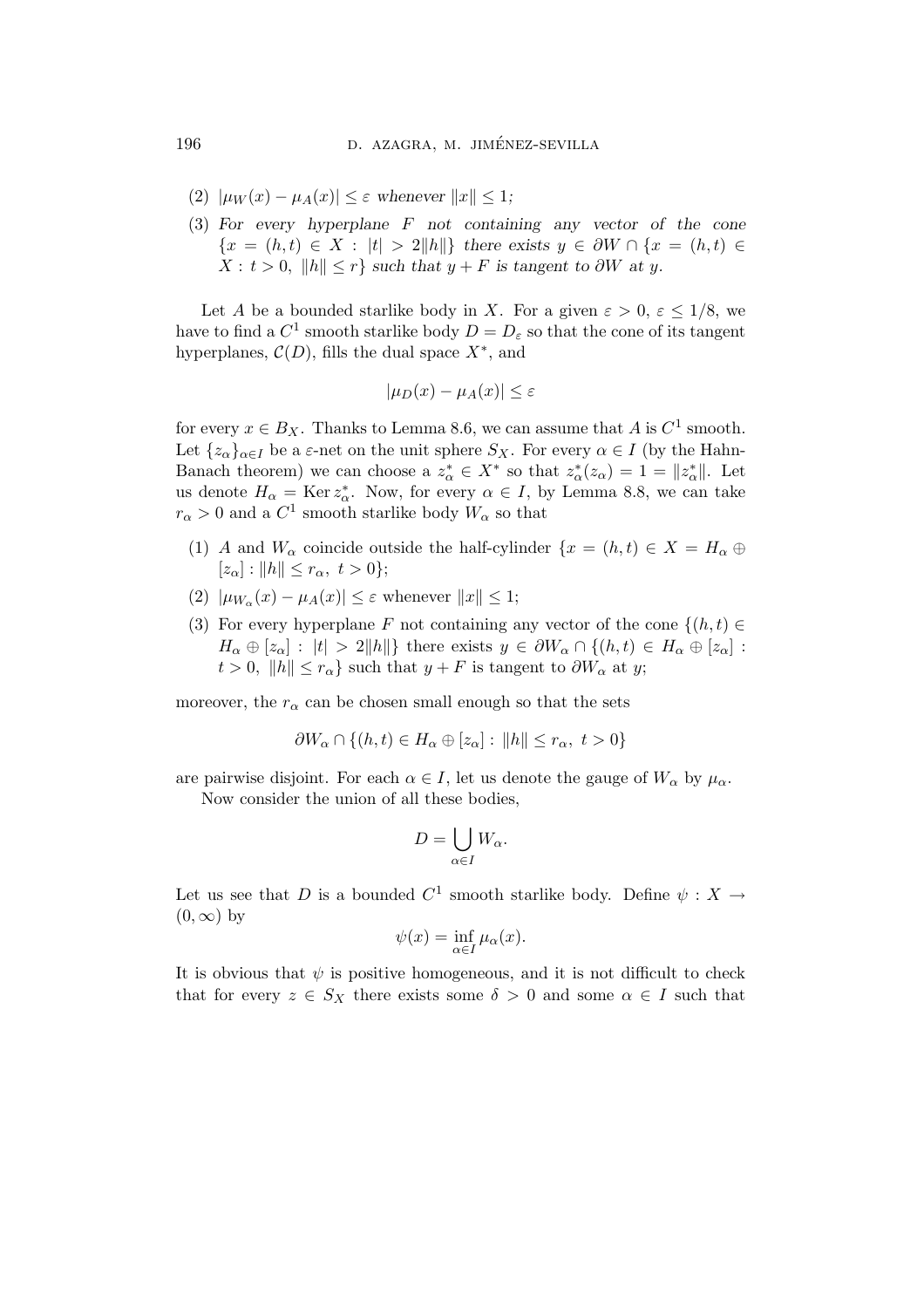(2) *$|\mu_W(x) - \mu_A(x)| \leq \varepsilon$ whenever $\|x\| \leq 1$;*

(3) *For every hyperplane $F$ not containing any vector of the cone $\{x = (h,t) \in X : |t| > 2\|h\|\}$ there exists $y \in \partial W \cap \{x = (h,t) \in X : t > 0, \ \|h\| \leq r\}$ such that $y + F$ is tangent to $\partial W$ at $y$.*

Let $A$ be a bounded starlike body in $X$. For a given $\varepsilon > 0$, $\varepsilon \leq 1/8$, we have to find a $C^1$ smooth starlike body $D = D_\varepsilon$ so that the cone of its tangent hyperplanes, $\mathcal{C}(D)$, fills the dual space $X^*$, and

$$|\mu_D(x) - \mu_A(x)| \leq \varepsilon$$

for every $x \in B_X$. Thanks to Lemma 8.6, we can assume that $A$ is $C^1$ smooth. Let $\{z_\alpha\}_{\alpha \in I}$ be a $\varepsilon$-net on the unit sphere $S_X$. For every $\alpha \in I$ (by the Hahn-Banach theorem) we can choose a $z^*_\alpha \in X^*$ so that $z^*_\alpha(z_\alpha) = 1 = \|z^*_\alpha\|$. Let us denote $H_\alpha = \operatorname{Ker} z^*_\alpha$. Now, for every $\alpha \in I$, by Lemma 8.8, we can take $r_\alpha > 0$ and a $C^1$ smooth starlike body $W_\alpha$ so that

(1) $A$ and $W_\alpha$ coincide outside the half-cylinder $\{x = (h,t) \in X = H_\alpha \oplus [z_\alpha] : \|h\| \leq r_\alpha, \ t > 0\}$;

(2) $|\mu_{W_\alpha}(x) - \mu_A(x)| \leq \varepsilon$ whenever $\|x\| \leq 1$;

(3) For every hyperplane $F$ not containing any vector of the cone $\{(h,t) \in H_\alpha \oplus [z_\alpha] : |t| > 2\|h\|\}$ there exists $y \in \partial W_\alpha \cap \{(h,t) \in H_\alpha \oplus [z_\alpha] : t > 0, \ \|h\| \leq r_\alpha\}$ such that $y + F$ is tangent to $\partial W_\alpha$ at $y$;

moreover, the $r_\alpha$ can be chosen small enough so that the sets

$$\partial W_\alpha \cap \{(h,t) \in H_\alpha \oplus [z_\alpha] : \|h\| \leq r_\alpha, \ t > 0\}$$

are pairwise disjoint. For each $\alpha \in I$, let us denote the gauge of $W_\alpha$ by $\mu_\alpha$.

Now consider the union of all these bodies,

$$D = \bigcup_{\alpha \in I} W_\alpha.$$

Let us see that $D$ is a bounded $C^1$ smooth starlike body. Define $\psi : X \to (0, \infty)$ by

$$\psi(x) = \inf_{\alpha \in I} \mu_\alpha(x).$$

It is obvious that $\psi$ is positive homogeneous, and it is not difficult to check that for every $z \in S_X$ there exists some $\delta > 0$ and some $\alpha \in I$ such that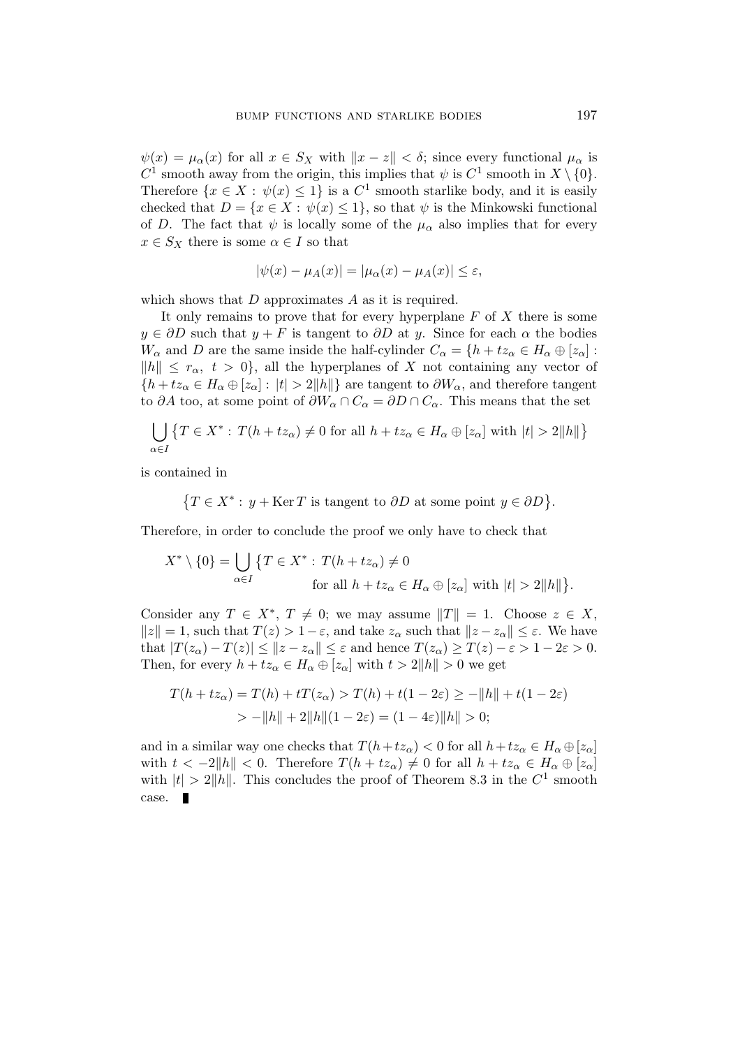$\psi(x) = \mu_\alpha(x)$ for all $x \in S_X$ with $\|x - z\| < \delta$; since every functional $\mu_\alpha$ is $C^1$ smooth away from the origin, this implies that $\psi$ is $C^1$ smooth in $X \setminus \{0\}$. Therefore $\{x \in X : \psi(x) \leq 1\}$ is a $C^1$ smooth starlike body, and it is easily checked that $D = \{x \in X : \psi(x) \leq 1\}$, so that $\psi$ is the Minkowski functional of $D$. The fact that $\psi$ is locally some of the $\mu_\alpha$ also implies that for every $x \in S_X$ there is some $\alpha \in I$ so that

$$|\psi(x) - \mu_A(x)| = |\mu_\alpha(x) - \mu_A(x)| \leq \varepsilon,$$

which shows that $D$ approximates $A$ as it is required.

It only remains to prove that for every hyperplane $F$ of $X$ there is some $y \in \partial D$ such that $y + F$ is tangent to $\partial D$ at $y$. Since for each $\alpha$ the bodies $W_\alpha$ and $D$ are the same inside the half-cylinder $C_\alpha = \{h + tz_\alpha \in H_\alpha \oplus [z_\alpha] : \|h\| \leq r_\alpha,\ t > 0\}$, all the hyperplanes of $X$ not containing any vector of $\{h + tz_\alpha \in H_\alpha \oplus [z_\alpha] : |t| > 2\|h\|\}$ are tangent to $\partial W_\alpha$, and therefore tangent to $\partial A$ too, at some point of $\partial W_\alpha \cap C_\alpha = \partial D \cap C_\alpha$. This means that the set

$$\bigcup_{\alpha \in I} \big\{T \in X^* : T(h + tz_\alpha) \neq 0 \text{ for all } h + tz_\alpha \in H_\alpha \oplus [z_\alpha] \text{ with } |t| > 2\|h\|\big\}$$

is contained in

$$\big\{T \in X^* : y + \operatorname{Ker} T \text{ is tangent to } \partial D \text{ at some point } y \in \partial D\big\}.$$

Therefore, in order to conclude the proof we only have to check that

$$X^* \setminus \{0\} = \bigcup_{\alpha \in I} \big\{T \in X^* : T(h + tz_\alpha) \neq 0 \text{ for all } h + tz_\alpha \in H_\alpha \oplus [z_\alpha] \text{ with } |t| > 2\|h\|\big\}.$$

Consider any $T \in X^*$, $T \neq 0$; we may assume $\|T\| = 1$. Choose $z \in X$, $\|z\| = 1$, such that $T(z) > 1 - \varepsilon$, and take $z_\alpha$ such that $\|z - z_\alpha\| \leq \varepsilon$. We have that $|T(z_\alpha) - T(z)| \leq \|z - z_\alpha\| \leq \varepsilon$ and hence $T(z_\alpha) \geq T(z) - \varepsilon > 1 - 2\varepsilon > 0$. Then, for every $h + tz_\alpha \in H_\alpha \oplus [z_\alpha]$ with $t > 2\|h\| > 0$ we get

$$\begin{aligned} T(h + tz_\alpha) &= T(h) + tT(z_\alpha) > T(h) + t(1 - 2\varepsilon) \geq -\|h\| + t(1 - 2\varepsilon) \\ &> -\|h\| + 2\|h\|(1 - 2\varepsilon) = (1 - 4\varepsilon)\|h\| > 0; \end{aligned}$$

and in a similar way one checks that $T(h + tz_\alpha) < 0$ for all $h + tz_\alpha \in H_\alpha \oplus [z_\alpha]$ with $t < -2\|h\| < 0$. Therefore $T(h + tz_\alpha) \neq 0$ for all $h + tz_\alpha \in H_\alpha \oplus [z_\alpha]$ with $|t| > 2\|h\|$. This concludes the proof of Theorem 8.3 in the $C^1$ smooth case. ∎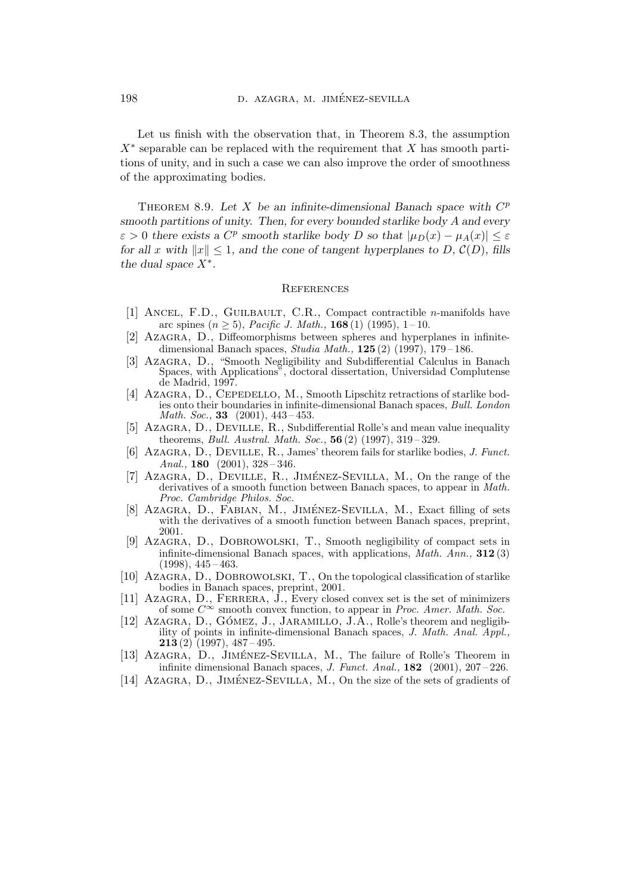Let us finish with the observation that, in Theorem 8.3, the assumption $X^*$ separable can be replaced with the requirement that $X$ has smooth partitions of unity, and in such a case we can also improve the order of smoothness of the approximating bodies.

Theorem 8.9. *Let $X$ be an infinite-dimensional Banach space with $C^p$ smooth partitions of unity. Then, for every bounded starlike body $A$ and every $\varepsilon > 0$ there exists a $C^p$ smooth starlike body $D$ so that $|\mu_D(x) - \mu_A(x)| \leq \varepsilon$ for all $x$ with $\|x\| \leq 1$, and the cone of tangent hyperplanes to $D$, $\mathcal{C}(D)$, fills the dual space $X^*$.*

## References

[1] Ancel, F.D., Guilbault, C.R., Compact contractible $n$-manifolds have arc spines ($n \geq 5$), *Pacific J. Math.,* **168** (1) (1995), 1–10.

[2] Azagra, D., Diffeomorphisms between spheres and hyperplanes in infinite-dimensional Banach spaces, *Studia Math.,* **125** (2) (1997), 179–186.

[3] Azagra, D., "Smooth Negligibility and Subdifferential Calculus in Banach Spaces, with Applications", doctoral dissertation, Universidad Complutense de Madrid, 1997.

[4] Azagra, D., Cepedello, M., Smooth Lipschitz retractions of starlike bodies onto their boundaries in infinite-dimensional Banach spaces, *Bull. London Math. Soc.,* **33** (2001), 443–453.

[5] Azagra, D., Deville, R., Subdifferential Rolle's and mean value inequality theorems, *Bull. Austral. Math. Soc.,* **56** (2) (1997), 319–329.

[6] Azagra, D., Deville, R., James' theorem fails for starlike bodies, *J. Funct. Anal.,* **180** (2001), 328–346.

[7] Azagra, D., Deville, R., Jiménez-Sevilla, M., On the range of the derivatives of a smooth function between Banach spaces, to appear in *Math. Proc. Cambridge Philos. Soc.*

[8] Azagra, D., Fabian, M., Jiménez-Sevilla, M., Exact filling of sets with the derivatives of a smooth function between Banach spaces, preprint, 2001.

[9] Azagra, D., Dobrowolski, T., Smooth negligibility of compact sets in infinite-dimensional Banach spaces, with applications, *Math. Ann.,* **312** (3) (1998), 445–463.

[10] Azagra, D., Dobrowolski, T., On the topological classification of starlike bodies in Banach spaces, preprint, 2001.

[11] Azagra, D., Ferrera, J., Every closed convex set is the set of minimizers of some $C^\infty$ smooth convex function, to appear in *Proc. Amer. Math. Soc.*

[12] Azagra, D., Gómez, J., Jaramillo, J.A., Rolle's theorem and negligibility of points in infinite-dimensional Banach spaces, *J. Math. Anal. Appl.,* **213** (2) (1997), 487–495.

[13] Azagra, D., Jiménez-Sevilla, M., The failure of Rolle's Theorem in infinite dimensional Banach spaces, *J. Funct. Anal.,* **182** (2001), 207–226.

[14] Azagra, D., Jiménez-Sevilla, M., On the size of the sets of gradients of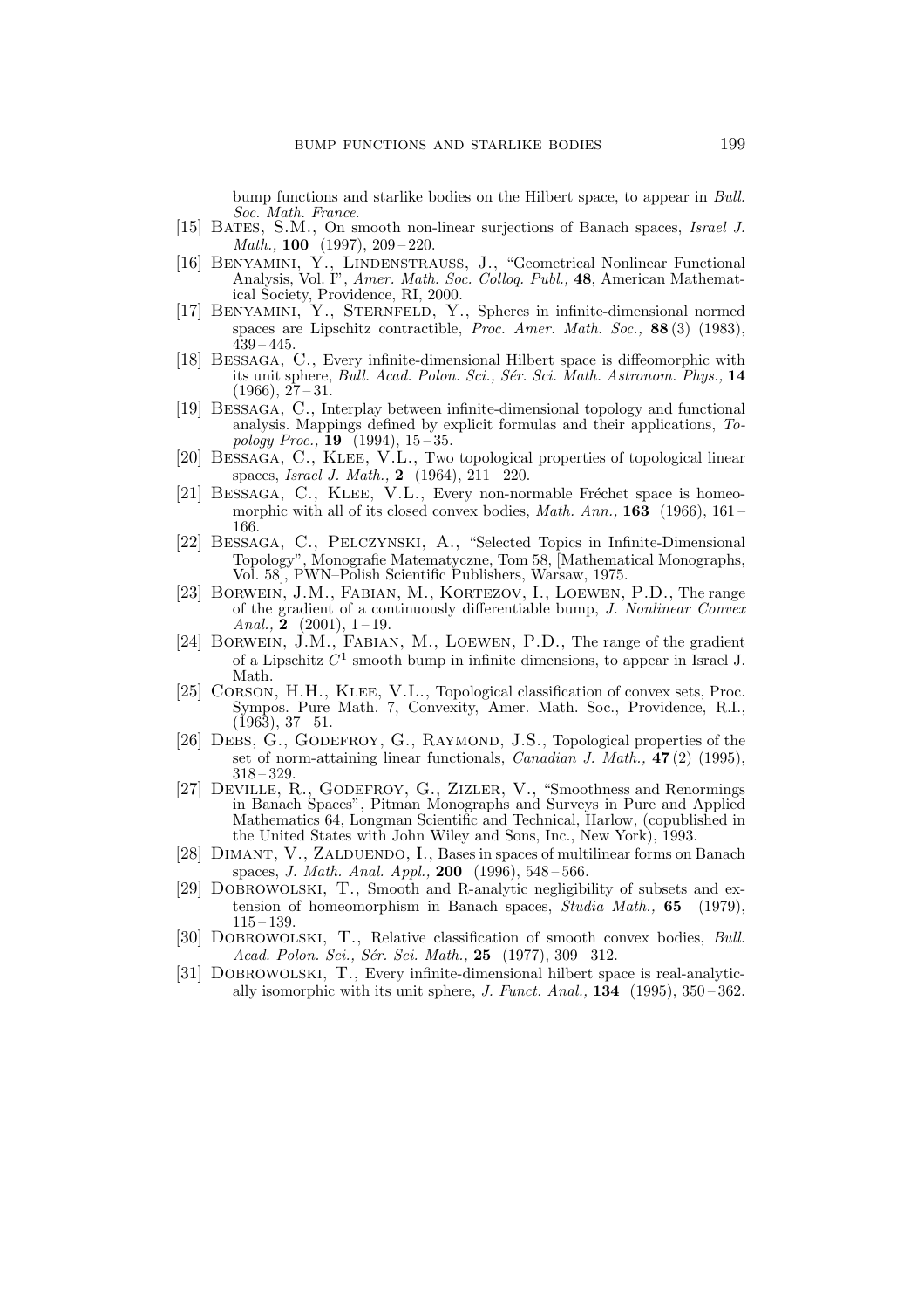bump functions and starlike bodies on the Hilbert space, to appear in *Bull. Soc. Math. France*.

[15] Bates, S.M., On smooth non-linear surjections of Banach spaces, *Israel J. Math.,* **100** (1997), 209 – 220.

[16] Benyamini, Y., Lindenstrauss, J., "Geometrical Nonlinear Functional Analysis, Vol. I", *Amer. Math. Soc. Colloq. Publ.,* **48**, American Mathematical Society, Providence, RI, 2000.

[17] Benyamini, Y., Sternfeld, Y., Spheres in infinite-dimensional normed spaces are Lipschitz contractible, *Proc. Amer. Math. Soc.,* **88** (3) (1983), 439 – 445.

[18] Bessaga, C., Every infinite-dimensional Hilbert space is diffeomorphic with its unit sphere, *Bull. Acad. Polon. Sci., Sér. Sci. Math. Astronom. Phys.,* **14** (1966), 27 – 31.

[19] Bessaga, C., Interplay between infinite-dimensional topology and functional analysis. Mappings defined by explicit formulas and their applications, *Topology Proc.,* **19** (1994), 15 – 35.

[20] Bessaga, C., Klee, V.L., Two topological properties of topological linear spaces, *Israel J. Math.,* **2** (1964), 211 – 220.

[21] Bessaga, C., Klee, V.L., Every non-normable Fréchet space is homeomorphic with all of its closed convex bodies, *Math. Ann.,* **163** (1966), 161 – 166.

[22] Bessaga, C., Pelczynski, A., "Selected Topics in Infinite-Dimensional Topology", Monografie Matematyczne, Tom 58, [Mathematical Monographs, Vol. 58], PWN–Polish Scientific Publishers, Warsaw, 1975.

[23] Borwein, J.M., Fabian, M., Kortezov, I., Loewen, P.D., The range of the gradient of a continuously differentiable bump, *J. Nonlinear Convex Anal.,* **2** (2001), 1 – 19.

[24] Borwein, J.M., Fabian, M., Loewen, P.D., The range of the gradient of a Lipschitz $C^1$ smooth bump in infinite dimensions, to appear in Israel J. Math.

[25] Corson, H.H., Klee, V.L., Topological classification of convex sets, Proc. Sympos. Pure Math. 7, Convexity, Amer. Math. Soc., Providence, R.I., (1963), 37 – 51.

[26] Debs, G., Godefroy, G., Raymond, J.S., Topological properties of the set of norm-attaining linear functionals, *Canadian J. Math.,* **47** (2) (1995), 318 – 329.

[27] Deville, R., Godefroy, G., Zizler, V., "Smoothness and Renormings in Banach Spaces", Pitman Monographs and Surveys in Pure and Applied Mathematics 64, Longman Scientific and Technical, Harlow, (copublished in the United States with John Wiley and Sons, Inc., New York), 1993.

[28] Dimant, V., Zalduendo, I., Bases in spaces of multilinear forms on Banach spaces, *J. Math. Anal. Appl.,* **200** (1996), 548 – 566.

[29] Dobrowolski, T., Smooth and R-analytic negligibility of subsets and extension of homeomorphism in Banach spaces, *Studia Math.,* **65** (1979), 115 – 139.

[30] Dobrowolski, T., Relative classification of smooth convex bodies, *Bull. Acad. Polon. Sci., Sér. Sci. Math.,* **25** (1977), 309 – 312.

[31] Dobrowolski, T., Every infinite-dimensional hilbert space is real-analytically isomorphic with its unit sphere, *J. Funct. Anal.,* **134** (1995), 350 – 362.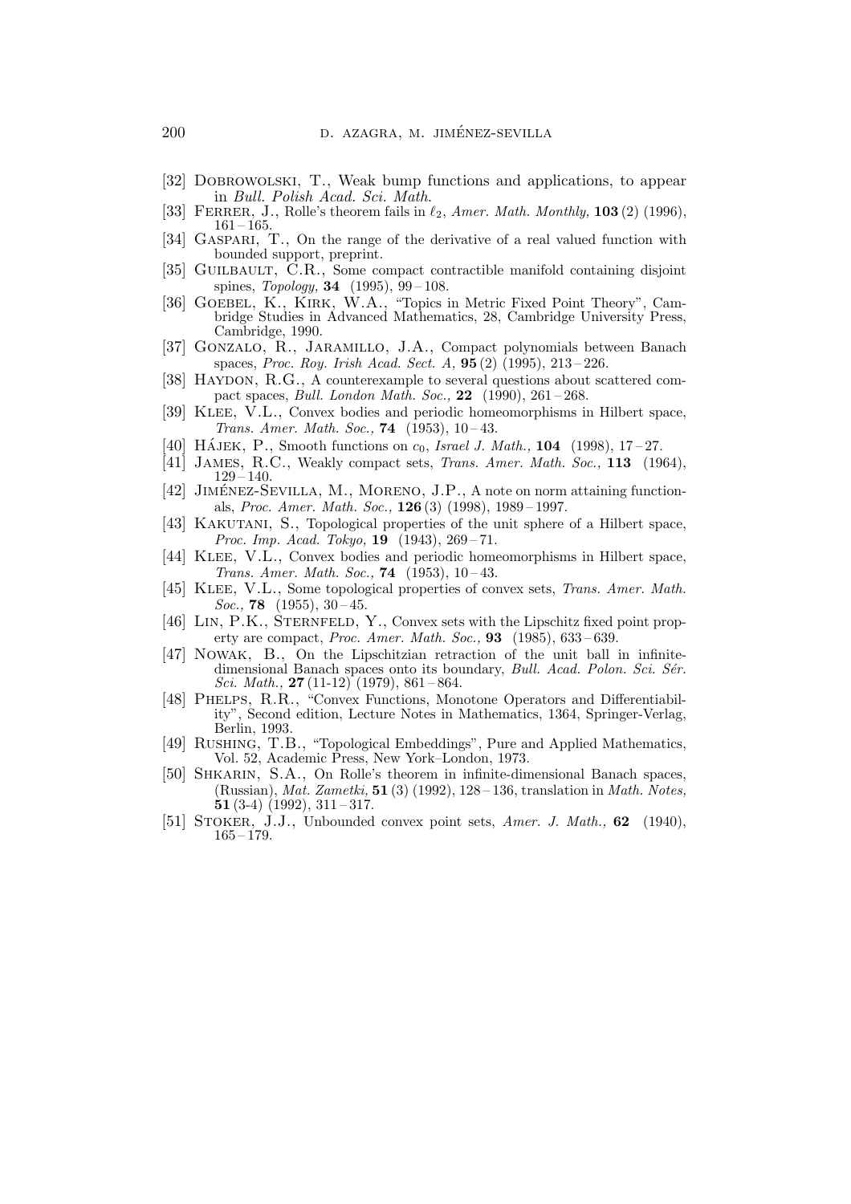[32] Dobrowolski, T., Weak bump functions and applications, to appear in *Bull. Polish Acad. Sci. Math*.

[33] Ferrer, J., Rolle's theorem fails in $\ell_2$, *Amer. Math. Monthly,* **103** (2) (1996), 161 – 165.

[34] Gaspari, T., On the range of the derivative of a real valued function with bounded support, preprint.

[35] Guilbault, C.R., Some compact contractible manifold containing disjoint spines, *Topology,* **34** (1995), 99 – 108.

[36] Goebel, K., Kirk, W.A., "Topics in Metric Fixed Point Theory", Cambridge Studies in Advanced Mathematics, 28, Cambridge University Press, Cambridge, 1990.

[37] Gonzalo, R., Jaramillo, J.A., Compact polynomials between Banach spaces, *Proc. Roy. Irish Acad. Sect. A,* **95** (2) (1995), 213 – 226.

[38] Haydon, R.G., A counterexample to several questions about scattered compact spaces, *Bull. London Math. Soc.,* **22** (1990), 261 – 268.

[39] Klee, V.L., Convex bodies and periodic homeomorphisms in Hilbert space, *Trans. Amer. Math. Soc.,* **74** (1953), 10 – 43.

[40] Hájek, P., Smooth functions on $c_0$, *Israel J. Math.,* **104** (1998), 17 – 27.

[41] James, R.C., Weakly compact sets, *Trans. Amer. Math. Soc.,* **113** (1964), 129 – 140.

[42] Jiménez-Sevilla, M., Moreno, J.P., A note on norm attaining functionals, *Proc. Amer. Math. Soc.,* **126** (3) (1998), 1989 – 1997.

[43] Kakutani, S., Topological properties of the unit sphere of a Hilbert space, *Proc. Imp. Acad. Tokyo,* **19** (1943), 269 – 71.

[44] Klee, V.L., Convex bodies and periodic homeomorphisms in Hilbert space, *Trans. Amer. Math. Soc.,* **74** (1953), 10 – 43.

[45] Klee, V.L., Some topological properties of convex sets, *Trans. Amer. Math. Soc.,* **78** (1955), 30 – 45.

[46] Lin, P.K., Sternfeld, Y., Convex sets with the Lipschitz fixed point property are compact, *Proc. Amer. Math. Soc.,* **93** (1985), 633 – 639.

[47] Nowak, B., On the Lipschitzian retraction of the unit ball in infinite-dimensional Banach spaces onto its boundary, *Bull. Acad. Polon. Sci. Sér. Sci. Math.,* **27** (11-12) (1979), 861 – 864.

[48] Phelps, R.R., "Convex Functions, Monotone Operators and Differentiability", Second edition, Lecture Notes in Mathematics, 1364, Springer-Verlag, Berlin, 1993.

[49] Rushing, T.B., "Topological Embeddings", Pure and Applied Mathematics, Vol. 52, Academic Press, New York–London, 1973.

[50] Shkarin, S.A., On Rolle's theorem in infinite-dimensional Banach spaces, (Russian), *Mat. Zametki,* **51** (3) (1992), 128 – 136, translation in *Math. Notes,* **51** (3-4) (1992), 311 – 317.

[51] Stoker, J.J., Unbounded convex point sets, *Amer. J. Math.,* **62** (1940), 165 – 179.